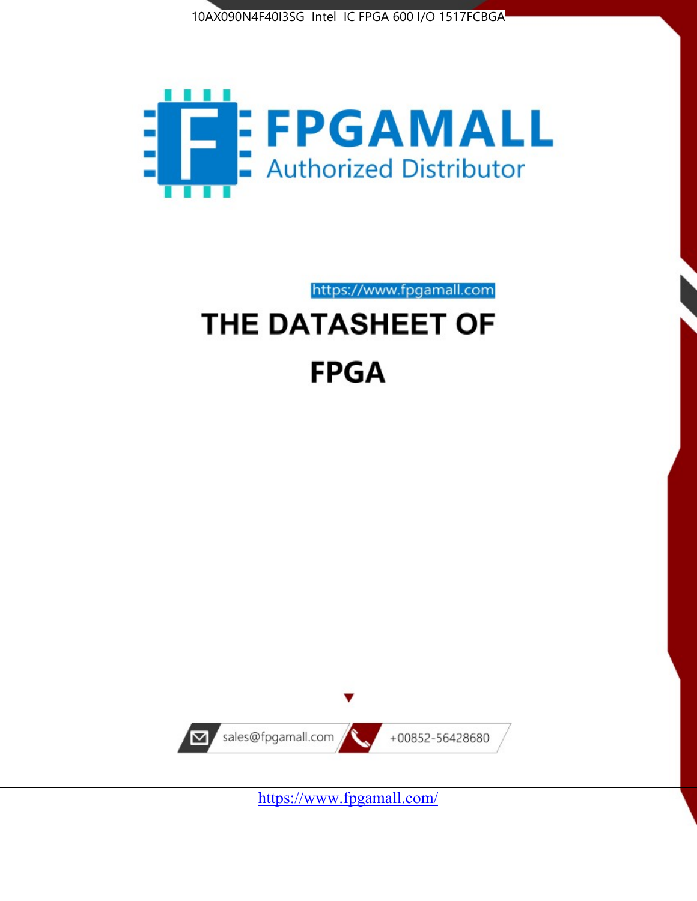10AX090N4F40I3SG Intel IC FPGA 600 I/O 1517FCBGA

FPGAMALL

Authorized Distributor

https://www.fpgamall.com

# THE DATASHEET OF FPGA

sales@fpgamall.com

+00852-56428680

https://www.fpgamall.com/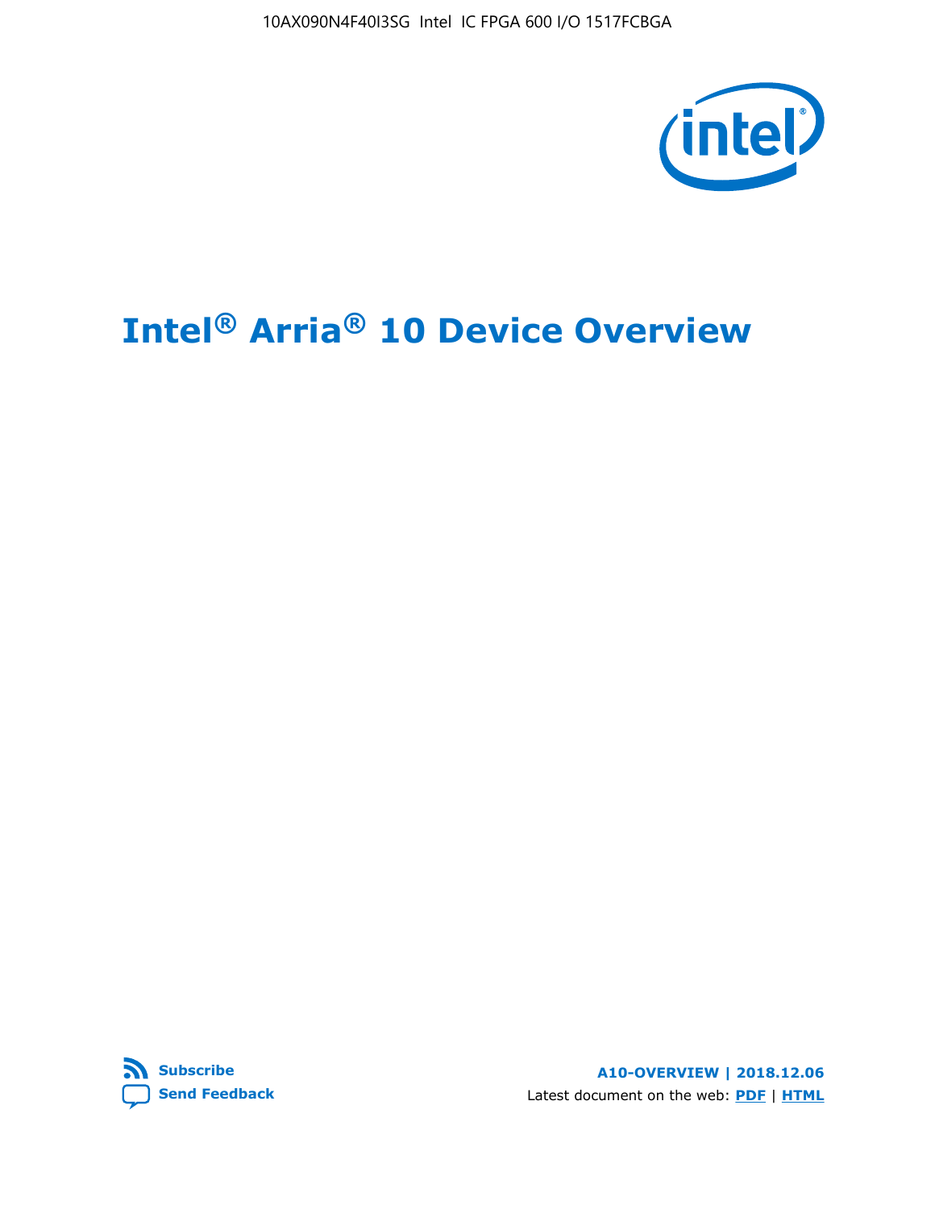# Intel® Arria® 10 Device Overview

**Subscribe**

**Send Feedback**

**A10-OVERVIEW | 2018.12.06**

Latest document on the web: **PDF** | **HTML**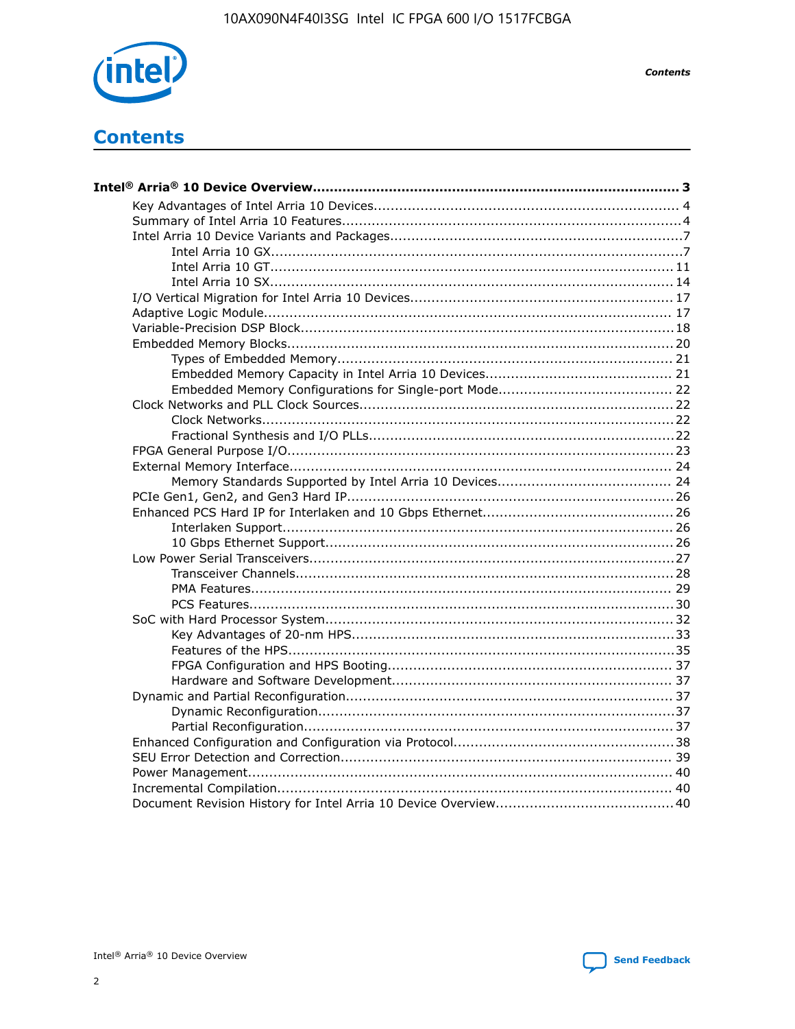# Contents

**Intel® Arria® 10 Device Overview...................................................................................... 3**

- Key Advantages of Intel Arria 10 Devices....................................................................... 4
- Summary of Intel Arria 10 Features................................................................................4
- Intel Arria 10 Device Variants and Packages....................................................................7
  - Intel Arria 10 GX.................................................................................................7
  - Intel Arria 10 GT............................................................................................... 11
  - Intel Arria 10 SX............................................................................................... 14
- I/O Vertical Migration for Intel Arria 10 Devices............................................................. 17
- Adaptive Logic Module................................................................................................ 17
- Variable-Precision DSP Block.......................................................................................18
- Embedded Memory Blocks........................................................................................... 20
  - Types of Embedded Memory............................................................................... 21
  - Embedded Memory Capacity in Intel Arria 10 Devices............................................ 21
  - Embedded Memory Configurations for Single-port Mode......................................... 22
- Clock Networks and PLL Clock Sources.........................................................................22
  - Clock Networks.................................................................................................22
  - Fractional Synthesis and I/O PLLs........................................................................22
- FPGA General Purpose I/O.......................................................................................... 23
- External Memory Interface.......................................................................................... 24
  - Memory Standards Supported by Intel Arria 10 Devices......................................... 24
- PCIe Gen1, Gen2, and Gen3 Hard IP.............................................................................26
- Enhanced PCS Hard IP for Interlaken and 10 Gbps Ethernet............................................. 26
  - Interlaken Support............................................................................................ 26
  - 10 Gbps Ethernet Support.................................................................................. 26
- Low Power Serial Transceivers.....................................................................................27
  - Transceiver Channels......................................................................................... 28
  - PMA Features................................................................................................... 29
  - PCS Features....................................................................................................30
- SoC with Hard Processor System.................................................................................. 32
  - Key Advantages of 20-nm HPS............................................................................33
  - Features of the HPS...........................................................................................35
  - FPGA Configuration and HPS Booting................................................................... 37
  - Hardware and Software Development.................................................................. 37
- Dynamic and Partial Reconfiguration............................................................................. 37
  - Dynamic Reconfiguration...................................................................................37
  - Partial Reconfiguration.......................................................................................37
- Enhanced Configuration and Configuration via Protocol....................................................38
- SEU Error Detection and Correction.............................................................................. 39
- Power Management.................................................................................................... 40
- Incremental Compilation............................................................................................. 40
- Document Revision History for Intel Arria 10 Device Overview.......................................... 40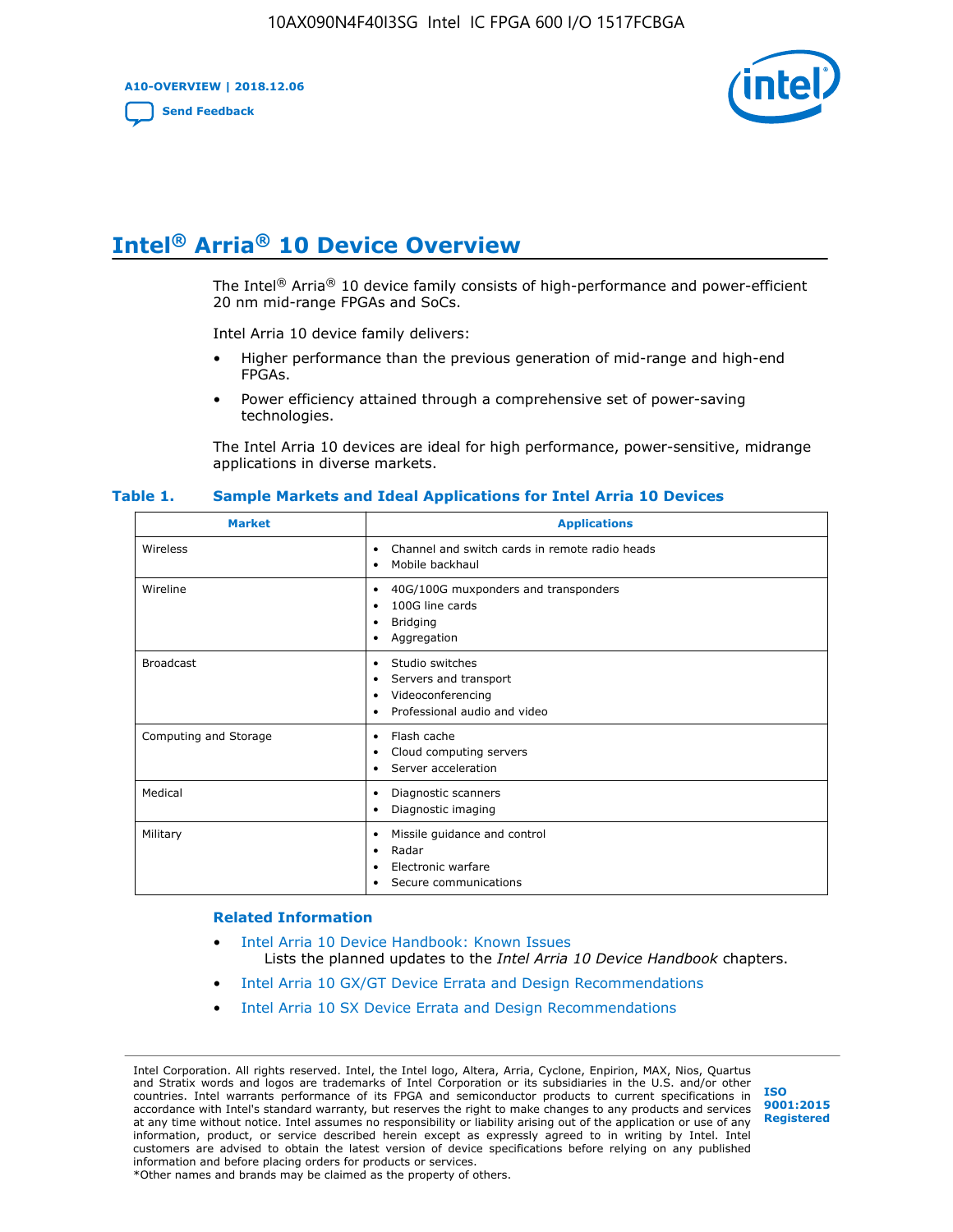# Intel® Arria® 10 Device Overview

The Intel® Arria® 10 device family consists of high-performance and power-efficient 20 nm mid-range FPGAs and SoCs.

Intel Arria 10 device family delivers:

- Higher performance than the previous generation of mid-range and high-end FPGAs.
- Power efficiency attained through a comprehensive set of power-saving technologies.

The Intel Arria 10 devices are ideal for high performance, power-sensitive, midrange applications in diverse markets.

**Table 1. Sample Markets and Ideal Applications for Intel Arria 10 Devices**

| Market | Applications |
|---|---|
| Wireless | • Channel and switch cards in remote radio heads<br>• Mobile backhaul |
| Wireline | • 40G/100G muxponders and transponders<br>• 100G line cards<br>• Bridging<br>• Aggregation |
| Broadcast | • Studio switches<br>• Servers and transport<br>• Videoconferencing<br>• Professional audio and video |
| Computing and Storage | • Flash cache<br>• Cloud computing servers<br>• Server acceleration |
| Medical | • Diagnostic scanners<br>• Diagnostic imaging |
| Military | • Missile guidance and control<br>• Radar<br>• Electronic warfare<br>• Secure communications |

### Related Information

- Intel Arria 10 Device Handbook: Known Issues
  Lists the planned updates to the *Intel Arria 10 Device Handbook* chapters.
- Intel Arria 10 GX/GT Device Errata and Design Recommendations
- Intel Arria 10 SX Device Errata and Design Recommendations

Intel Corporation. All rights reserved. Intel, the Intel logo, Altera, Arria, Cyclone, Enpirion, MAX, Nios, Quartus and Stratix words and logos are trademarks of Intel Corporation or its subsidiaries in the U.S. and/or other countries. Intel warrants performance of its FPGA and semiconductor products to current specifications in accordance with Intel's standard warranty, but reserves the right to make changes to any products and services at any time without notice. Intel assumes no responsibility or liability arising out of the application or use of any information, product, or service described herein except as expressly agreed to in writing by Intel. Intel customers are advised to obtain the latest version of device specifications before relying on any published information and before placing orders for products or services.
*Other names and brands may be claimed as the property of others.

ISO 9001:2015 Registered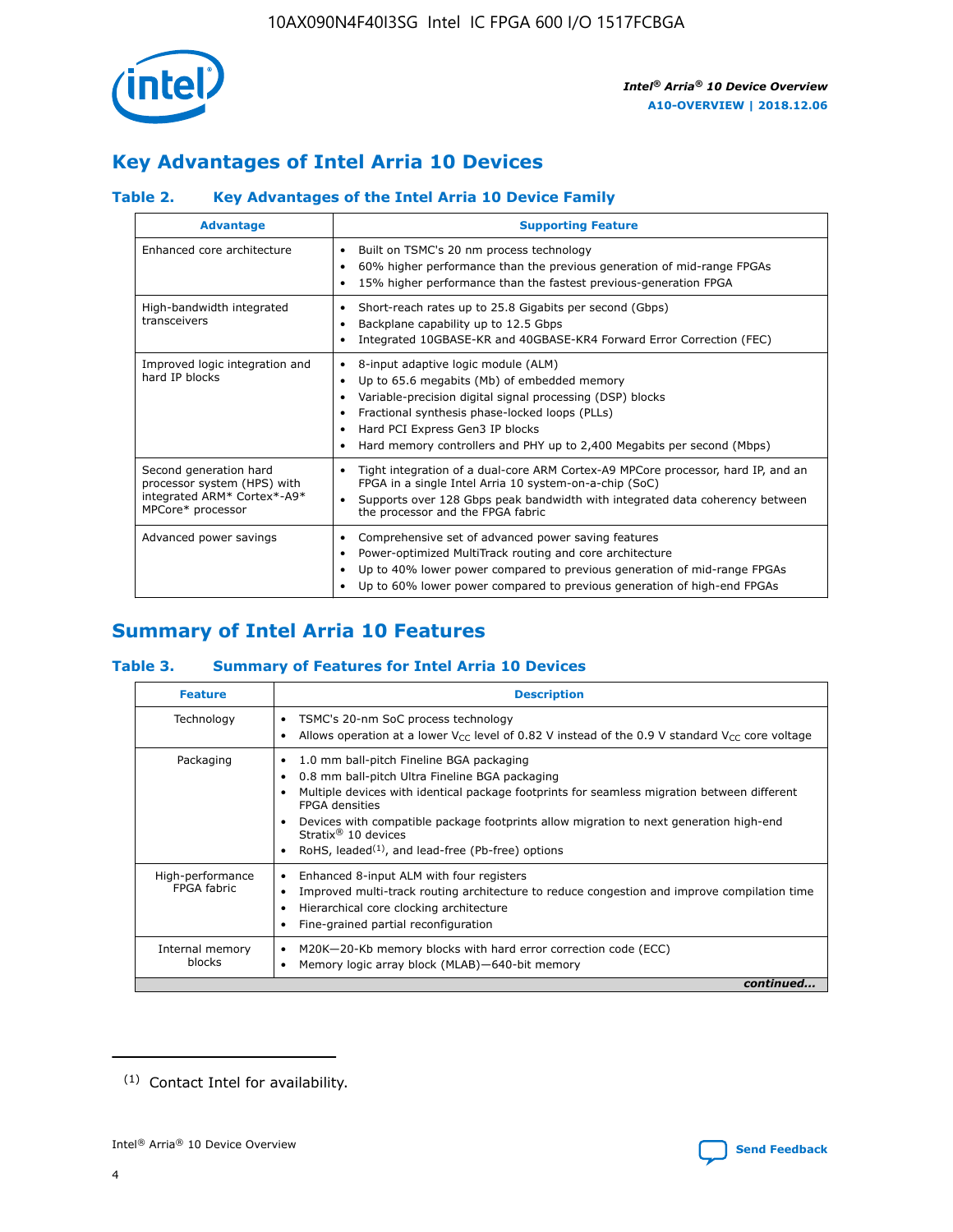## Key Advantages of Intel Arria 10 Devices

### Table 2. Key Advantages of the Intel Arria 10 Device Family

| Advantage | Supporting Feature |
|---|---|
| Enhanced core architecture | • Built on TSMC's 20 nm process technology<br>• 60% higher performance than the previous generation of mid-range FPGAs<br>• 15% higher performance than the fastest previous-generation FPGA |
| High-bandwidth integrated transceivers | • Short-reach rates up to 25.8 Gigabits per second (Gbps)<br>• Backplane capability up to 12.5 Gbps<br>• Integrated 10GBASE-KR and 40GBASE-KR4 Forward Error Correction (FEC) |
| Improved logic integration and hard IP blocks | • 8-input adaptive logic module (ALM)<br>• Up to 65.6 megabits (Mb) of embedded memory<br>• Variable-precision digital signal processing (DSP) blocks<br>• Fractional synthesis phase-locked loops (PLLs)<br>• Hard PCI Express Gen3 IP blocks<br>• Hard memory controllers and PHY up to 2,400 Megabits per second (Mbps) |
| Second generation hard processor system (HPS) with integrated ARM* Cortex*-A9* MPCore* processor | • Tight integration of a dual-core ARM Cortex-A9 MPCore processor, hard IP, and an FPGA in a single Intel Arria 10 system-on-a-chip (SoC)<br>• Supports over 128 Gbps peak bandwidth with integrated data coherency between the processor and the FPGA fabric |
| Advanced power savings | • Comprehensive set of advanced power saving features<br>• Power-optimized MultiTrack routing and core architecture<br>• Up to 40% lower power compared to previous generation of mid-range FPGAs<br>• Up to 60% lower power compared to previous generation of high-end FPGAs |

## Summary of Intel Arria 10 Features

### Table 3. Summary of Features for Intel Arria 10 Devices

| Feature | Description |
|---|---|
| Technology | • TSMC's 20-nm SoC process technology<br>• Allows operation at a lower $V_{CC}$ level of 0.82 V instead of the 0.9 V standard $V_{CC}$ core voltage |
| Packaging | • 1.0 mm ball-pitch Fineline BGA packaging<br>• 0.8 mm ball-pitch Ultra Fineline BGA packaging<br>• Multiple devices with identical package footprints for seamless migration between different FPGA densities<br>• Devices with compatible package footprints allow migration to next generation high-end Stratix® 10 devices<br>• RoHS, leaded[(1)], and lead-free (Pb-free) options |
| High-performance FPGA fabric | • Enhanced 8-input ALM with four registers<br>• Improved multi-track routing architecture to reduce congestion and improve compilation time<br>• Hierarchical core clocking architecture<br>• Fine-grained partial reconfiguration |
| Internal memory blocks | • M20K—20-Kb memory blocks with hard error correction code (ECC)<br>• Memory logic array block (MLAB)—640-bit memory |

*continued...*

(1) Contact Intel for availability.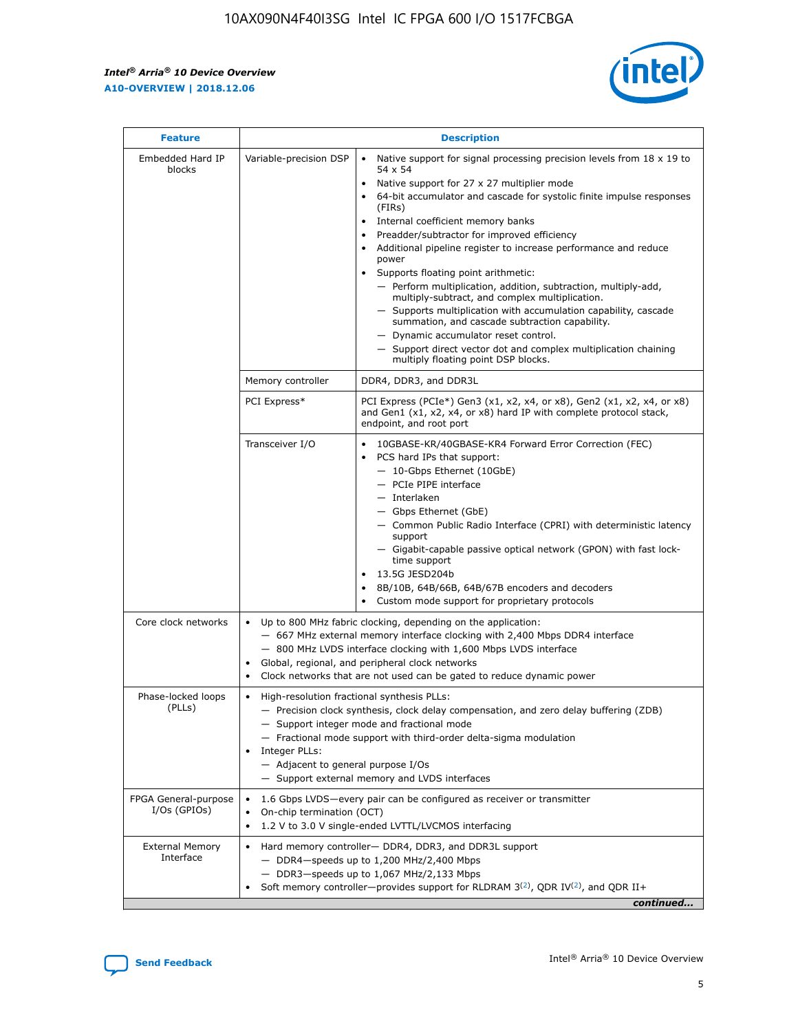| Feature | Description | |
|---|---|---|
| Embedded Hard IP blocks | Variable-precision DSP | • Native support for signal processing precision levels from 18 x 19 to 54 x 54<br>• Native support for 27 x 27 multiplier mode<br>• 64-bit accumulator and cascade for systolic finite impulse responses (FIRs)<br>• Internal coefficient memory banks<br>• Preadder/subtractor for improved efficiency<br>• Additional pipeline register to increase performance and reduce power<br>• Supports floating point arithmetic:<br>— Perform multiplication, addition, subtraction, multiply-add, multiply-subtract, and complex multiplication.<br>— Supports multiplication with accumulation capability, cascade summation, and cascade subtraction capability.<br>— Dynamic accumulator reset control.<br>— Support direct vector dot and complex multiplication chaining multiply floating point DSP blocks. |
| | Memory controller | DDR4, DDR3, and DDR3L |
| | PCI Express* | PCI Express (PCIe*) Gen3 (x1, x2, x4, or x8), Gen2 (x1, x2, x4, or x8) and Gen1 (x1, x2, x4, or x8) hard IP with complete protocol stack, endpoint, and root port |
| | Transceiver I/O | • 10GBASE-KR/40GBASE-KR4 Forward Error Correction (FEC)<br>• PCS hard IPs that support:<br>— 10-Gbps Ethernet (10GbE)<br>— PCIe PIPE interface<br>— Interlaken<br>— Gbps Ethernet (GbE)<br>— Common Public Radio Interface (CPRI) with deterministic latency support<br>— Gigabit-capable passive optical network (GPON) with fast lock-time support<br>• 13.5G JESD204b<br>• 8B/10B, 64B/66B, 64B/67B encoders and decoders<br>• Custom mode support for proprietary protocols |
| Core clock networks | • Up to 800 MHz fabric clocking, depending on the application:<br>— 667 MHz external memory interface clocking with 2,400 Mbps DDR4 interface<br>— 800 MHz LVDS interface clocking with 1,600 Mbps LVDS interface<br>• Global, regional, and peripheral clock networks<br>• Clock networks that are not used can be gated to reduce dynamic power | |
| Phase-locked loops (PLLs) | • High-resolution fractional synthesis PLLs:<br>— Precision clock synthesis, clock delay compensation, and zero delay buffering (ZDB)<br>— Support integer mode and fractional mode<br>— Fractional mode support with third-order delta-sigma modulation<br>• Integer PLLs:<br>— Adjacent to general purpose I/Os<br>— Support external memory and LVDS interfaces | |
| FPGA General-purpose I/Os (GPIOs) | • 1.6 Gbps LVDS—every pair can be configured as receiver or transmitter<br>• On-chip termination (OCT)<br>• 1.2 V to 3.0 V single-ended LVTTL/LVCMOS interfacing | |
| External Memory Interface | • Hard memory controller— DDR4, DDR3, and DDR3L support<br>— DDR4—speeds up to 1,200 MHz/2,400 Mbps<br>— DDR3—speeds up to 1,067 MHz/2,133 Mbps<br>• Soft memory controller—provides support for RLDRAM 3[(2)], QDR IV[(2)], and QDR II+ | |

*continued...*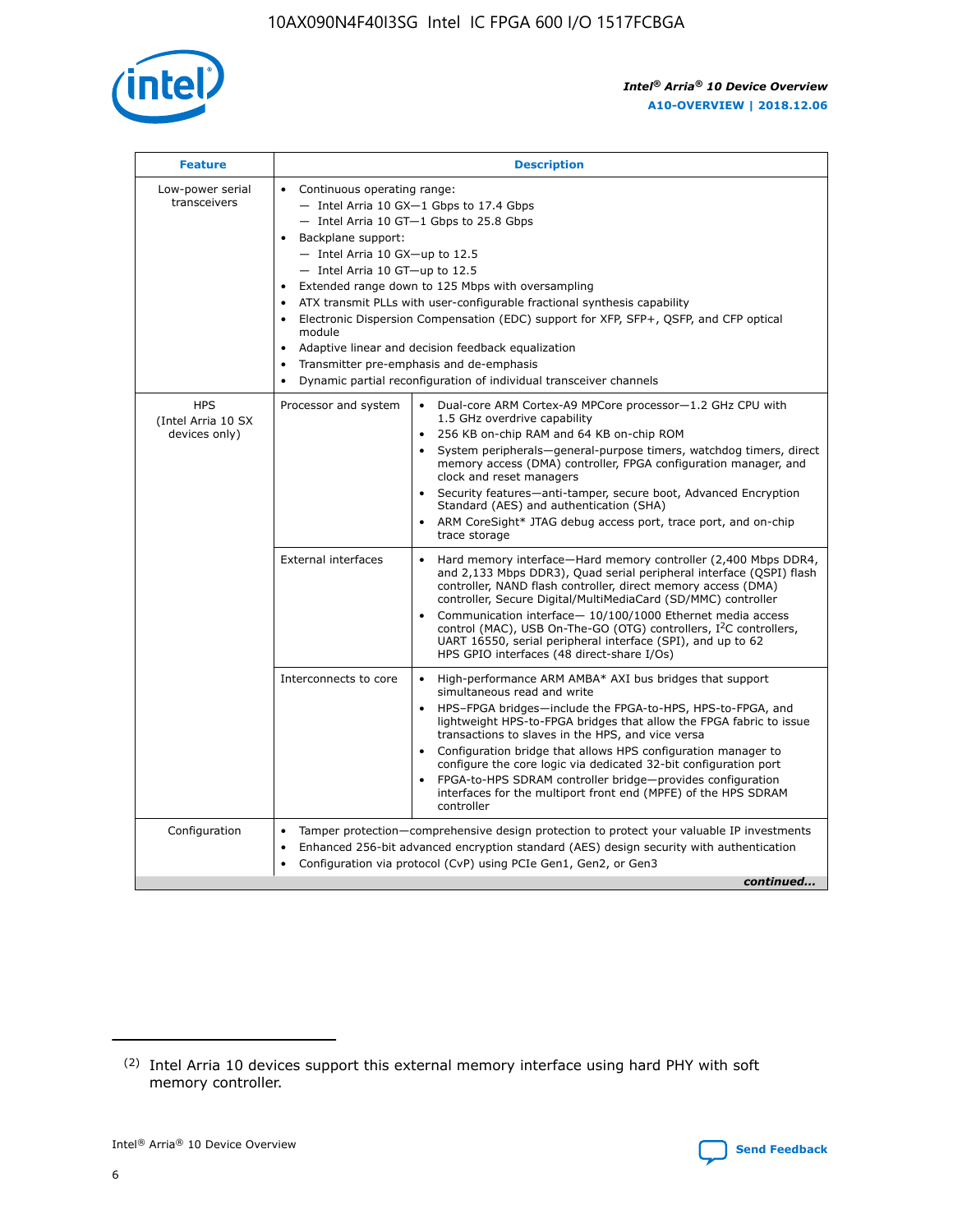| Feature | Description | |
|---|---|---|
| Low-power serial transceivers | • Continuous operating range:<br>— Intel Arria 10 GX—1 Gbps to 17.4 Gbps<br>— Intel Arria 10 GT—1 Gbps to 25.8 Gbps<br>• Backplane support:<br>— Intel Arria 10 GX—up to 12.5<br>— Intel Arria 10 GT—up to 12.5<br>• Extended range down to 125 Mbps with oversampling<br>• ATX transmit PLLs with user-configurable fractional synthesis capability<br>• Electronic Dispersion Compensation (EDC) support for XFP, SFP+, QSFP, and CFP optical module<br>• Adaptive linear and decision feedback equalization<br>• Transmitter pre-emphasis and de-emphasis<br>• Dynamic partial reconfiguration of individual transceiver channels | |
| HPS (Intel Arria 10 SX devices only) | Processor and system | • Dual-core ARM Cortex-A9 MPCore processor—1.2 GHz CPU with 1.5 GHz overdrive capability<br>• 256 KB on-chip RAM and 64 KB on-chip ROM<br>• System peripherals—general-purpose timers, watchdog timers, direct memory access (DMA) controller, FPGA configuration manager, and clock and reset managers<br>• Security features—anti-tamper, secure boot, Advanced Encryption Standard (AES) and authentication (SHA)<br>• ARM CoreSight* JTAG debug access port, trace port, and on-chip trace storage |
| | External interfaces | • Hard memory interface—Hard memory controller (2,400 Mbps DDR4, and 2,133 Mbps DDR3), Quad serial peripheral interface (QSPI) flash controller, NAND flash controller, direct memory access (DMA) controller, Secure Digital/MultiMediaCard (SD/MMC) controller<br>• Communication interface— 10/100/1000 Ethernet media access control (MAC), USB On-The-GO (OTG) controllers, I²C controllers, UART 16550, serial peripheral interface (SPI), and up to 62 HPS GPIO interfaces (48 direct-share I/Os) |
| | Interconnects to core | • High-performance ARM AMBA* AXI bus bridges that support simultaneous read and write<br>• HPS–FPGA bridges—include the FPGA-to-HPS, HPS-to-FPGA, and lightweight HPS-to-FPGA bridges that allow the FPGA fabric to issue transactions to slaves in the HPS, and vice versa<br>• Configuration bridge that allows HPS configuration manager to configure the core logic via dedicated 32-bit configuration port<br>• FPGA-to-HPS SDRAM controller bridge—provides configuration interfaces for the multiport front end (MPFE) of the HPS SDRAM controller |
| Configuration | • Tamper protection—comprehensive design protection to protect your valuable IP investments<br>• Enhanced 256-bit advanced encryption standard (AES) design security with authentication<br>• Configuration via protocol (CvP) using PCIe Gen1, Gen2, or Gen3 | |

*continued...*

(2) Intel Arria 10 devices support this external memory interface using hard PHY with soft memory controller.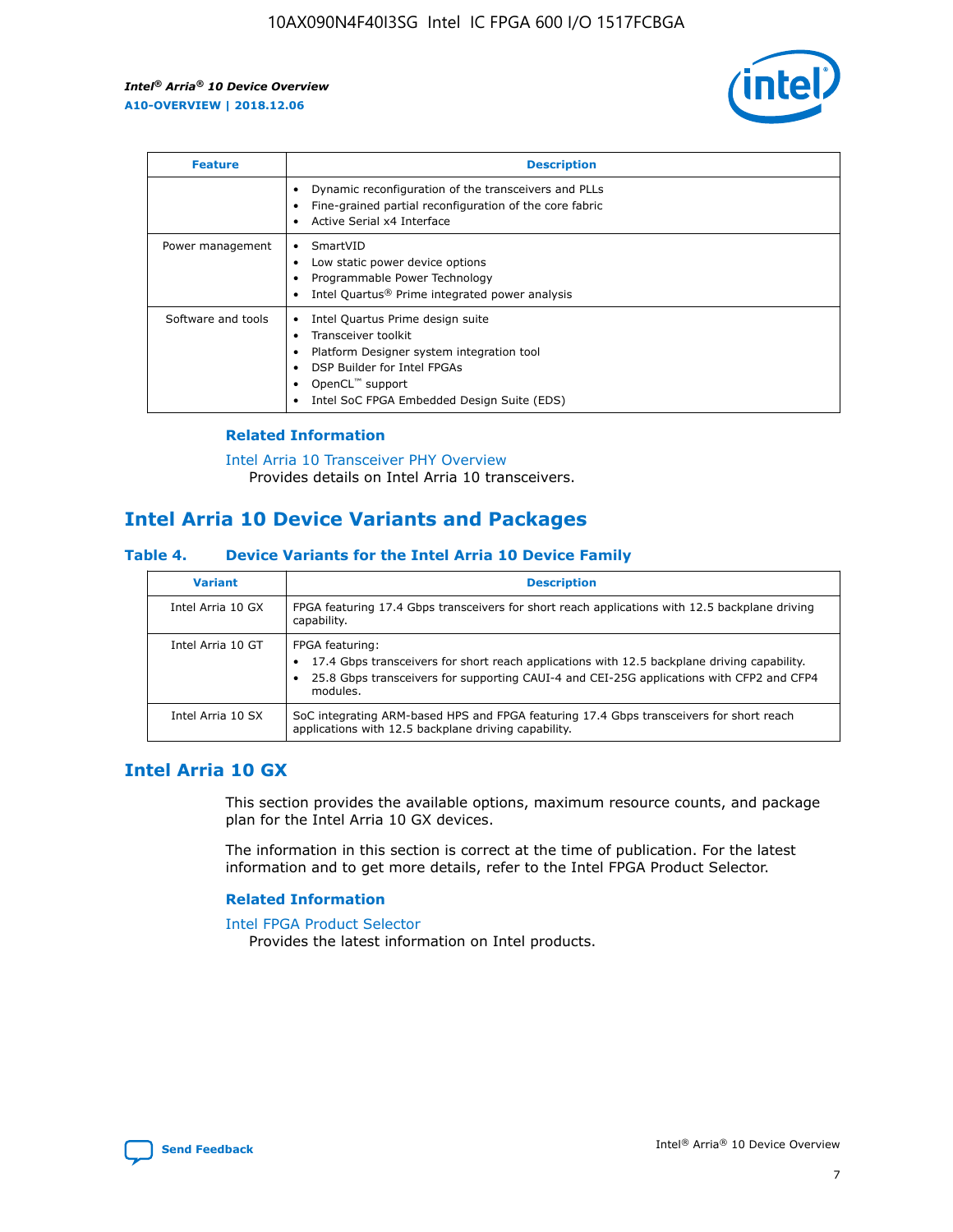| Feature | Description |
| --- | --- |
|  | • Dynamic reconfiguration of the transceivers and PLLs<br>• Fine-grained partial reconfiguration of the core fabric<br>• Active Serial x4 Interface |
| Power management | • SmartVID<br>• Low static power device options<br>• Programmable Power Technology<br>• Intel Quartus® Prime integrated power analysis |
| Software and tools | • Intel Quartus Prime design suite<br>• Transceiver toolkit<br>• Platform Designer system integration tool<br>• DSP Builder for Intel FPGAs<br>• OpenCL™ support<br>• Intel SoC FPGA Embedded Design Suite (EDS) |

### Related Information

Intel Arria 10 Transceiver PHY Overview
Provides details on Intel Arria 10 transceivers.

## Intel Arria 10 Device Variants and Packages

#### Table 4. Device Variants for the Intel Arria 10 Device Family

| Variant | Description |
| --- | --- |
| Intel Arria 10 GX | FPGA featuring 17.4 Gbps transceivers for short reach applications with 12.5 backplane driving capability. |
| Intel Arria 10 GT | FPGA featuring:<br>• 17.4 Gbps transceivers for short reach applications with 12.5 backplane driving capability.<br>• 25.8 Gbps transceivers for supporting CAUI-4 and CEI-25G applications with CFP2 and CFP4 modules. |
| Intel Arria 10 SX | SoC integrating ARM-based HPS and FPGA featuring 17.4 Gbps transceivers for short reach applications with 12.5 backplane driving capability. |

## Intel Arria 10 GX

This section provides the available options, maximum resource counts, and package plan for the Intel Arria 10 GX devices.

The information in this section is correct at the time of publication. For the latest information and to get more details, refer to the Intel FPGA Product Selector.

### Related Information

Intel FPGA Product Selector
Provides the latest information on Intel products.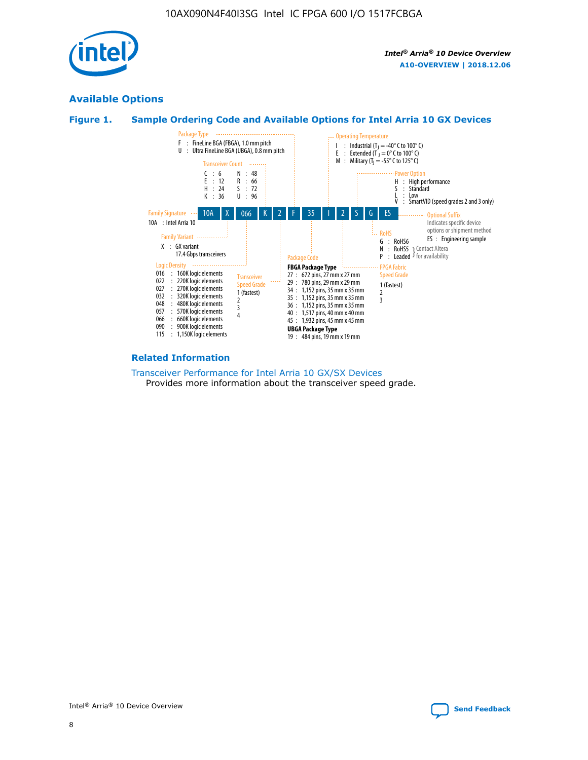## Available Options

### Figure 1. Sample Ordering Code and Available Options for Intel Arria 10 GX Devices

Sample ordering code: 10A X 066 K 2 F 35 I 2 S G ES

**Family Signature**
- 10A : Intel Arria 10

**Family Variant**
- X : GX variant 17.4 Gbps transceivers

**Logic Density**
- 016 : 160K logic elements
- 022 : 220K logic elements
- 027 : 270K logic elements
- 032 : 320K logic elements
- 048 : 480K logic elements
- 057 : 570K logic elements
- 066 : 660K logic elements
- 090 : 900K logic elements
- 115 : 1,150K logic elements

**Transceiver Count**
- C : 6
- E : 12
- H : 24
- K : 36
- N : 48
- R : 66
- S : 72
- U : 96

**Transceiver Speed Grade**
- 1 (fastest)
- 2
- 3
- 4

**Package Type**
- F : FineLine BGA (FBGA), 1.0 mm pitch
- U : Ultra FineLine BGA (UBGA), 0.8 mm pitch

**Package Code**

**FBGA Package Type**
- 27 : 672 pins, 27 mm x 27 mm
- 29 : 780 pins, 29 mm x 29 mm
- 34 : 1,152 pins, 35 mm x 35 mm
- 35 : 1,152 pins, 35 mm x 35 mm
- 36 : 1,152 pins, 35 mm x 35 mm
- 40 : 1,517 pins, 40 mm x 40 mm
- 45 : 1,932 pins, 45 mm x 45 mm

**UBGA Package Type**
- 19 : 484 pins, 19 mm x 19 mm

**Operating Temperature**
- I : Industrial ($T_J$ = -40° C to 100° C)
- E : Extended ($T_J$ = 0° C to 100° C)
- M : Military ($T_J$ = -55° C to 125° C)

**FPGA Fabric Speed Grade**
- 1 (fastest)
- 2
- 3

**Power Option**
- H : High performance
- S : Standard
- L : Low
- V : SmartVID (speed grades 2 and 3 only)

**RoHS**
- G : RoHS6
- N : RoHS5 (Contact Altera for availability)
- P : Leaded (Contact Altera for availability)

**Optional Suffix**

Indicates specific device options or shipment method
- ES : Engineering sample

### Related Information

Transceiver Performance for Intel Arria 10 GX/SX Devices

Provides more information about the transceiver speed grade.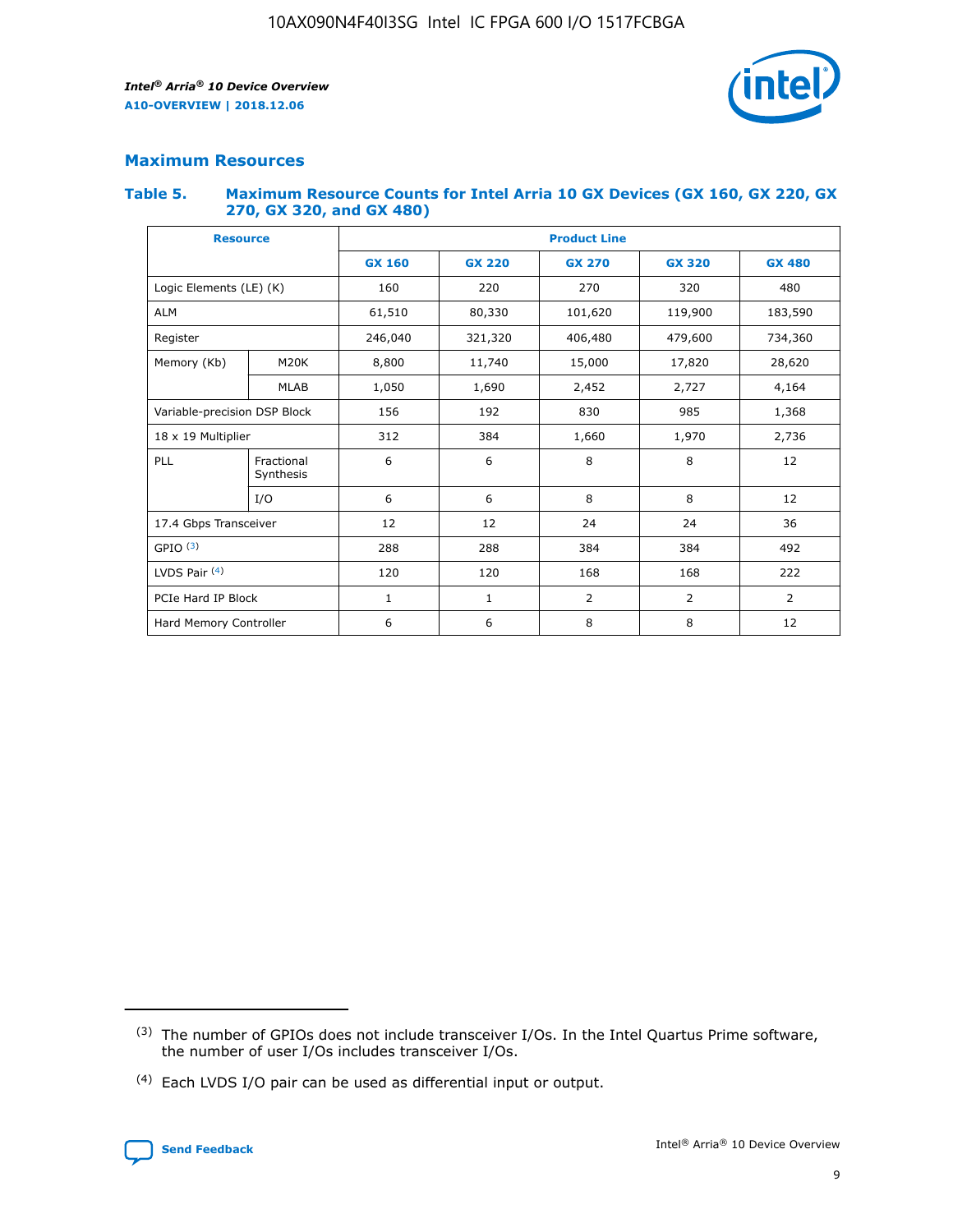## Maximum Resources

### Table 5. Maximum Resource Counts for Intel Arria 10 GX Devices (GX 160, GX 220, GX 270, GX 320, and GX 480)

| Resource | | Product Line | | | | |
|---|---|---|---|---|---|---|
| | | GX 160 | GX 220 | GX 270 | GX 320 | GX 480 |
| Logic Elements (LE) (K) | | 160 | 220 | 270 | 320 | 480 |
| ALM | | 61,510 | 80,330 | 101,620 | 119,900 | 183,590 |
| Register | | 246,040 | 321,320 | 406,480 | 479,600 | 734,360 |
| Memory (Kb) | M20K | 8,800 | 11,740 | 15,000 | 17,820 | 28,620 |
| | MLAB | 1,050 | 1,690 | 2,452 | 2,727 | 4,164 |
| Variable-precision DSP Block | | 156 | 192 | 830 | 985 | 1,368 |
| 18 x 19 Multiplier | | 312 | 384 | 1,660 | 1,970 | 2,736 |
| PLL | Fractional Synthesis | 6 | 6 | 8 | 8 | 12 |
| | I/O | 6 | 6 | 8 | 8 | 12 |
| 17.4 Gbps Transceiver | | 12 | 12 | 24 | 24 | 36 |
| GPIO [(3)] | | 288 | 288 | 384 | 384 | 492 |
| LVDS Pair [(4)] | | 120 | 120 | 168 | 168 | 222 |
| PCIe Hard IP Block | | 1 | 1 | 2 | 2 | 2 |
| Hard Memory Controller | | 6 | 6 | 8 | 8 | 12 |

(3) The number of GPIOs does not include transceiver I/Os. In the Intel Quartus Prime software, the number of user I/Os includes transceiver I/Os.

(4) Each LVDS I/O pair can be used as differential input or output.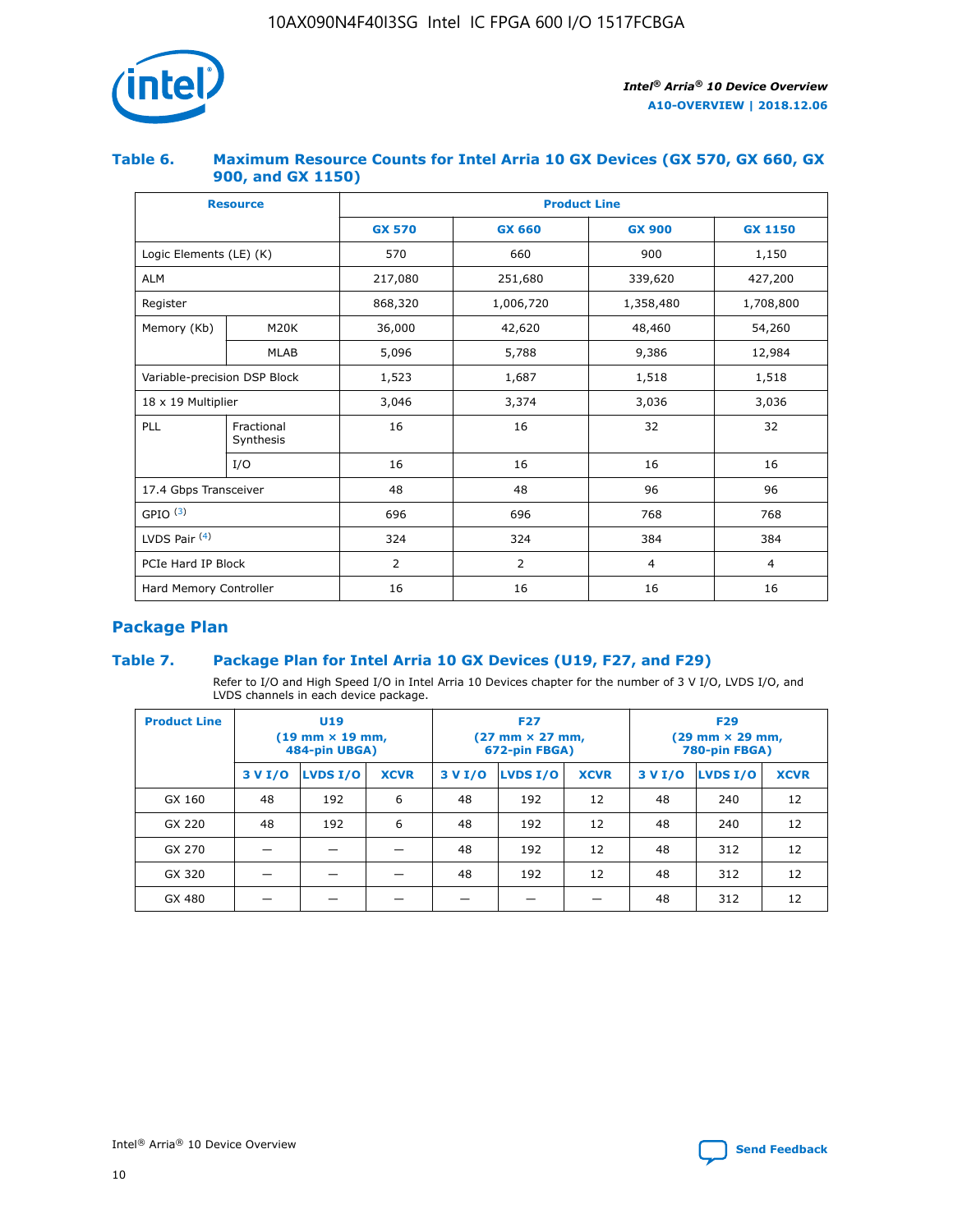## Table 6. Maximum Resource Counts for Intel Arria 10 GX Devices (GX 570, GX 660, GX 900, and GX 1150)

| Resource | | Product Line | | | |
|---|---|---|---|---|---|
| | | GX 570 | GX 660 | GX 900 | GX 1150 |
| Logic Elements (LE) (K) | | 570 | 660 | 900 | 1,150 |
| ALM | | 217,080 | 251,680 | 339,620 | 427,200 |
| Register | | 868,320 | 1,006,720 | 1,358,480 | 1,708,800 |
| Memory (Kb) | M20K | 36,000 | 42,620 | 48,460 | 54,260 |
| | MLAB | 5,096 | 5,788 | 9,386 | 12,984 |
| Variable-precision DSP Block | | 1,523 | 1,687 | 1,518 | 1,518 |
| 18 x 19 Multiplier | | 3,046 | 3,374 | 3,036 | 3,036 |
| PLL | Fractional Synthesis | 16 | 16 | 32 | 32 |
| | I/O | 16 | 16 | 16 | 16 |
| 17.4 Gbps Transceiver | | 48 | 48 | 96 | 96 |
| GPIO [(3)] | | 696 | 696 | 768 | 768 |
| LVDS Pair [(4)] | | 324 | 324 | 384 | 384 |
| PCIe Hard IP Block | | 2 | 2 | 4 | 4 |
| Hard Memory Controller | | 16 | 16 | 16 | 16 |

## Package Plan

## Table 7. Package Plan for Intel Arria 10 GX Devices (U19, F27, and F29)

Refer to I/O and High Speed I/O in Intel Arria 10 Devices chapter for the number of 3 V I/O, LVDS I/O, and LVDS channels in each device package.

| Product Line | U19 (19 mm × 19 mm, 484-pin UBGA) | | | F27 (27 mm × 27 mm, 672-pin FBGA) | | | F29 (29 mm × 29 mm, 780-pin FBGA) | | |
|---|---|---|---|---|---|---|---|---|---|
| | 3 V I/O | LVDS I/O | XCVR | 3 V I/O | LVDS I/O | XCVR | 3 V I/O | LVDS I/O | XCVR |
| GX 160 | 48 | 192 | 6 | 48 | 192 | 12 | 48 | 240 | 12 |
| GX 220 | 48 | 192 | 6 | 48 | 192 | 12 | 48 | 240 | 12 |
| GX 270 | — | — | — | 48 | 192 | 12 | 48 | 312 | 12 |
| GX 320 | — | — | — | 48 | 192 | 12 | 48 | 312 | 12 |
| GX 480 | — | — | — | — | — | — | 48 | 312 | 12 |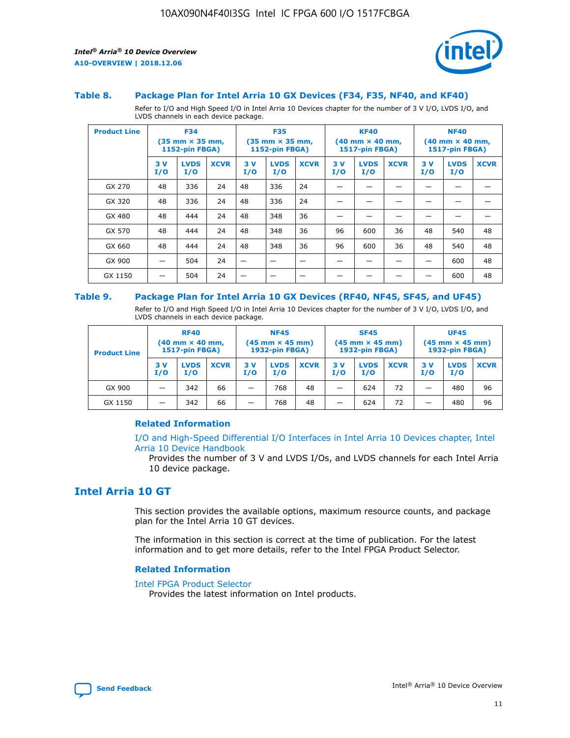### Table 8. Package Plan for Intel Arria 10 GX Devices (F34, F35, NF40, and KF40)

Refer to I/O and High Speed I/O in Intel Arria 10 Devices chapter for the number of 3 V I/O, LVDS I/O, and LVDS channels in each device package.

| Product Line | F34 (35 mm × 35 mm, 1152-pin FBGA) | | | F35 (35 mm × 35 mm, 1152-pin FBGA) | | | KF40 (40 mm × 40 mm, 1517-pin FBGA) | | | NF40 (40 mm × 40 mm, 1517-pin FBGA) | | |
|---|---|---|---|---|---|---|---|---|---|---|---|---|
| | 3 V I/O | LVDS I/O | XCVR | 3 V I/O | LVDS I/O | XCVR | 3 V I/O | LVDS I/O | XCVR | 3 V I/O | LVDS I/O | XCVR |
| GX 270 | 48 | 336 | 24 | 48 | 336 | 24 | — | — | — | — | — | — |
| GX 320 | 48 | 336 | 24 | 48 | 336 | 24 | — | — | — | — | — | — |
| GX 480 | 48 | 444 | 24 | 48 | 348 | 36 | — | — | — | — | — | — |
| GX 570 | 48 | 444 | 24 | 48 | 348 | 36 | 96 | 600 | 36 | 48 | 540 | 48 |
| GX 660 | 48 | 444 | 24 | 48 | 348 | 36 | 96 | 600 | 36 | 48 | 540 | 48 |
| GX 900 | — | 504 | 24 | — | — | — | — | — | — | — | 600 | 48 |
| GX 1150 | — | 504 | 24 | — | — | — | — | — | — | — | 600 | 48 |

### Table 9. Package Plan for Intel Arria 10 GX Devices (RF40, NF45, SF45, and UF45)

Refer to I/O and High Speed I/O in Intel Arria 10 Devices chapter for the number of 3 V I/O, LVDS I/O, and LVDS channels in each device package.

| Product Line | RF40 (40 mm × 40 mm, 1517-pin FBGA) | | | NF45 (45 mm × 45 mm) 1932-pin FBGA) | | | SF45 (45 mm × 45 mm) 1932-pin FBGA) | | | UF45 (45 mm × 45 mm) 1932-pin FBGA) | | |
|---|---|---|---|---|---|---|---|---|---|---|---|---|
| | 3 V I/O | LVDS I/O | XCVR | 3 V I/O | LVDS I/O | XCVR | 3 V I/O | LVDS I/O | XCVR | 3 V I/O | LVDS I/O | XCVR |
| GX 900 | — | 342 | 66 | — | 768 | 48 | — | 624 | 72 | — | 480 | 96 |
| GX 1150 | — | 342 | 66 | — | 768 | 48 | — | 624 | 72 | — | 480 | 96 |

#### Related Information

I/O and High-Speed Differential I/O Interfaces in Intel Arria 10 Devices chapter, Intel Arria 10 Device Handbook

Provides the number of 3 V and LVDS I/Os, and LVDS channels for each Intel Arria 10 device package.

## Intel Arria 10 GT

This section provides the available options, maximum resource counts, and package plan for the Intel Arria 10 GT devices.

The information in this section is correct at the time of publication. For the latest information and to get more details, refer to the Intel FPGA Product Selector.

#### Related Information

Intel FPGA Product Selector

Provides the latest information on Intel products.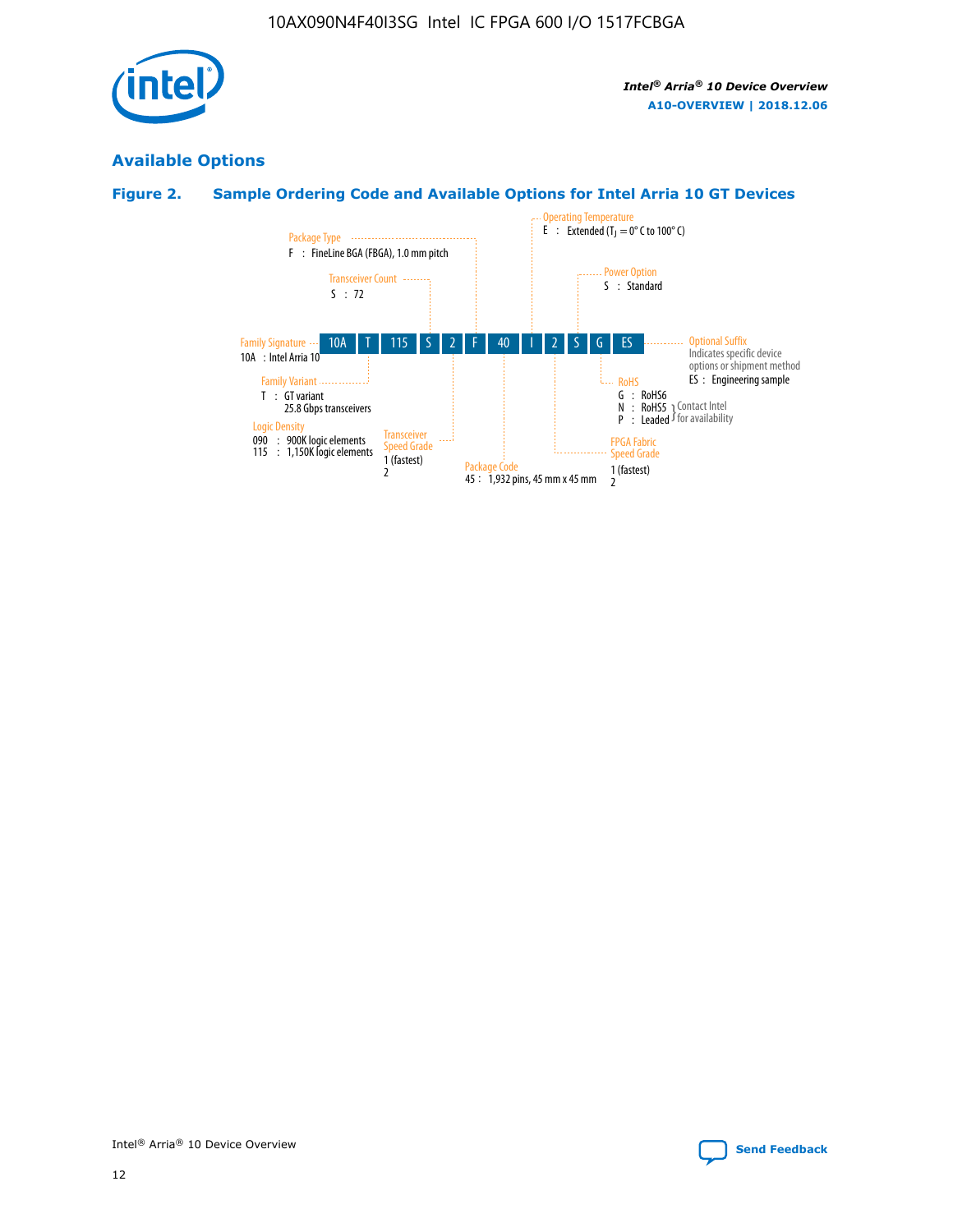## Available Options

### Figure 2. Sample Ordering Code and Available Options for Intel Arria 10 GT Devices

| 10A | T | 115 | S | 2 | F | 40 | I | 2 | S | G | ES |
|---|---|---|---|---|---|---|---|---|---|---|---|

**Family Signature**
10A : Intel Arria 10

**Family Variant**
T : GT variant
25.8 Gbps transceivers

**Logic Density**
090 : 900K logic elements
115 : 1,150K logic elements

**Transceiver Count**
S : 72

**Transceiver Speed Grade**
1 (fastest)
2

**Package Type**
F : FineLine BGA (FBGA), 1.0 mm pitch

**Package Code**
45 : 1,932 pins, 45 mm x 45 mm

**Operating Temperature**
E : Extended ($T_J$ = 0° C to 100° C)

**FPGA Fabric Speed Grade**
1 (fastest)
2

**Power Option**
S : Standard

**RoHS**
G : RoHS6
N : RoHS5 } Contact Intel for availability
P : Leaded } Contact Intel for availability

**Optional Suffix**
Indicates specific device options or shipment method
ES : Engineering sample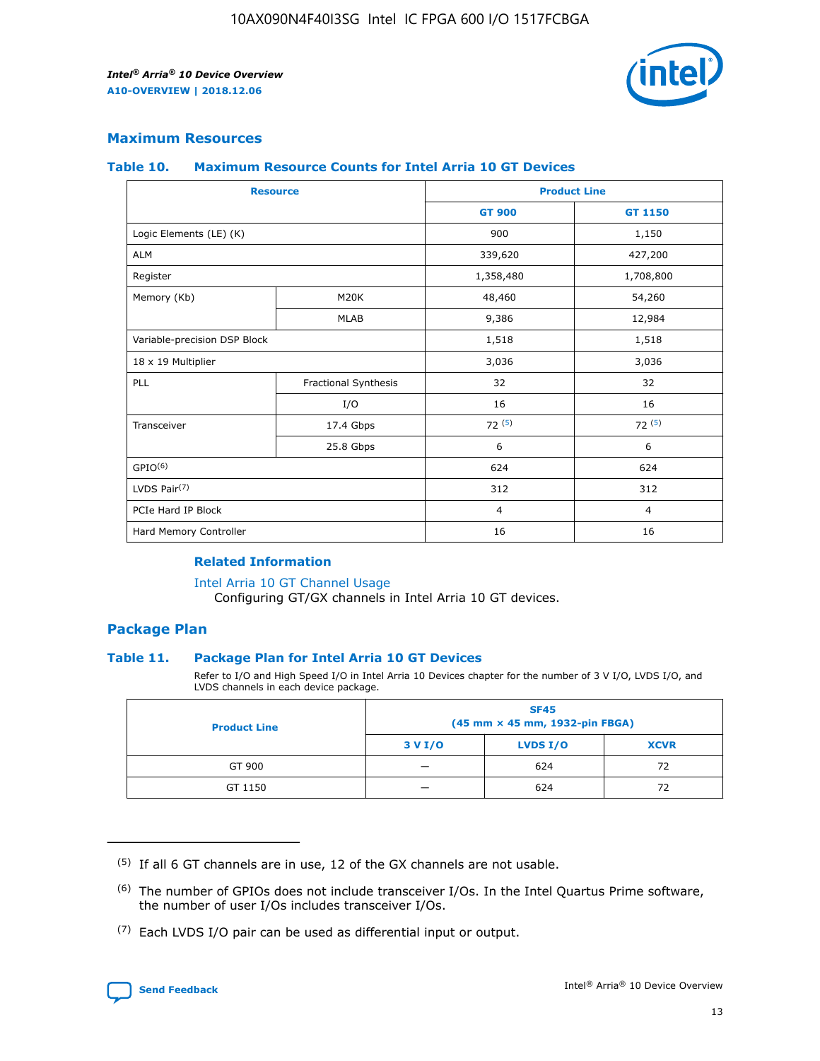## Maximum Resources

### Table 10. Maximum Resource Counts for Intel Arria 10 GT Devices

| Resource | | Product Line | |
|---|---|---|---|
| | | GT 900 | GT 1150 |
| Logic Elements (LE) (K) | | 900 | 1,150 |
| ALM | | 339,620 | 427,200 |
| Register | | 1,358,480 | 1,708,800 |
| Memory (Kb) | M20K | 48,460 | 54,260 |
| | MLAB | 9,386 | 12,984 |
| Variable-precision DSP Block | | 1,518 | 1,518 |
| 18 x 19 Multiplier | | 3,036 | 3,036 |
| PLL | Fractional Synthesis | 32 | 32 |
| | I/O | 16 | 16 |
| Transceiver | 17.4 Gbps | 72 [(5)] | 72 [(5)] |
| | 25.8 Gbps | 6 | 6 |
| GPIO[(6)] | | 624 | 624 |
| LVDS Pair[(7)] | | 312 | 312 |
| PCIe Hard IP Block | | 4 | 4 |
| Hard Memory Controller | | 16 | 16 |

#### Related Information

Intel Arria 10 GT Channel Usage
Configuring GT/GX channels in Intel Arria 10 GT devices.

## Package Plan

### Table 11. Package Plan for Intel Arria 10 GT Devices

Refer to I/O and High Speed I/O in Intel Arria 10 Devices chapter for the number of 3 V I/O, LVDS I/O, and LVDS channels in each device package.

| Product Line | SF45 (45 mm × 45 mm, 1932-pin FBGA) | | |
|---|---|---|---|
| | 3 V I/O | LVDS I/O | XCVR |
| GT 900 | — | 624 | 72 |
| GT 1150 | — | 624 | 72 |

(5) If all 6 GT channels are in use, 12 of the GX channels are not usable.

(6) The number of GPIOs does not include transceiver I/Os. In the Intel Quartus Prime software, the number of user I/Os includes transceiver I/Os.

(7) Each LVDS I/O pair can be used as differential input or output.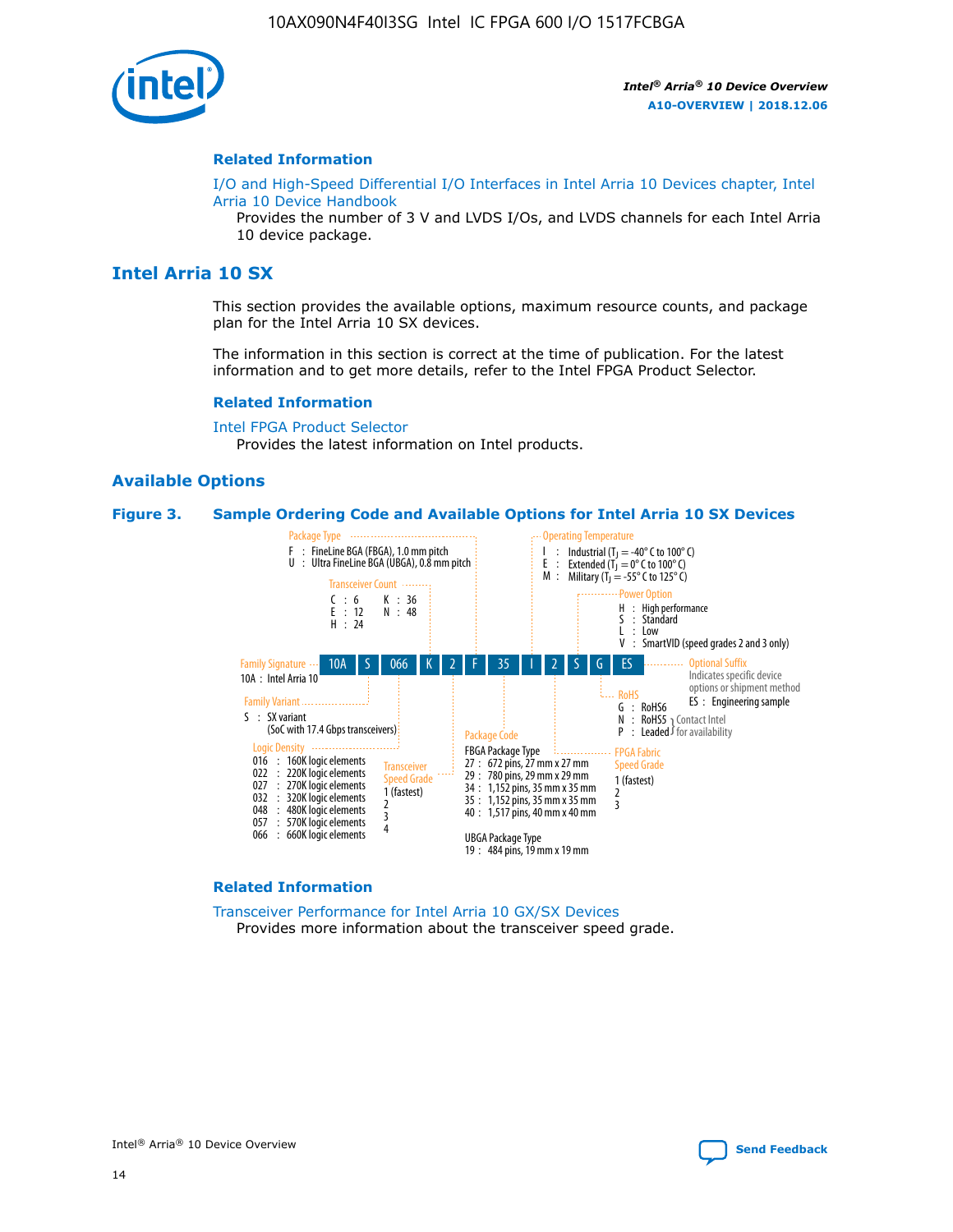## Related Information

I/O and High-Speed Differential I/O Interfaces in Intel Arria 10 Devices chapter, Intel Arria 10 Device Handbook

Provides the number of 3 V and LVDS I/Os, and LVDS channels for each Intel Arria 10 device package.

# Intel Arria 10 SX

This section provides the available options, maximum resource counts, and package plan for the Intel Arria 10 SX devices.

The information in this section is correct at the time of publication. For the latest information and to get more details, refer to the Intel FPGA Product Selector.

## Related Information

Intel FPGA Product Selector

Provides the latest information on Intel products.

## Available Options

**Figure 3. Sample Ordering Code and Available Options for Intel Arria 10 SX Devices**

Sample ordering code: 10A S 066 K 2 F 35 I 2 S G ES

- **Family Signature**
  - 10A : Intel Arria 10
- **Family Variant**
  - S : SX variant (SoC with 17.4 Gbps transceivers)
- **Logic Density**
  - 016 : 160K logic elements
  - 022 : 220K logic elements
  - 027 : 270K logic elements
  - 032 : 320K logic elements
  - 048 : 480K logic elements
  - 057 : 570K logic elements
  - 066 : 660K logic elements
- **Transceiver Count**
  - C : 6
  - E : 12
  - H : 24
  - K : 36
  - N : 48
- **Transceiver Speed Grade**
  - 1 (fastest)
  - 2
  - 3
  - 4
- **Package Type**
  - F : FineLine BGA (FBGA), 1.0 mm pitch
  - U : Ultra FineLine BGA (UBGA), 0.8 mm pitch
- **Package Code**
  - FBGA Package Type
    - 27 : 672 pins, 27 mm x 27 mm
    - 29 : 780 pins, 29 mm x 29 mm
    - 34 : 1,152 pins, 35 mm x 35 mm
    - 35 : 1,152 pins, 35 mm x 35 mm
    - 40 : 1,517 pins, 40 mm x 40 mm
  - UBGA Package Type
    - 19 : 484 pins, 19 mm x 19 mm
- **Operating Temperature**
  - I : Industrial ($T_J$ = -40° C to 100° C)
  - E : Extended ($T_J$ = 0° C to 100° C)
  - M : Military ($T_J$ = -55° C to 125° C)
- **FPGA Fabric Speed Grade**
  - 1 (fastest)
  - 2
  - 3
- **Power Option**
  - H : High performance
  - S : Standard
  - L : Low
  - V : SmartVID (speed grades 2 and 3 only)
- **RoHS**
  - G : RoHS6
  - N : RoHS5 (Contact Intel for availability)
  - P : Leaded (Contact Intel for availability)
- **Optional Suffix** — Indicates specific device options or shipment method
  - ES : Engineering sample

## Related Information

Transceiver Performance for Intel Arria 10 GX/SX Devices

Provides more information about the transceiver speed grade.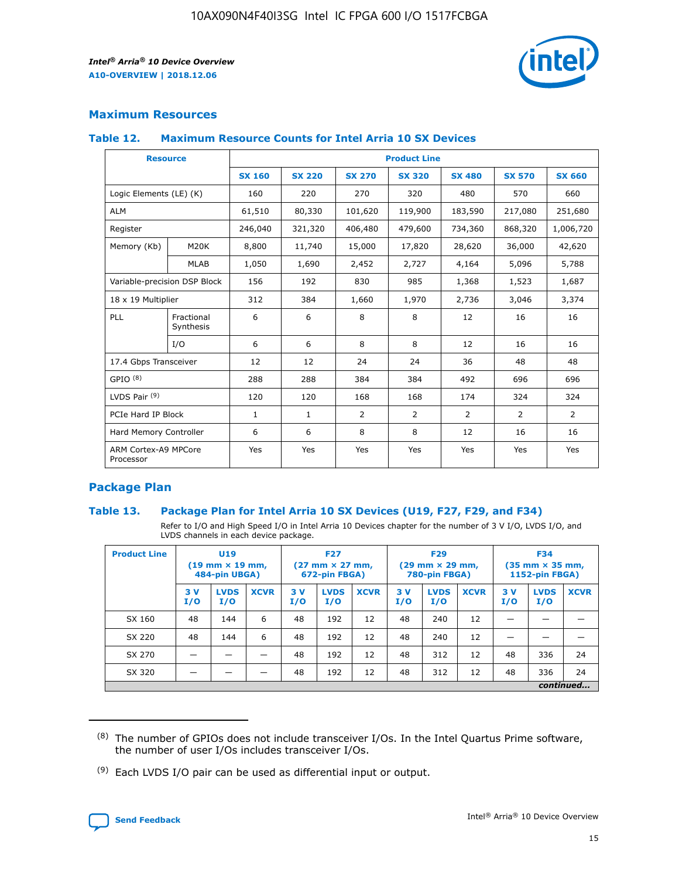## Maximum Resources

### Table 12. Maximum Resource Counts for Intel Arria 10 SX Devices

| Resource | | Product Line | | | | | | |
|---|---|---|---|---|---|---|---|---|
| | | SX 160 | SX 220 | SX 270 | SX 320 | SX 480 | SX 570 | SX 660 |
| Logic Elements (LE) (K) | | 160 | 220 | 270 | 320 | 480 | 570 | 660 |
| ALM | | 61,510 | 80,330 | 101,620 | 119,900 | 183,590 | 217,080 | 251,680 |
| Register | | 246,040 | 321,320 | 406,480 | 479,600 | 734,360 | 868,320 | 1,006,720 |
| Memory (Kb) | M20K | 8,800 | 11,740 | 15,000 | 17,820 | 28,620 | 36,000 | 42,620 |
| | MLAB | 1,050 | 1,690 | 2,452 | 2,727 | 4,164 | 5,096 | 5,788 |
| Variable-precision DSP Block | | 156 | 192 | 830 | 985 | 1,368 | 1,523 | 1,687 |
| 18 x 19 Multiplier | | 312 | 384 | 1,660 | 1,970 | 2,736 | 3,046 | 3,374 |
| PLL | Fractional Synthesis | 6 | 6 | 8 | 8 | 12 | 16 | 16 |
| | I/O | 6 | 6 | 8 | 8 | 12 | 16 | 16 |
| 17.4 Gbps Transceiver | | 12 | 12 | 24 | 24 | 36 | 48 | 48 |
| GPIO [8] | | 288 | 288 | 384 | 384 | 492 | 696 | 696 |
| LVDS Pair [9] | | 120 | 120 | 168 | 168 | 174 | 324 | 324 |
| PCIe Hard IP Block | | 1 | 1 | 2 | 2 | 2 | 2 | 2 |
| Hard Memory Controller | | 6 | 6 | 8 | 8 | 12 | 16 | 16 |
| ARM Cortex-A9 MPCore Processor | | Yes | Yes | Yes | Yes | Yes | Yes | Yes |

## Package Plan

### Table 13. Package Plan for Intel Arria 10 SX Devices (U19, F27, F29, and F34)

Refer to I/O and High Speed I/O in Intel Arria 10 Devices chapter for the number of 3 V I/O, LVDS I/O, and LVDS channels in each device package.

| Product Line | U19 (19 mm × 19 mm, 484-pin UBGA) | | | F27 (27 mm × 27 mm, 672-pin FBGA) | | | F29 (29 mm × 29 mm, 780-pin FBGA) | | | F34 (35 mm × 35 mm, 1152-pin FBGA) | | |
|---|---|---|---|---|---|---|---|---|---|---|---|---|
| | 3 V I/O | LVDS I/O | XCVR | 3 V I/O | LVDS I/O | XCVR | 3 V I/O | LVDS I/O | XCVR | 3 V I/O | LVDS I/O | XCVR |
| SX 160 | 48 | 144 | 6 | 48 | 192 | 12 | 48 | 240 | 12 | — | — | — |
| SX 220 | 48 | 144 | 6 | 48 | 192 | 12 | 48 | 240 | 12 | — | — | — |
| SX 270 | — | — | — | 48 | 192 | 12 | 48 | 312 | 12 | 48 | 336 | 24 |
| SX 320 | — | — | — | 48 | 192 | 12 | 48 | 312 | 12 | 48 | 336 | 24 |

*continued...*

(8) The number of GPIOs does not include transceiver I/Os. In the Intel Quartus Prime software, the number of user I/Os includes transceiver I/Os.

(9) Each LVDS I/O pair can be used as differential input or output.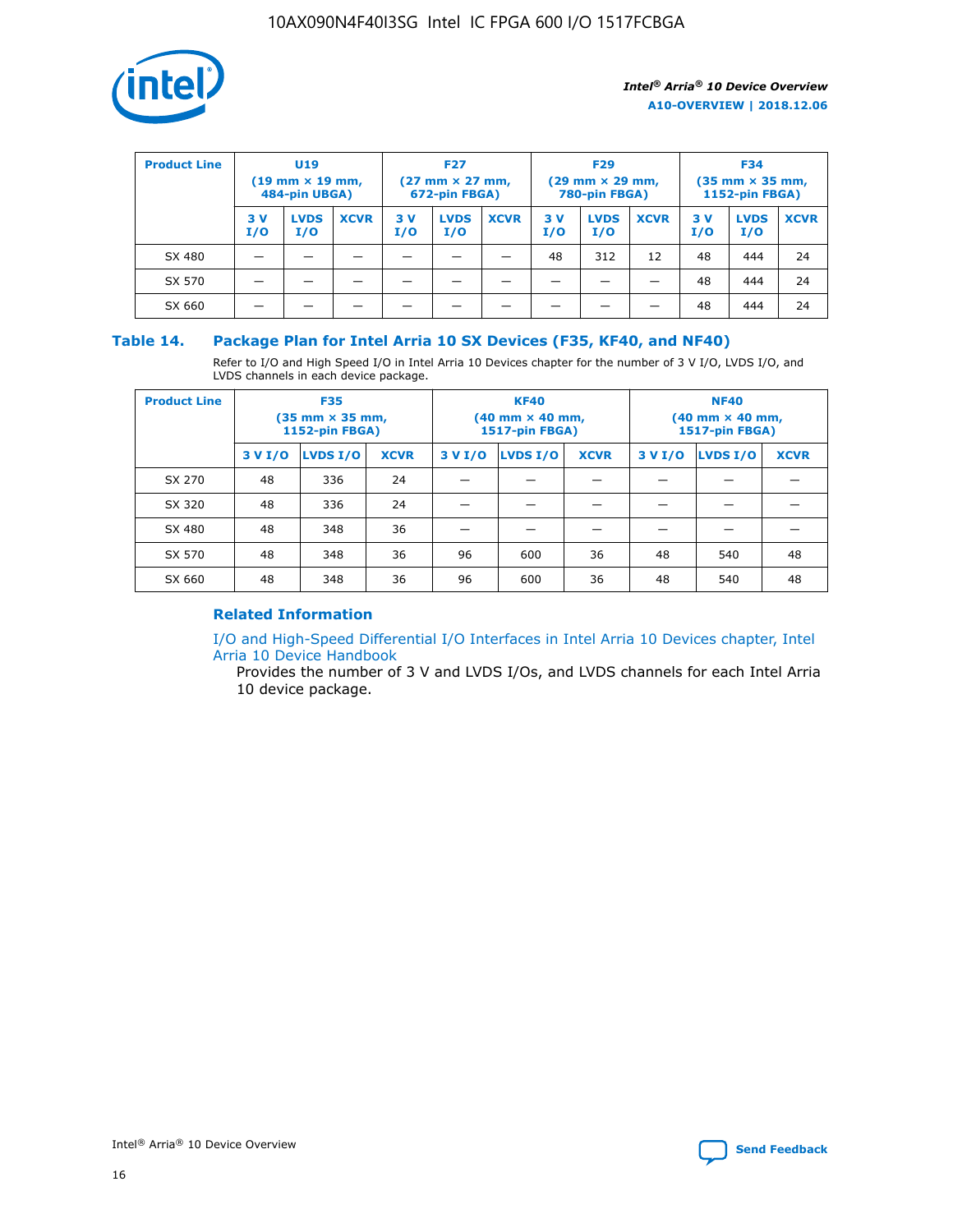| Product Line | U19 (19 mm × 19 mm, 484-pin UBGA) | | | F27 (27 mm × 27 mm, 672-pin FBGA) | | | F29 (29 mm × 29 mm, 780-pin FBGA) | | | F34 (35 mm × 35 mm, 1152-pin FBGA) | | |
|---|---|---|---|---|---|---|---|---|---|---|---|---|
| | 3 V I/O | LVDS I/O | XCVR | 3 V I/O | LVDS I/O | XCVR | 3 V I/O | LVDS I/O | XCVR | 3 V I/O | LVDS I/O | XCVR |
| SX 480 | — | — | — | — | — | — | 48 | 312 | 12 | 48 | 444 | 24 |
| SX 570 | — | — | — | — | — | — | — | — | — | 48 | 444 | 24 |
| SX 660 | — | — | — | — | — | — | — | — | — | 48 | 444 | 24 |

## Table 14. Package Plan for Intel Arria 10 SX Devices (F35, KF40, and NF40)

Refer to I/O and High Speed I/O in Intel Arria 10 Devices chapter for the number of 3 V I/O, LVDS I/O, and LVDS channels in each device package.

| Product Line | F35 (35 mm × 35 mm, 1152-pin FBGA) | | | KF40 (40 mm × 40 mm, 1517-pin FBGA) | | | NF40 (40 mm × 40 mm, 1517-pin FBGA) | | |
|---|---|---|---|---|---|---|---|---|---|
| | 3 V I/O | LVDS I/O | XCVR | 3 V I/O | LVDS I/O | XCVR | 3 V I/O | LVDS I/O | XCVR |
| SX 270 | 48 | 336 | 24 | — | — | — | — | — | — |
| SX 320 | 48 | 336 | 24 | — | — | — | — | — | — |
| SX 480 | 48 | 348 | 36 | — | — | — | — | — | — |
| SX 570 | 48 | 348 | 36 | 96 | 600 | 36 | 48 | 540 | 48 |
| SX 660 | 48 | 348 | 36 | 96 | 600 | 36 | 48 | 540 | 48 |

### Related Information

I/O and High-Speed Differential I/O Interfaces in Intel Arria 10 Devices chapter, Intel Arria 10 Device Handbook

Provides the number of 3 V and LVDS I/Os, and LVDS channels for each Intel Arria 10 device package.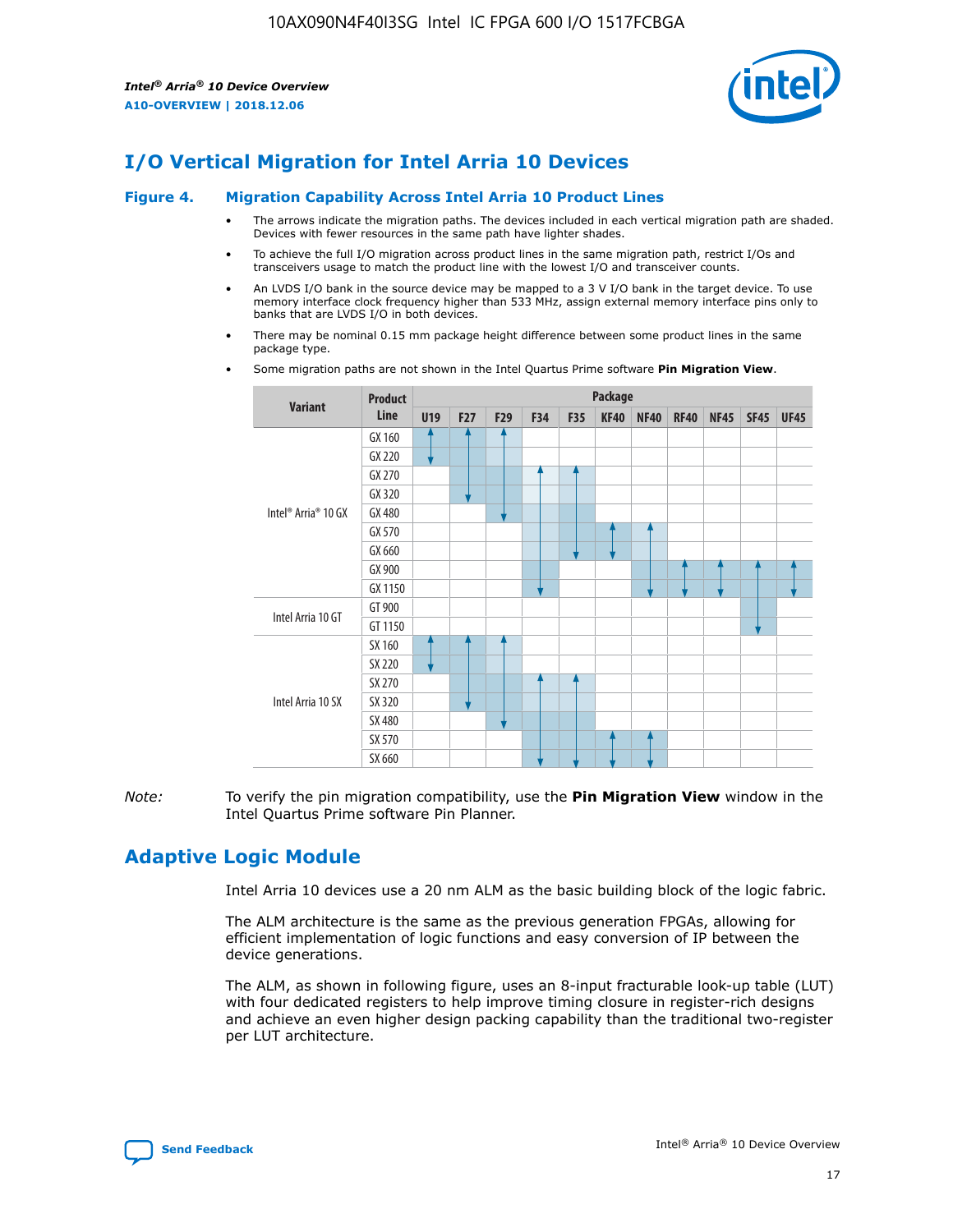# I/O Vertical Migration for Intel Arria 10 Devices

**Figure 4. Migration Capability Across Intel Arria 10 Product Lines**

- The arrows indicate the migration paths. The devices included in each vertical migration path are shaded. Devices with fewer resources in the same path have lighter shades.
- To achieve the full I/O migration across product lines in the same migration path, restrict I/Os and transceivers usage to match the product line with the lowest I/O and transceiver counts.
- An LVDS I/O bank in the source device may be mapped to a 3 V I/O bank in the target device. To use memory interface clock frequency higher than 533 MHz, assign external memory interface pins only to banks that are LVDS I/O in both devices.
- There may be nominal 0.15 mm package height difference between some product lines in the same package type.
- Some migration paths are not shown in the Intel Quartus Prime software **Pin Migration View**.

| Variant | Product Line | U19 | F27 | F29 | F34 | F35 | KF40 | NF40 | RF40 | NF45 | SF45 | UF45 |
|---|---|---|---|---|---|---|---|---|---|---|---|---|
| Intel® Arria® 10 GX | GX 160 | | | | | | | | | | | |
| | GX 220 | | | | | | | | | | | |
| | GX 270 | | | | | | | | | | | |
| | GX 320 | | | | | | | | | | | |
| | GX 480 | | | | | | | | | | | |
| | GX 570 | | | | | | | | | | | |
| | GX 660 | | | | | | | | | | | |
| | GX 900 | | | | | | | | | | | |
| | GX 1150 | | | | | | | | | | | |
| Intel Arria 10 GT | GT 900 | | | | | | | | | | | |
| | GT 1150 | | | | | | | | | | | |
| Intel Arria 10 SX | SX 160 | | | | | | | | | | | |
| | SX 220 | | | | | | | | | | | |
| | SX 270 | | | | | | | | | | | |
| | SX 320 | | | | | | | | | | | |
| | SX 480 | | | | | | | | | | | |
| | SX 570 | | | | | | | | | | | |
| | SX 660 | | | | | | | | | | | |

*Note:* To verify the pin migration compatibility, use the **Pin Migration View** window in the Intel Quartus Prime software Pin Planner.

# Adaptive Logic Module

Intel Arria 10 devices use a 20 nm ALM as the basic building block of the logic fabric.

The ALM architecture is the same as the previous generation FPGAs, allowing for efficient implementation of logic functions and easy conversion of IP between the device generations.

The ALM, as shown in following figure, uses an 8-input fracturable look-up table (LUT) with four dedicated registers to help improve timing closure in register-rich designs and achieve an even higher design packing capability than the traditional two-register per LUT architecture.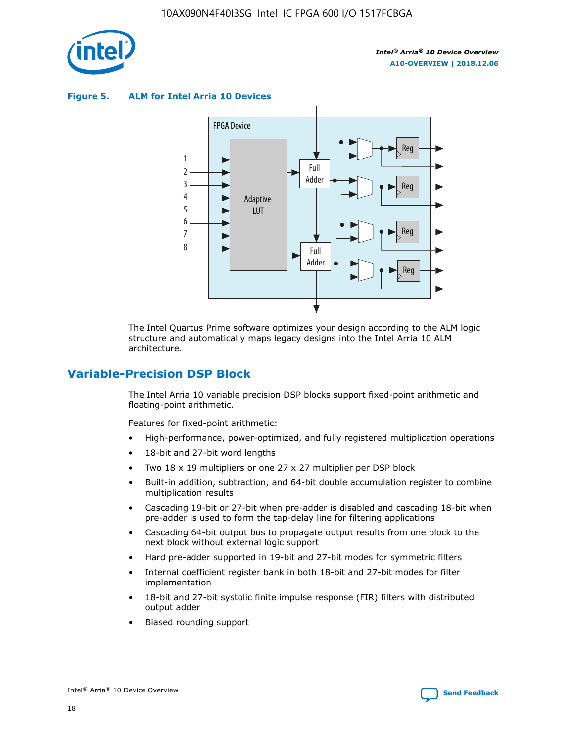**Figure 5. ALM for Intel Arria 10 Devices**

The Intel Quartus Prime software optimizes your design according to the ALM logic structure and automatically maps legacy designs into the Intel Arria 10 ALM architecture.

## Variable-Precision DSP Block

The Intel Arria 10 variable precision DSP blocks support fixed-point arithmetic and floating-point arithmetic.

Features for fixed-point arithmetic:

- High-performance, power-optimized, and fully registered multiplication operations
- 18-bit and 27-bit word lengths
- Two 18 x 19 multipliers or one 27 x 27 multiplier per DSP block
- Built-in addition, subtraction, and 64-bit double accumulation register to combine multiplication results
- Cascading 19-bit or 27-bit when pre-adder is disabled and cascading 18-bit when pre-adder is used to form the tap-delay line for filtering applications
- Cascading 64-bit output bus to propagate output results from one block to the next block without external logic support
- Hard pre-adder supported in 19-bit and 27-bit modes for symmetric filters
- Internal coefficient register bank in both 18-bit and 27-bit modes for filter implementation
- 18-bit and 27-bit systolic finite impulse response (FIR) filters with distributed output adder
- Biased rounding support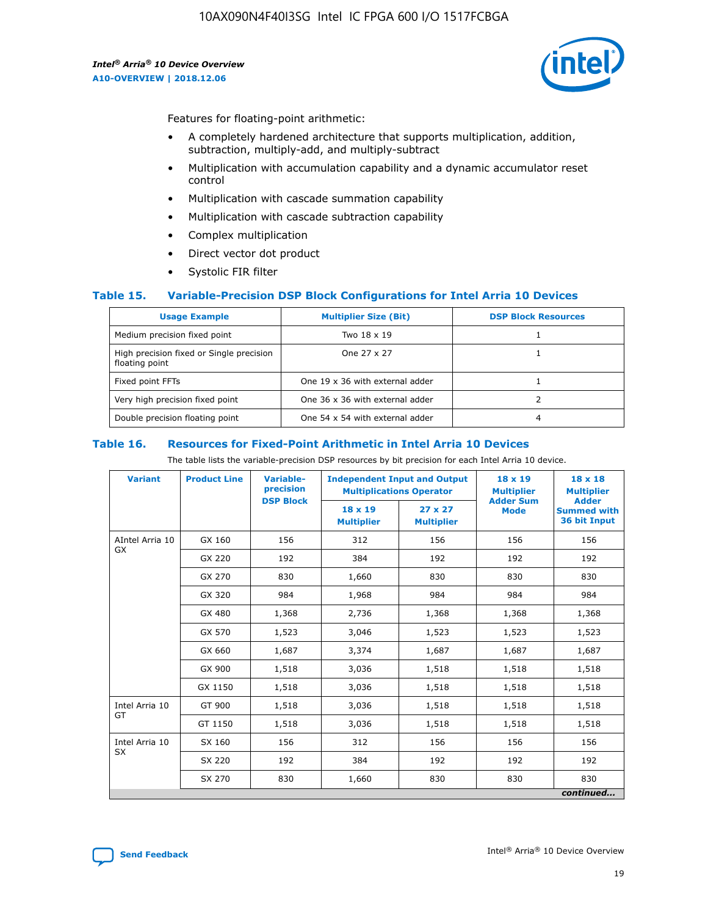Features for floating-point arithmetic:

- A completely hardened architecture that supports multiplication, addition, subtraction, multiply-add, and multiply-subtract
- Multiplication with accumulation capability and a dynamic accumulator reset control
- Multiplication with cascade summation capability
- Multiplication with cascade subtraction capability
- Complex multiplication
- Direct vector dot product
- Systolic FIR filter

### Table 15. Variable-Precision DSP Block Configurations for Intel Arria 10 Devices

| Usage Example | Multiplier Size (Bit) | DSP Block Resources |
|---|---|---|
| Medium precision fixed point | Two 18 x 19 | 1 |
| High precision fixed or Single precision floating point | One 27 x 27 | 1 |
| Fixed point FFTs | One 19 x 36 with external adder | 1 |
| Very high precision fixed point | One 36 x 36 with external adder | 2 |
| Double precision floating point | One 54 x 54 with external adder | 4 |

### Table 16. Resources for Fixed-Point Arithmetic in Intel Arria 10 Devices

The table lists the variable-precision DSP resources by bit precision for each Intel Arria 10 device.

| Variant | Product Line | Variable-precision DSP Block | Independent Input and Output Multiplications Operator | | 18 x 19 Multiplier Adder Sum Mode | 18 x 18 Multiplier Adder Summed with 36 bit Input |
|---|---|---|---|---|---|---|
| | | | 18 x 19 Multiplier | 27 x 27 Multiplier | | |
| AIntel Arria 10 GX | GX 160 | 156 | 312 | 156 | 156 | 156 |
| | GX 220 | 192 | 384 | 192 | 192 | 192 |
| | GX 270 | 830 | 1,660 | 830 | 830 | 830 |
| | GX 320 | 984 | 1,968 | 984 | 984 | 984 |
| | GX 480 | 1,368 | 2,736 | 1,368 | 1,368 | 1,368 |
| | GX 570 | 1,523 | 3,046 | 1,523 | 1,523 | 1,523 |
| | GX 660 | 1,687 | 3,374 | 1,687 | 1,687 | 1,687 |
| | GX 900 | 1,518 | 3,036 | 1,518 | 1,518 | 1,518 |
| | GX 1150 | 1,518 | 3,036 | 1,518 | 1,518 | 1,518 |
| Intel Arria 10 GT | GT 900 | 1,518 | 3,036 | 1,518 | 1,518 | 1,518 |
| | GT 1150 | 1,518 | 3,036 | 1,518 | 1,518 | 1,518 |
| Intel Arria 10 SX | SX 160 | 156 | 312 | 156 | 156 | 156 |
| | SX 220 | 192 | 384 | 192 | 192 | 192 |
| | SX 270 | 830 | 1,660 | 830 | 830 | 830 |

*continued...*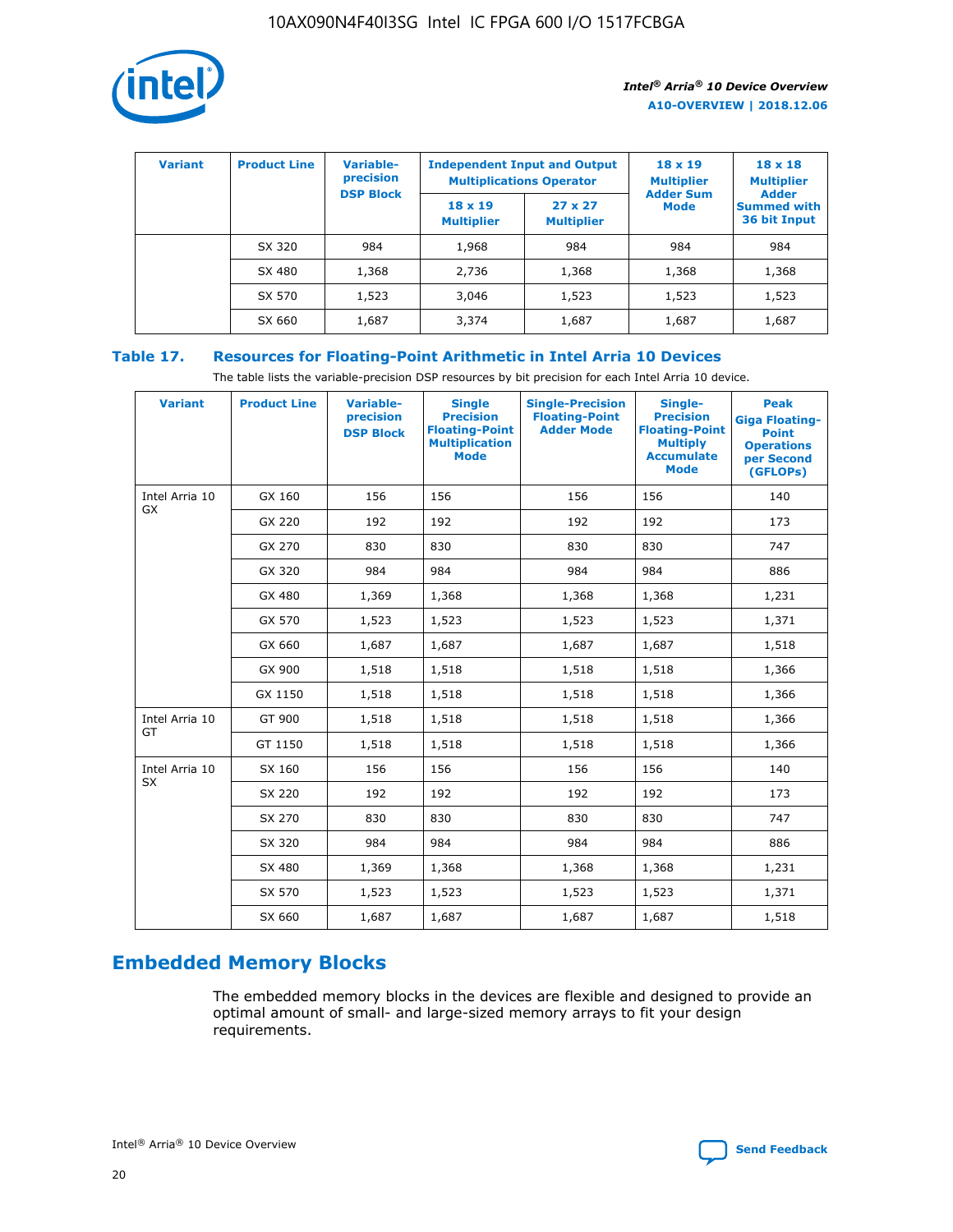| Variant | Product Line | Variable-precision DSP Block | Independent Input and Output Multiplications Operator | | 18 x 19 Multiplier Adder Sum Mode | 18 x 18 Multiplier Adder Summed with 36 bit Input |
|---|---|---|---|---|---|---|
| | | | 18 x 19 Multiplier | 27 x 27 Multiplier | | |
| | SX 320 | 984 | 1,968 | 984 | 984 | 984 |
| | SX 480 | 1,368 | 2,736 | 1,368 | 1,368 | 1,368 |
| | SX 570 | 1,523 | 3,046 | 1,523 | 1,523 | 1,523 |
| | SX 660 | 1,687 | 3,374 | 1,687 | 1,687 | 1,687 |

### Table 17. Resources for Floating-Point Arithmetic in Intel Arria 10 Devices

The table lists the variable-precision DSP resources by bit precision for each Intel Arria 10 device.

| Variant | Product Line | Variable-precision DSP Block | Single Precision Floating-Point Multiplication Mode | Single-Precision Floating-Point Adder Mode | Single-Precision Floating-Point Multiply Accumulate Mode | Peak Giga Floating-Point Operations per Second (GFLOPs) |
|---|---|---|---|---|---|---|
| Intel Arria 10 GX | GX 160 | 156 | 156 | 156 | 156 | 140 |
| | GX 220 | 192 | 192 | 192 | 192 | 173 |
| | GX 270 | 830 | 830 | 830 | 830 | 747 |
| | GX 320 | 984 | 984 | 984 | 984 | 886 |
| | GX 480 | 1,369 | 1,368 | 1,368 | 1,368 | 1,231 |
| | GX 570 | 1,523 | 1,523 | 1,523 | 1,523 | 1,371 |
| | GX 660 | 1,687 | 1,687 | 1,687 | 1,687 | 1,518 |
| | GX 900 | 1,518 | 1,518 | 1,518 | 1,518 | 1,366 |
| | GX 1150 | 1,518 | 1,518 | 1,518 | 1,518 | 1,366 |
| Intel Arria 10 GT | GT 900 | 1,518 | 1,518 | 1,518 | 1,518 | 1,366 |
| | GT 1150 | 1,518 | 1,518 | 1,518 | 1,518 | 1,366 |
| Intel Arria 10 SX | SX 160 | 156 | 156 | 156 | 156 | 140 |
| | SX 220 | 192 | 192 | 192 | 192 | 173 |
| | SX 270 | 830 | 830 | 830 | 830 | 747 |
| | SX 320 | 984 | 984 | 984 | 984 | 886 |
| | SX 480 | 1,369 | 1,368 | 1,368 | 1,368 | 1,231 |
| | SX 570 | 1,523 | 1,523 | 1,523 | 1,523 | 1,371 |
| | SX 660 | 1,687 | 1,687 | 1,687 | 1,687 | 1,518 |

## Embedded Memory Blocks

The embedded memory blocks in the devices are flexible and designed to provide an optimal amount of small- and large-sized memory arrays to fit your design requirements.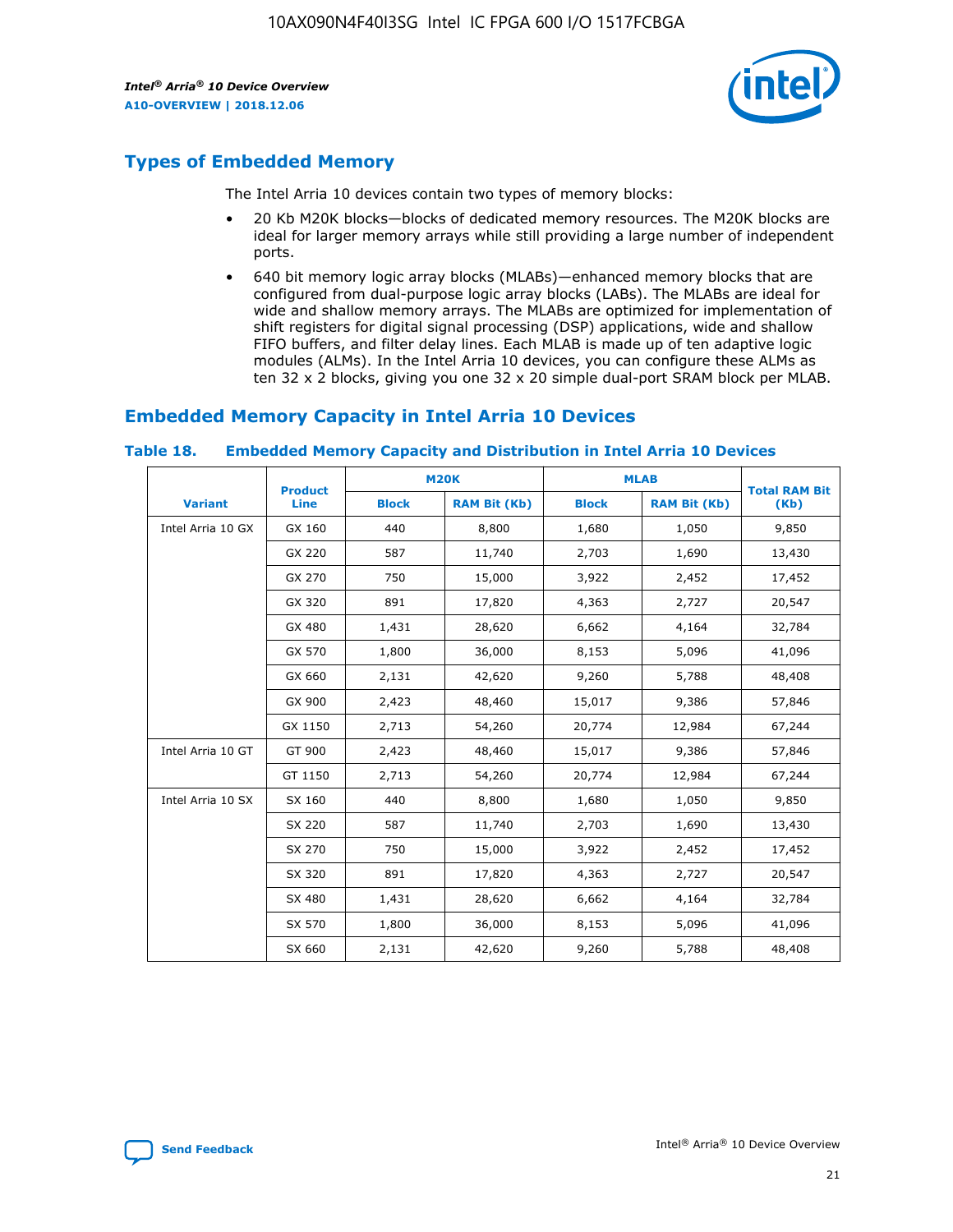## Types of Embedded Memory

The Intel Arria 10 devices contain two types of memory blocks:

- 20 Kb M20K blocks—blocks of dedicated memory resources. The M20K blocks are ideal for larger memory arrays while still providing a large number of independent ports.
- 640 bit memory logic array blocks (MLABs)—enhanced memory blocks that are configured from dual-purpose logic array blocks (LABs). The MLABs are ideal for wide and shallow memory arrays. The MLABs are optimized for implementation of shift registers for digital signal processing (DSP) applications, wide and shallow FIFO buffers, and filter delay lines. Each MLAB is made up of ten adaptive logic modules (ALMs). In the Intel Arria 10 devices, you can configure these ALMs as ten 32 x 2 blocks, giving you one 32 x 20 simple dual-port SRAM block per MLAB.

## Embedded Memory Capacity in Intel Arria 10 Devices

**Table 18. Embedded Memory Capacity and Distribution in Intel Arria 10 Devices**

| Variant | Product Line | M20K | | MLAB | | Total RAM Bit (Kb) |
|---|---|---|---|---|---|---|
| | | Block | RAM Bit (Kb) | Block | RAM Bit (Kb) | |
| Intel Arria 10 GX | GX 160 | 440 | 8,800 | 1,680 | 1,050 | 9,850 |
| | GX 220 | 587 | 11,740 | 2,703 | 1,690 | 13,430 |
| | GX 270 | 750 | 15,000 | 3,922 | 2,452 | 17,452 |
| | GX 320 | 891 | 17,820 | 4,363 | 2,727 | 20,547 |
| | GX 480 | 1,431 | 28,620 | 6,662 | 4,164 | 32,784 |
| | GX 570 | 1,800 | 36,000 | 8,153 | 5,096 | 41,096 |
| | GX 660 | 2,131 | 42,620 | 9,260 | 5,788 | 48,408 |
| | GX 900 | 2,423 | 48,460 | 15,017 | 9,386 | 57,846 |
| | GX 1150 | 2,713 | 54,260 | 20,774 | 12,984 | 67,244 |
| Intel Arria 10 GT | GT 900 | 2,423 | 48,460 | 15,017 | 9,386 | 57,846 |
| | GT 1150 | 2,713 | 54,260 | 20,774 | 12,984 | 67,244 |
| Intel Arria 10 SX | SX 160 | 440 | 8,800 | 1,680 | 1,050 | 9,850 |
| | SX 220 | 587 | 11,740 | 2,703 | 1,690 | 13,430 |
| | SX 270 | 750 | 15,000 | 3,922 | 2,452 | 17,452 |
| | SX 320 | 891 | 17,820 | 4,363 | 2,727 | 20,547 |
| | SX 480 | 1,431 | 28,620 | 6,662 | 4,164 | 32,784 |
| | SX 570 | 1,800 | 36,000 | 8,153 | 5,096 | 41,096 |
| | SX 660 | 2,131 | 42,620 | 9,260 | 5,788 | 48,408 |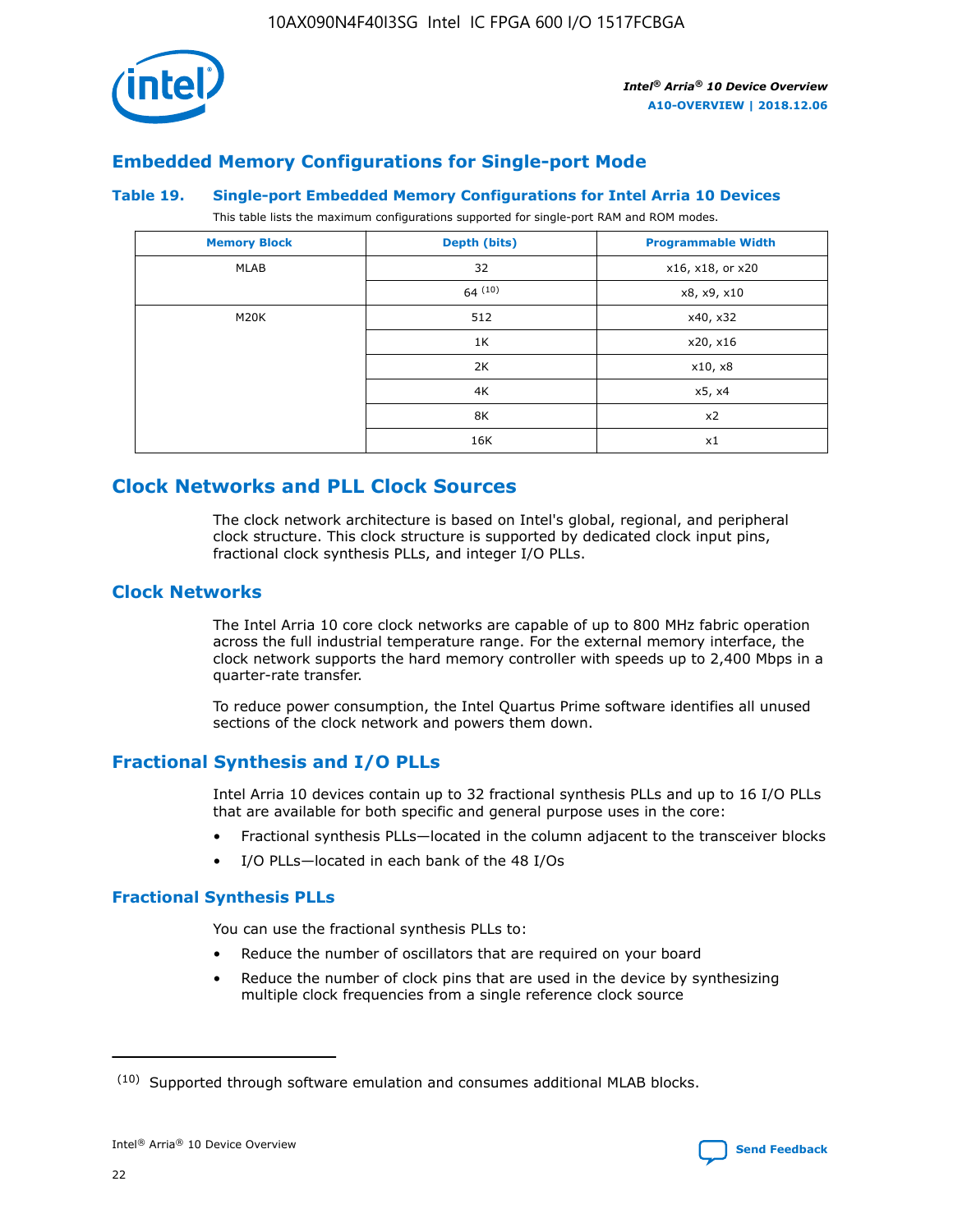## Embedded Memory Configurations for Single-port Mode

### Table 19. Single-port Embedded Memory Configurations for Intel Arria 10 Devices

This table lists the maximum configurations supported for single-port RAM and ROM modes.

| Memory Block | Depth (bits) | Programmable Width |
|---|---|---|
| MLAB | 32 | x16, x18, or x20 |
| | 64 [10] | x8, x9, x10 |
| M20K | 512 | x40, x32 |
| | 1K | x20, x16 |
| | 2K | x10, x8 |
| | 4K | x5, x4 |
| | 8K | x2 |
| | 16K | x1 |

## Clock Networks and PLL Clock Sources

The clock network architecture is based on Intel's global, regional, and peripheral clock structure. This clock structure is supported by dedicated clock input pins, fractional clock synthesis PLLs, and integer I/O PLLs.

### Clock Networks

The Intel Arria 10 core clock networks are capable of up to 800 MHz fabric operation across the full industrial temperature range. For the external memory interface, the clock network supports the hard memory controller with speeds up to 2,400 Mbps in a quarter-rate transfer.

To reduce power consumption, the Intel Quartus Prime software identifies all unused sections of the clock network and powers them down.

### Fractional Synthesis and I/O PLLs

Intel Arria 10 devices contain up to 32 fractional synthesis PLLs and up to 16 I/O PLLs that are available for both specific and general purpose uses in the core:

- Fractional synthesis PLLs—located in the column adjacent to the transceiver blocks
- I/O PLLs—located in each bank of the 48 I/Os

#### Fractional Synthesis PLLs

You can use the fractional synthesis PLLs to:

- Reduce the number of oscillators that are required on your board
- Reduce the number of clock pins that are used in the device by synthesizing multiple clock frequencies from a single reference clock source

(10) Supported through software emulation and consumes additional MLAB blocks.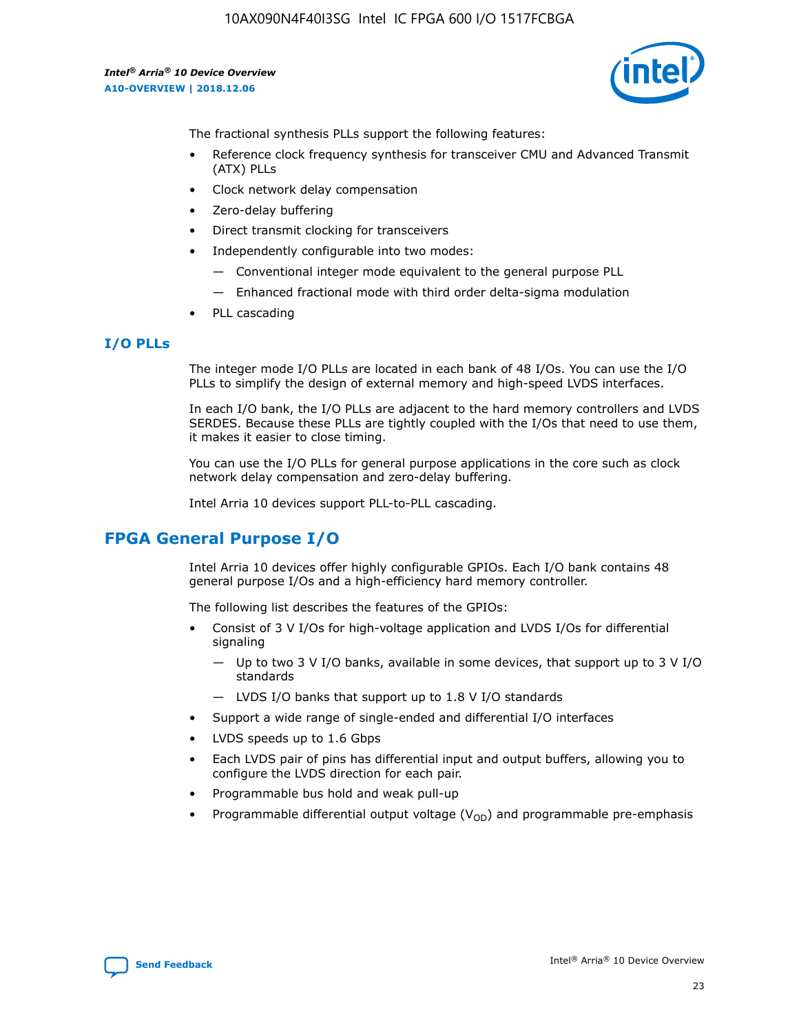The fractional synthesis PLLs support the following features:

- Reference clock frequency synthesis for transceiver CMU and Advanced Transmit (ATX) PLLs
- Clock network delay compensation
- Zero-delay buffering
- Direct transmit clocking for transceivers
- Independently configurable into two modes:
  - — Conventional integer mode equivalent to the general purpose PLL
  - — Enhanced fractional mode with third order delta-sigma modulation
- PLL cascading

### I/O PLLs

The integer mode I/O PLLs are located in each bank of 48 I/Os. You can use the I/O PLLs to simplify the design of external memory and high-speed LVDS interfaces.

In each I/O bank, the I/O PLLs are adjacent to the hard memory controllers and LVDS SERDES. Because these PLLs are tightly coupled with the I/Os that need to use them, it makes it easier to close timing.

You can use the I/O PLLs for general purpose applications in the core such as clock network delay compensation and zero-delay buffering.

Intel Arria 10 devices support PLL-to-PLL cascading.

## FPGA General Purpose I/O

Intel Arria 10 devices offer highly configurable GPIOs. Each I/O bank contains 48 general purpose I/Os and a high-efficiency hard memory controller.

The following list describes the features of the GPIOs:

- Consist of 3 V I/Os for high-voltage application and LVDS I/Os for differential signaling
  - — Up to two 3 V I/O banks, available in some devices, that support up to 3 V I/O standards
  - — LVDS I/O banks that support up to 1.8 V I/O standards
- Support a wide range of single-ended and differential I/O interfaces
- LVDS speeds up to 1.6 Gbps
- Each LVDS pair of pins has differential input and output buffers, allowing you to configure the LVDS direction for each pair.
- Programmable bus hold and weak pull-up
- Programmable differential output voltage ($V_{OD}$) and programmable pre-emphasis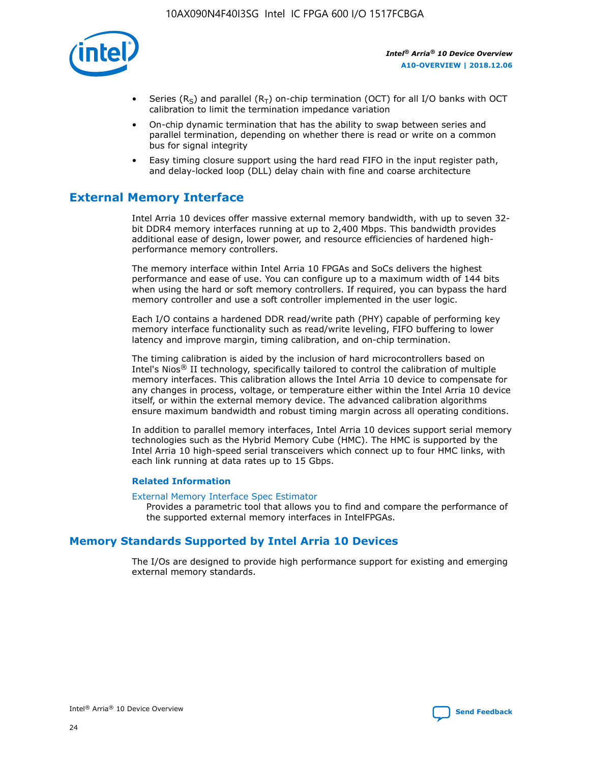- Series ($R_S$) and parallel ($R_T$) on-chip termination (OCT) for all I/O banks with OCT calibration to limit the termination impedance variation
- On-chip dynamic termination that has the ability to swap between series and parallel termination, depending on whether there is read or write on a common bus for signal integrity
- Easy timing closure support using the hard read FIFO in the input register path, and delay-locked loop (DLL) delay chain with fine and coarse architecture

## External Memory Interface

Intel Arria 10 devices offer massive external memory bandwidth, with up to seven 32-bit DDR4 memory interfaces running at up to 2,400 Mbps. This bandwidth provides additional ease of design, lower power, and resource efficiencies of hardened high-performance memory controllers.

The memory interface within Intel Arria 10 FPGAs and SoCs delivers the highest performance and ease of use. You can configure up to a maximum width of 144 bits when using the hard or soft memory controllers. If required, you can bypass the hard memory controller and use a soft controller implemented in the user logic.

Each I/O contains a hardened DDR read/write path (PHY) capable of performing key memory interface functionality such as read/write leveling, FIFO buffering to lower latency and improve margin, timing calibration, and on-chip termination.

The timing calibration is aided by the inclusion of hard microcontrollers based on Intel's Nios® II technology, specifically tailored to control the calibration of multiple memory interfaces. This calibration allows the Intel Arria 10 device to compensate for any changes in process, voltage, or temperature either within the Intel Arria 10 device itself, or within the external memory device. The advanced calibration algorithms ensure maximum bandwidth and robust timing margin across all operating conditions.

In addition to parallel memory interfaces, Intel Arria 10 devices support serial memory technologies such as the Hybrid Memory Cube (HMC). The HMC is supported by the Intel Arria 10 high-speed serial transceivers which connect up to four HMC links, with each link running at data rates up to 15 Gbps.

### Related Information

External Memory Interface Spec Estimator
Provides a parametric tool that allows you to find and compare the performance of the supported external memory interfaces in IntelFPGAs.

## Memory Standards Supported by Intel Arria 10 Devices

The I/Os are designed to provide high performance support for existing and emerging external memory standards.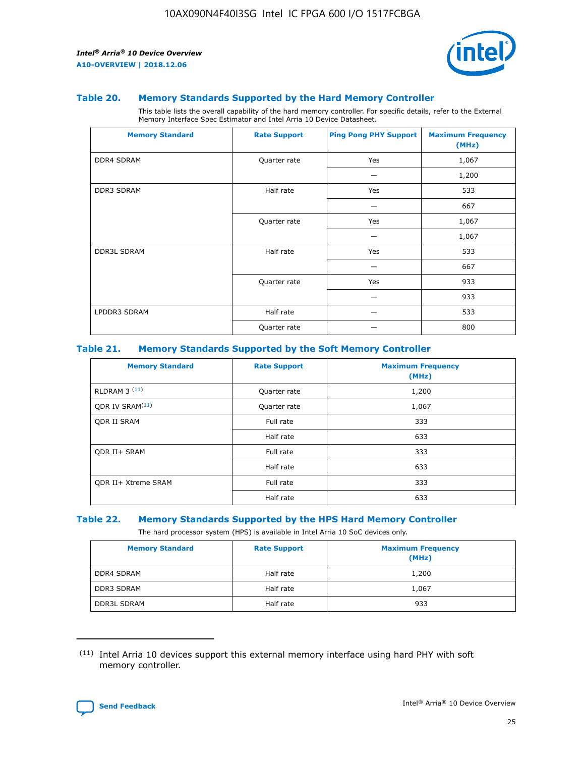### Table 20. Memory Standards Supported by the Hard Memory Controller

This table lists the overall capability of the hard memory controller. For specific details, refer to the External Memory Interface Spec Estimator and Intel Arria 10 Device Datasheet.

| Memory Standard | Rate Support | Ping Pong PHY Support | Maximum Frequency (MHz) |
|---|---|---|---|
| DDR4 SDRAM | Quarter rate | Yes | 1,067 |
| | | — | 1,200 |
| DDR3 SDRAM | Half rate | Yes | 533 |
| | | — | 667 |
| | Quarter rate | Yes | 1,067 |
| | | — | 1,067 |
| DDR3L SDRAM | Half rate | Yes | 533 |
| | | — | 667 |
| | Quarter rate | Yes | 933 |
| | | — | 933 |
| LPDDR3 SDRAM | Half rate | — | 533 |
| | Quarter rate | — | 800 |

### Table 21. Memory Standards Supported by the Soft Memory Controller

| Memory Standard | Rate Support | Maximum Frequency (MHz) |
|---|---|---|
| RLDRAM 3 [(11)] | Quarter rate | 1,200 |
| QDR IV SRAM[(11)] | Quarter rate | 1,067 |
| QDR II SRAM | Full rate | 333 |
| | Half rate | 633 |
| QDR II+ SRAM | Full rate | 333 |
| | Half rate | 633 |
| QDR II+ Xtreme SRAM | Full rate | 333 |
| | Half rate | 633 |

### Table 22. Memory Standards Supported by the HPS Hard Memory Controller

The hard processor system (HPS) is available in Intel Arria 10 SoC devices only.

| Memory Standard | Rate Support | Maximum Frequency (MHz) |
|---|---|---|
| DDR4 SDRAM | Half rate | 1,200 |
| DDR3 SDRAM | Half rate | 1,067 |
| DDR3L SDRAM | Half rate | 933 |

(11) Intel Arria 10 devices support this external memory interface using hard PHY with soft memory controller.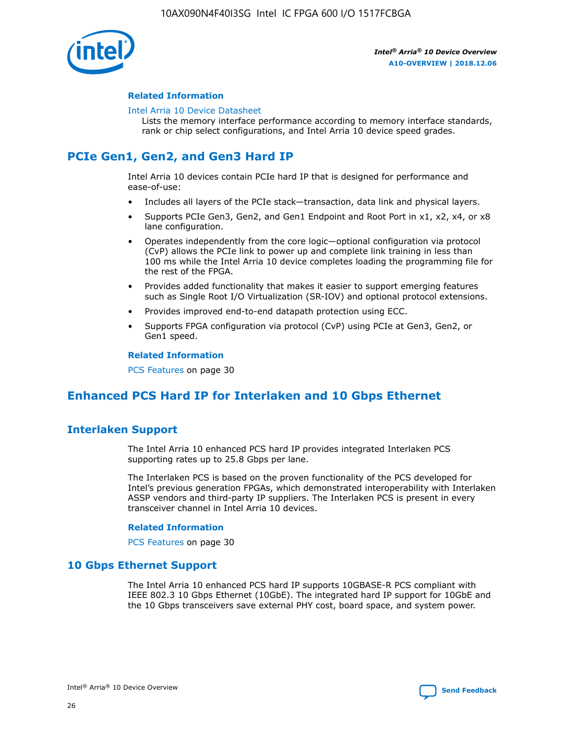#### Related Information

Intel Arria 10 Device Datasheet

Lists the memory interface performance according to memory interface standards, rank or chip select configurations, and Intel Arria 10 device speed grades.

## PCIe Gen1, Gen2, and Gen3 Hard IP

Intel Arria 10 devices contain PCIe hard IP that is designed for performance and ease-of-use:

- Includes all layers of the PCIe stack—transaction, data link and physical layers.
- Supports PCIe Gen3, Gen2, and Gen1 Endpoint and Root Port in x1, x2, x4, or x8 lane configuration.
- Operates independently from the core logic—optional configuration via protocol (CvP) allows the PCIe link to power up and complete link training in less than 100 ms while the Intel Arria 10 device completes loading the programming file for the rest of the FPGA.
- Provides added functionality that makes it easier to support emerging features such as Single Root I/O Virtualization (SR-IOV) and optional protocol extensions.
- Provides improved end-to-end datapath protection using ECC.
- Supports FPGA configuration via protocol (CvP) using PCIe at Gen3, Gen2, or Gen1 speed.

#### Related Information

PCS Features on page 30

## Enhanced PCS Hard IP for Interlaken and 10 Gbps Ethernet

### Interlaken Support

The Intel Arria 10 enhanced PCS hard IP provides integrated Interlaken PCS supporting rates up to 25.8 Gbps per lane.

The Interlaken PCS is based on the proven functionality of the PCS developed for Intel's previous generation FPGAs, which demonstrated interoperability with Interlaken ASSP vendors and third-party IP suppliers. The Interlaken PCS is present in every transceiver channel in Intel Arria 10 devices.

#### Related Information

PCS Features on page 30

### 10 Gbps Ethernet Support

The Intel Arria 10 enhanced PCS hard IP supports 10GBASE-R PCS compliant with IEEE 802.3 10 Gbps Ethernet (10GbE). The integrated hard IP support for 10GbE and the 10 Gbps transceivers save external PHY cost, board space, and system power.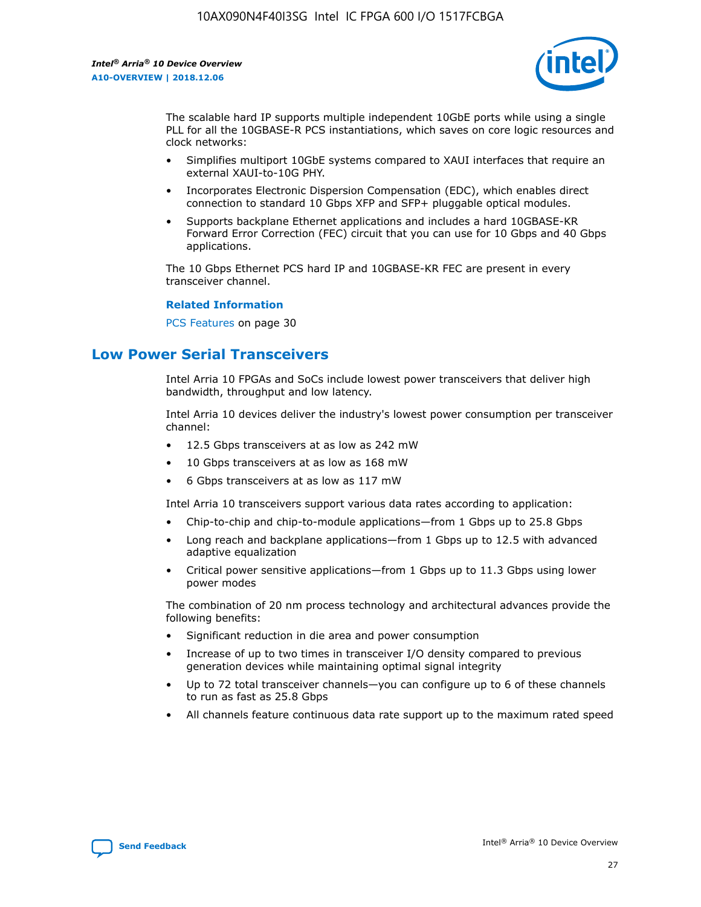The scalable hard IP supports multiple independent 10GbE ports while using a single PLL for all the 10GBASE-R PCS instantiations, which saves on core logic resources and clock networks:

- Simplifies multiport 10GbE systems compared to XAUI interfaces that require an external XAUI-to-10G PHY.
- Incorporates Electronic Dispersion Compensation (EDC), which enables direct connection to standard 10 Gbps XFP and SFP+ pluggable optical modules.
- Supports backplane Ethernet applications and includes a hard 10GBASE-KR Forward Error Correction (FEC) circuit that you can use for 10 Gbps and 40 Gbps applications.

The 10 Gbps Ethernet PCS hard IP and 10GBASE-KR FEC are present in every transceiver channel.

**Related Information**

PCS Features on page 30

## Low Power Serial Transceivers

Intel Arria 10 FPGAs and SoCs include lowest power transceivers that deliver high bandwidth, throughput and low latency.

Intel Arria 10 devices deliver the industry's lowest power consumption per transceiver channel:

- 12.5 Gbps transceivers at as low as 242 mW
- 10 Gbps transceivers at as low as 168 mW
- 6 Gbps transceivers at as low as 117 mW

Intel Arria 10 transceivers support various data rates according to application:

- Chip-to-chip and chip-to-module applications—from 1 Gbps up to 25.8 Gbps
- Long reach and backplane applications—from 1 Gbps up to 12.5 with advanced adaptive equalization
- Critical power sensitive applications—from 1 Gbps up to 11.3 Gbps using lower power modes

The combination of 20 nm process technology and architectural advances provide the following benefits:

- Significant reduction in die area and power consumption
- Increase of up to two times in transceiver I/O density compared to previous generation devices while maintaining optimal signal integrity
- Up to 72 total transceiver channels—you can configure up to 6 of these channels to run as fast as 25.8 Gbps
- All channels feature continuous data rate support up to the maximum rated speed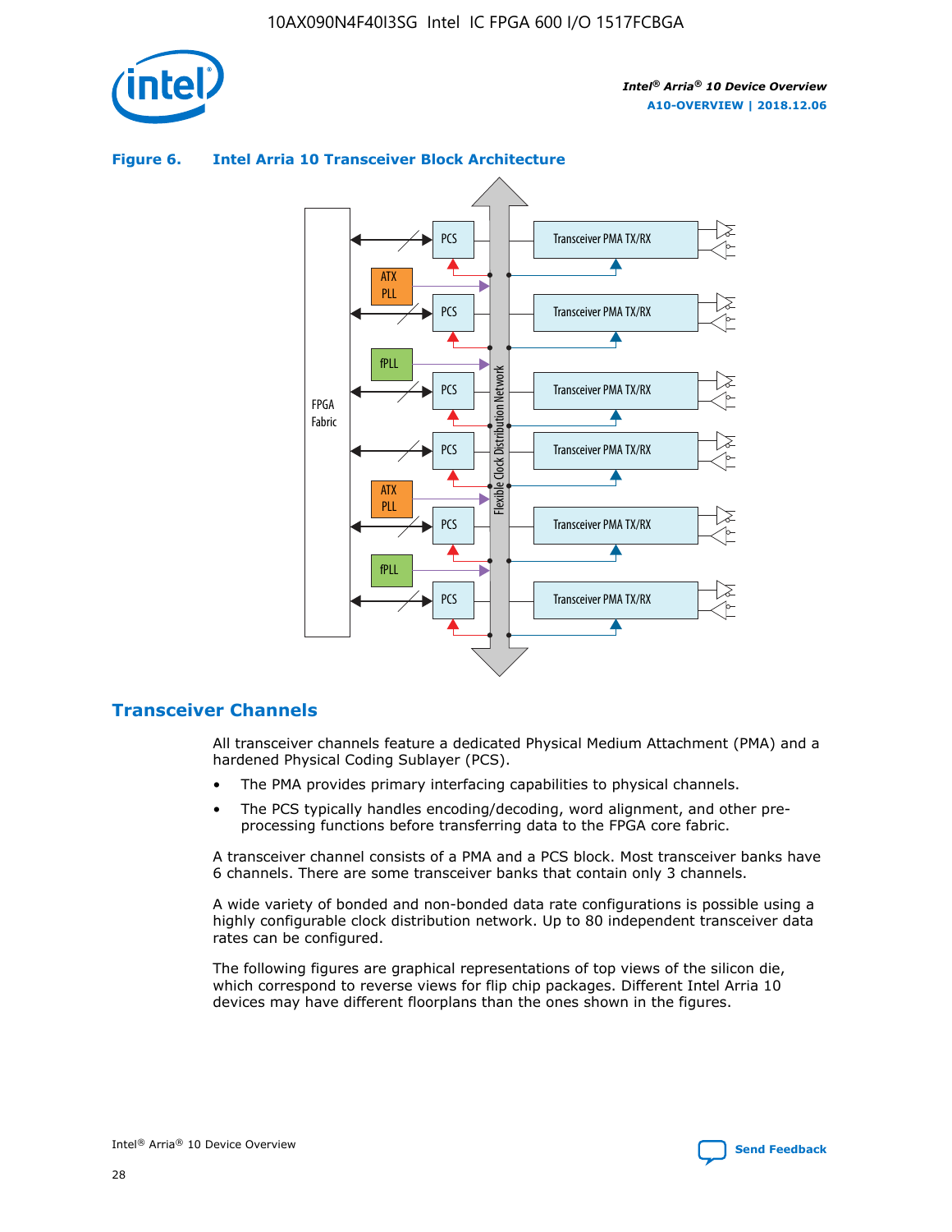**Figure 6. Intel Arria 10 Transceiver Block Architecture**

## Transceiver Channels

All transceiver channels feature a dedicated Physical Medium Attachment (PMA) and a hardened Physical Coding Sublayer (PCS).

- The PMA provides primary interfacing capabilities to physical channels.
- The PCS typically handles encoding/decoding, word alignment, and other pre-processing functions before transferring data to the FPGA core fabric.

A transceiver channel consists of a PMA and a PCS block. Most transceiver banks have 6 channels. There are some transceiver banks that contain only 3 channels.

A wide variety of bonded and non-bonded data rate configurations is possible using a highly configurable clock distribution network. Up to 80 independent transceiver data rates can be configured.

The following figures are graphical representations of top views of the silicon die, which correspond to reverse views for flip chip packages. Different Intel Arria 10 devices may have different floorplans than the ones shown in the figures.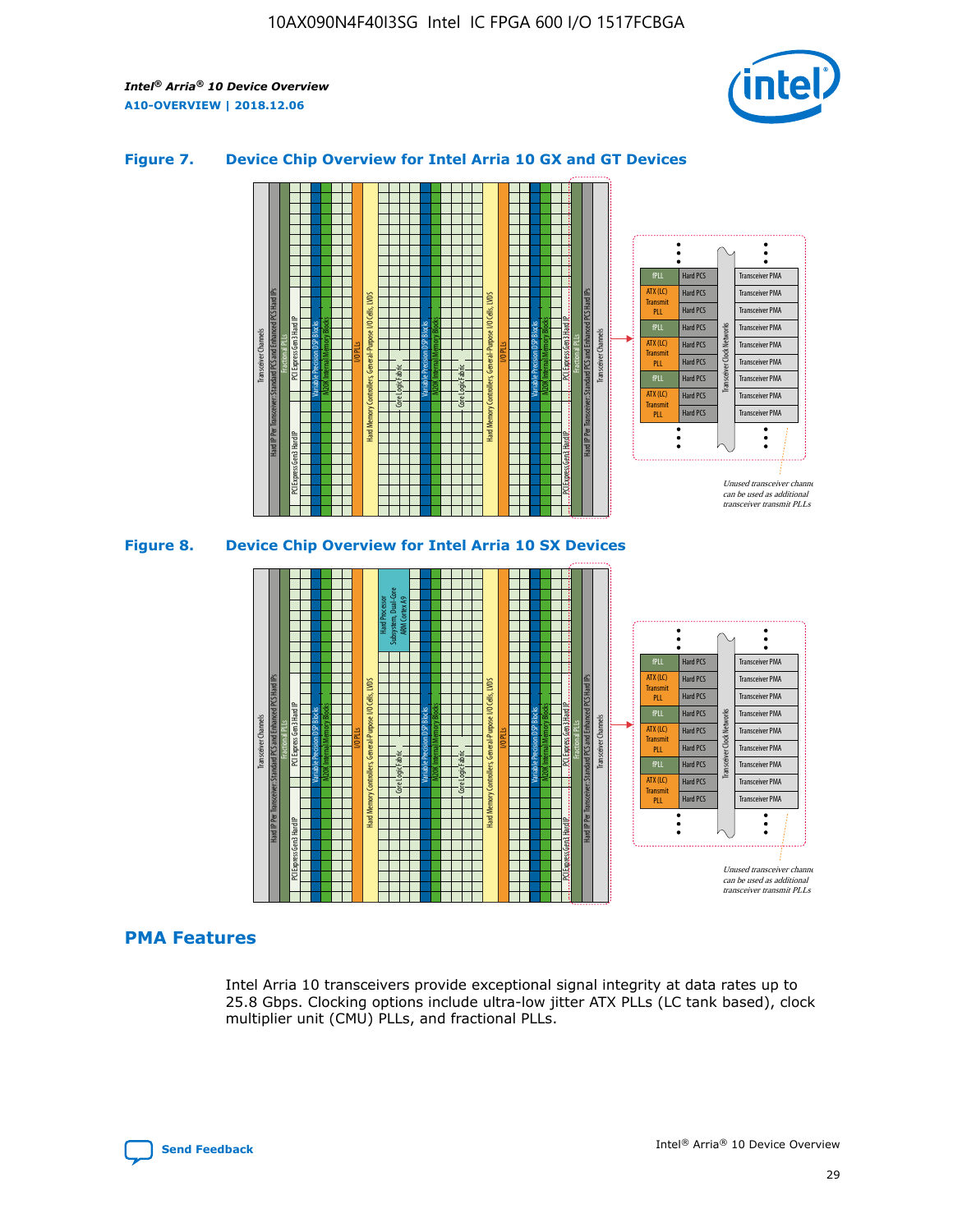## Figure 7. Device Chip Overview for Intel Arria 10 GX and GT Devices

## Figure 8. Device Chip Overview for Intel Arria 10 SX Devices

## PMA Features

Intel Arria 10 transceivers provide exceptional signal integrity at data rates up to 25.8 Gbps. Clocking options include ultra-low jitter ATX PLLs (LC tank based), clock multiplier unit (CMU) PLLs, and fractional PLLs.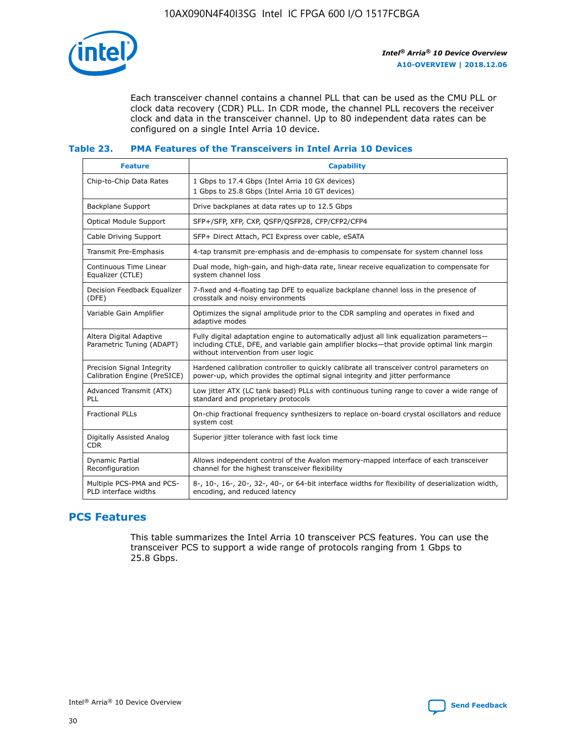Each transceiver channel contains a channel PLL that can be used as the CMU PLL or clock data recovery (CDR) PLL. In CDR mode, the channel PLL recovers the receiver clock and data in the transceiver channel. Up to 80 independent data rates can be configured on a single Intel Arria 10 device.

### Table 23. PMA Features of the Transceivers in Intel Arria 10 Devices

| Feature | Capability |
|---|---|
| Chip-to-Chip Data Rates | 1 Gbps to 17.4 Gbps (Intel Arria 10 GX devices)<br>1 Gbps to 25.8 Gbps (Intel Arria 10 GT devices) |
| Backplane Support | Drive backplanes at data rates up to 12.5 Gbps |
| Optical Module Support | SFP+/SFP, XFP, CXP, QSFP/QSFP28, CFP/CFP2/CFP4 |
| Cable Driving Support | SFP+ Direct Attach, PCI Express over cable, eSATA |
| Transmit Pre-Emphasis | 4-tap transmit pre-emphasis and de-emphasis to compensate for system channel loss |
| Continuous Time Linear Equalizer (CTLE) | Dual mode, high-gain, and high-data rate, linear receive equalization to compensate for system channel loss |
| Decision Feedback Equalizer (DFE) | 7-fixed and 4-floating tap DFE to equalize backplane channel loss in the presence of crosstalk and noisy environments |
| Variable Gain Amplifier | Optimizes the signal amplitude prior to the CDR sampling and operates in fixed and adaptive modes |
| Altera Digital Adaptive Parametric Tuning (ADAPT) | Fully digital adaptation engine to automatically adjust all link equalization parameters—including CTLE, DFE, and variable gain amplifier blocks—that provide optimal link margin without intervention from user logic |
| Precision Signal Integrity Calibration Engine (PreSICE) | Hardened calibration controller to quickly calibrate all transceiver control parameters on power-up, which provides the optimal signal integrity and jitter performance |
| Advanced Transmit (ATX) PLL | Low jitter ATX (LC tank based) PLLs with continuous tuning range to cover a wide range of standard and proprietary protocols |
| Fractional PLLs | On-chip fractional frequency synthesizers to replace on-board crystal oscillators and reduce system cost |
| Digitally Assisted Analog CDR | Superior jitter tolerance with fast lock time |
| Dynamic Partial Reconfiguration | Allows independent control of the Avalon memory-mapped interface of each transceiver channel for the highest transceiver flexibility |
| Multiple PCS-PMA and PCS-PLD interface widths | 8-, 10-, 16-, 20-, 32-, 40-, or 64-bit interface widths for flexibility of deserialization width, encoding, and reduced latency |

## PCS Features

This table summarizes the Intel Arria 10 transceiver PCS features. You can use the transceiver PCS to support a wide range of protocols ranging from 1 Gbps to 25.8 Gbps.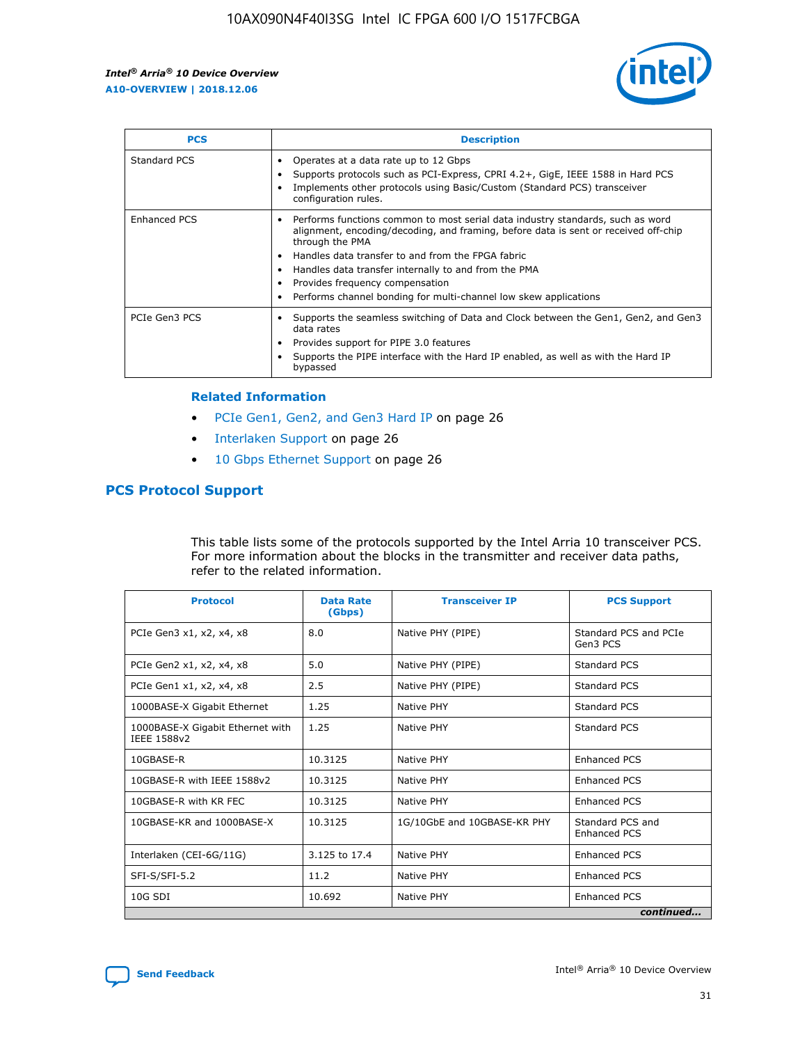| PCS | Description |
| --- | --- |
| Standard PCS | • Operates at a data rate up to 12 Gbps<br>• Supports protocols such as PCI-Express, CPRI 4.2+, GigE, IEEE 1588 in Hard PCS<br>• Implements other protocols using Basic/Custom (Standard PCS) transceiver configuration rules. |
| Enhanced PCS | • Performs functions common to most serial data industry standards, such as word alignment, encoding/decoding, and framing, before data is sent or received off-chip through the PMA<br>• Handles data transfer to and from the FPGA fabric<br>• Handles data transfer internally to and from the PMA<br>• Provides frequency compensation<br>• Performs channel bonding for multi-channel low skew applications |
| PCIe Gen3 PCS | • Supports the seamless switching of Data and Clock between the Gen1, Gen2, and Gen3 data rates<br>• Provides support for PIPE 3.0 features<br>• Supports the PIPE interface with the Hard IP enabled, as well as with the Hard IP bypassed |

### Related Information

- PCIe Gen1, Gen2, and Gen3 Hard IP on page 26
- Interlaken Support on page 26
- 10 Gbps Ethernet Support on page 26

## PCS Protocol Support

This table lists some of the protocols supported by the Intel Arria 10 transceiver PCS. For more information about the blocks in the transmitter and receiver data paths, refer to the related information.

| Protocol | Data Rate (Gbps) | Transceiver IP | PCS Support |
| --- | --- | --- | --- |
| PCIe Gen3 x1, x2, x4, x8 | 8.0 | Native PHY (PIPE) | Standard PCS and PCIe Gen3 PCS |
| PCIe Gen2 x1, x2, x4, x8 | 5.0 | Native PHY (PIPE) | Standard PCS |
| PCIe Gen1 x1, x2, x4, x8 | 2.5 | Native PHY (PIPE) | Standard PCS |
| 1000BASE-X Gigabit Ethernet | 1.25 | Native PHY | Standard PCS |
| 1000BASE-X Gigabit Ethernet with IEEE 1588v2 | 1.25 | Native PHY | Standard PCS |
| 10GBASE-R | 10.3125 | Native PHY | Enhanced PCS |
| 10GBASE-R with IEEE 1588v2 | 10.3125 | Native PHY | Enhanced PCS |
| 10GBASE-R with KR FEC | 10.3125 | Native PHY | Enhanced PCS |
| 10GBASE-KR and 1000BASE-X | 10.3125 | 1G/10GbE and 10GBASE-KR PHY | Standard PCS and Enhanced PCS |
| Interlaken (CEI-6G/11G) | 3.125 to 17.4 | Native PHY | Enhanced PCS |
| SFI-S/SFI-5.2 | 11.2 | Native PHY | Enhanced PCS |
| 10G SDI | 10.692 | Native PHY | Enhanced PCS |

*continued...*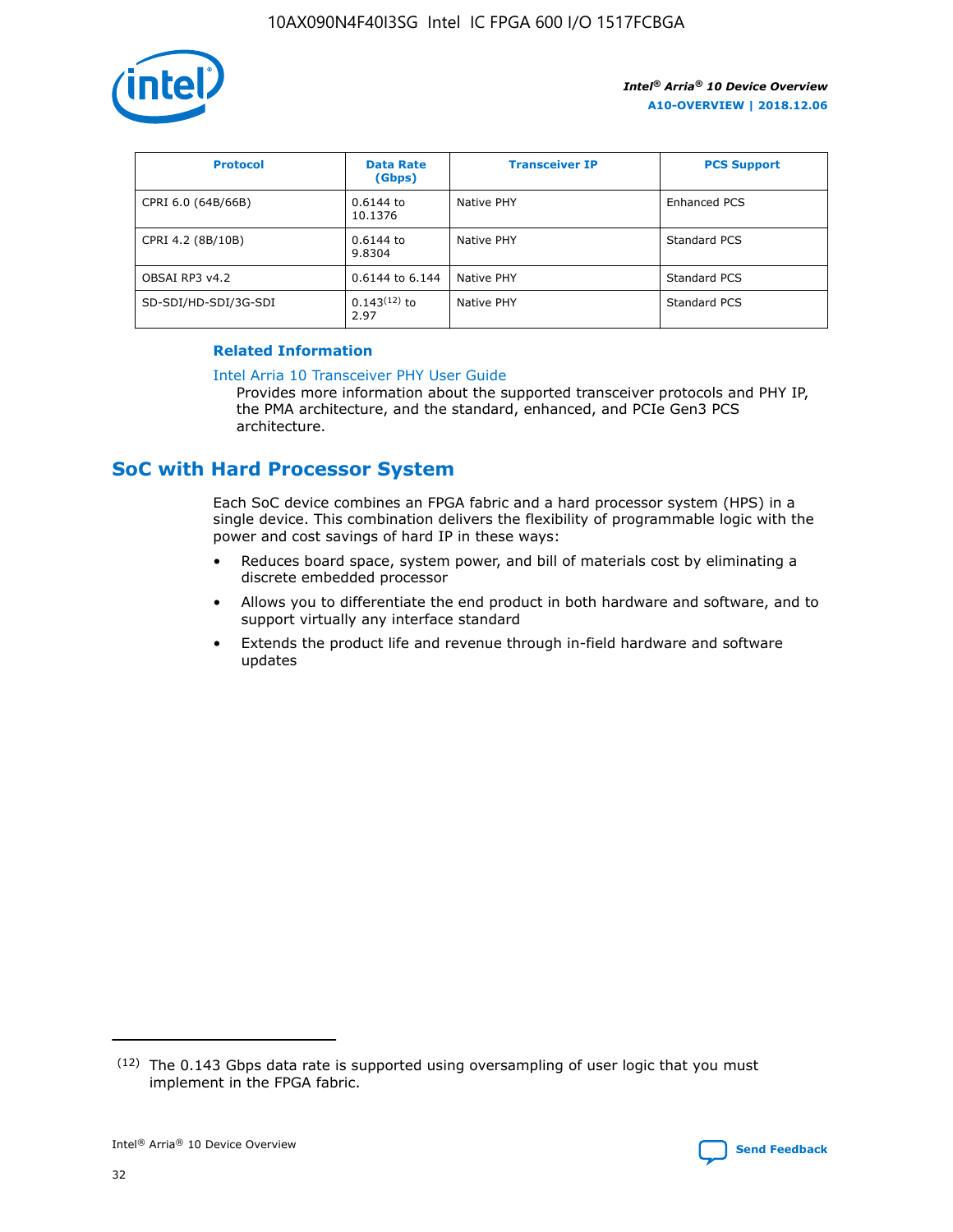| Protocol | Data Rate (Gbps) | Transceiver IP | PCS Support |
| --- | --- | --- | --- |
| CPRI 6.0 (64B/66B) | 0.6144 to 10.1376 | Native PHY | Enhanced PCS |
| CPRI 4.2 (8B/10B) | 0.6144 to 9.8304 | Native PHY | Standard PCS |
| OBSAI RP3 v4.2 | 0.6144 to 6.144 | Native PHY | Standard PCS |
| SD-SDI/HD-SDI/3G-SDI | 0.143[12] to 2.97 | Native PHY | Standard PCS |

**Related Information**

Intel Arria 10 Transceiver PHY User Guide
Provides more information about the supported transceiver protocols and PHY IP, the PMA architecture, and the standard, enhanced, and PCIe Gen3 PCS architecture.

## SoC with Hard Processor System

Each SoC device combines an FPGA fabric and a hard processor system (HPS) in a single device. This combination delivers the flexibility of programmable logic with the power and cost savings of hard IP in these ways:

- Reduces board space, system power, and bill of materials cost by eliminating a discrete embedded processor
- Allows you to differentiate the end product in both hardware and software, and to support virtually any interface standard
- Extends the product life and revenue through in-field hardware and software updates

[12] The 0.143 Gbps data rate is supported using oversampling of user logic that you must implement in the FPGA fabric.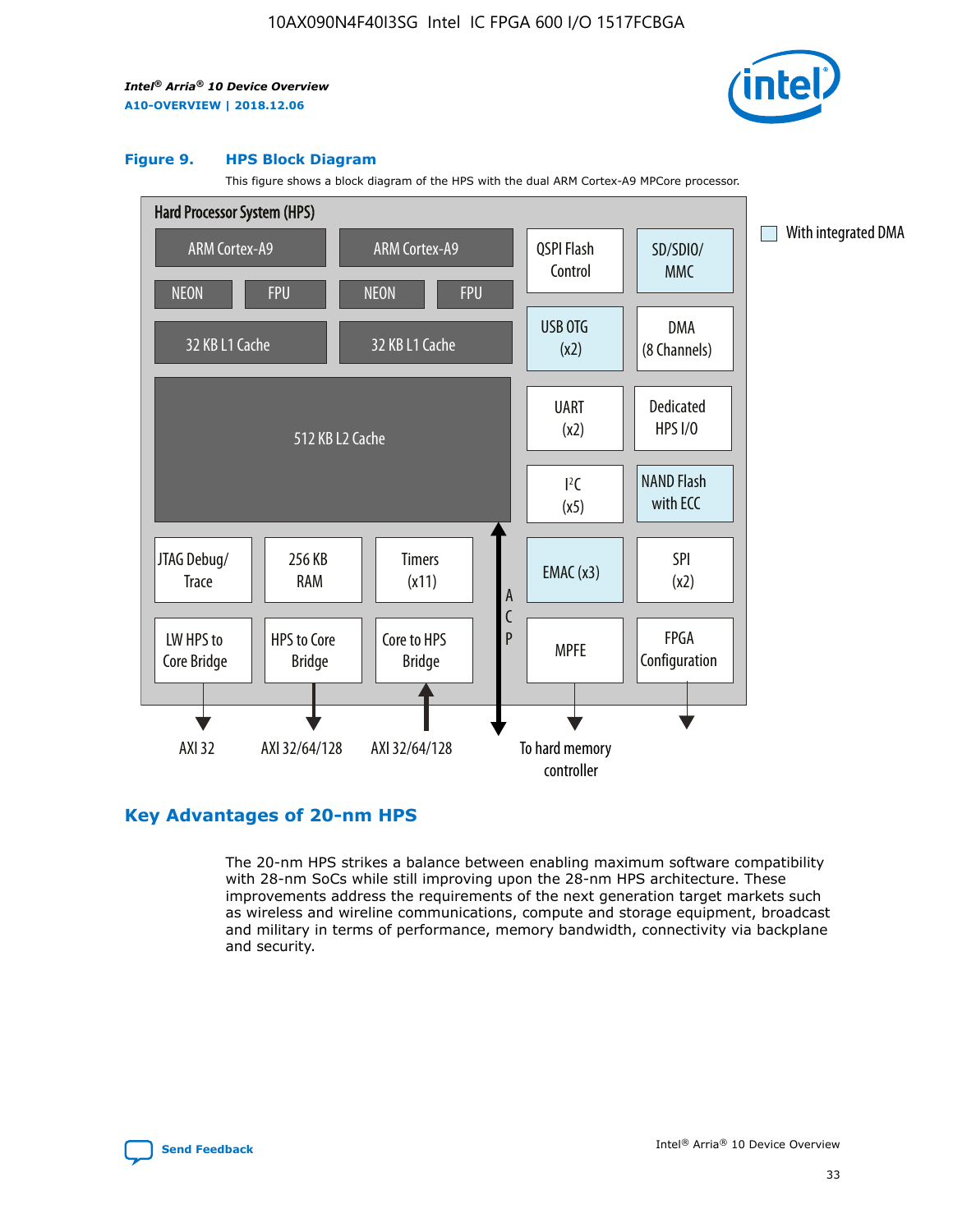### Figure 9. HPS Block Diagram

This figure shows a block diagram of the HPS with the dual ARM Cortex-A9 MPCore processor.

Hard Processor System (HPS)

ARM Cortex-A9 | ARM Cortex-A9 | QSPI Flash Control | SD/SDIO/ MMC

NEON | FPU | NEON | FPU

32 KB L1 Cache | 32 KB L1 Cache | USB OTG (x2) | DMA (8 Channels)

512 KB L2 Cache | UART (x2) | Dedicated HPS I/O | I²C (x5) | NAND Flash with ECC

JTAG Debug/ Trace | 256 KB RAM | Timers (x11) | ACP | EMAC (x3) | SPI (x2)

LW HPS to Core Bridge | HPS to Core Bridge | Core to HPS Bridge | MPFE | FPGA Configuration

AXI 32 | AXI 32/64/128 | AXI 32/64/128 | To hard memory controller

With integrated DMA

## Key Advantages of 20-nm HPS

The 20-nm HPS strikes a balance between enabling maximum software compatibility with 28-nm SoCs while still improving upon the 28-nm HPS architecture. These improvements address the requirements of the next generation target markets such as wireless and wireline communications, compute and storage equipment, broadcast and military in terms of performance, memory bandwidth, connectivity via backplane and security.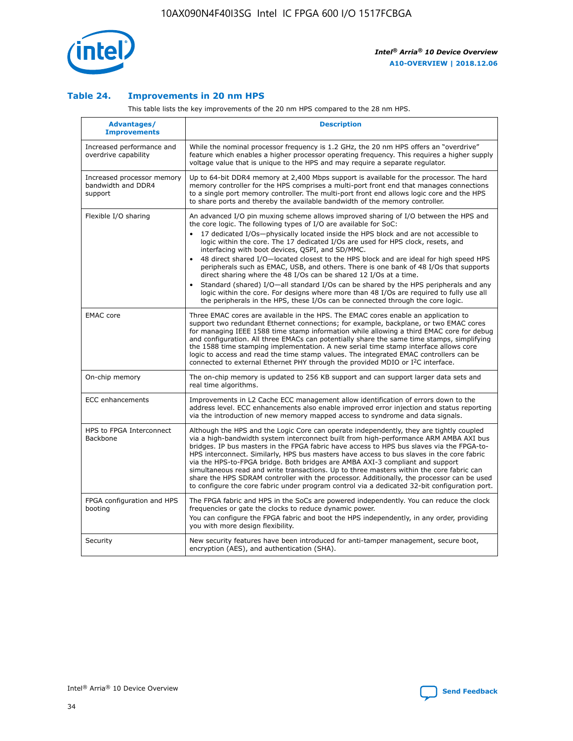### Table 24. Improvements in 20 nm HPS

This table lists the key improvements of the 20 nm HPS compared to the 28 nm HPS.

| Advantages/ Improvements | Description |
|---|---|
| Increased performance and overdrive capability | While the nominal processor frequency is 1.2 GHz, the 20 nm HPS offers an "overdrive" feature which enables a higher processor operating frequency. This requires a higher supply voltage value that is unique to the HPS and may require a separate regulator. |
| Increased processor memory bandwidth and DDR4 support | Up to 64-bit DDR4 memory at 2,400 Mbps support is available for the processor. The hard memory controller for the HPS comprises a multi-port front end that manages connections to a single port memory controller. The multi-port front end allows logic core and the HPS to share ports and thereby the available bandwidth of the memory controller. |
| Flexible I/O sharing | An advanced I/O pin muxing scheme allows improved sharing of I/O between the HPS and the core logic. The following types of I/O are available for SoC:<br>• 17 dedicated I/Os—physically located inside the HPS block and are not accessible to logic within the core. The 17 dedicated I/Os are used for HPS clock, resets, and interfacing with boot devices, QSPI, and SD/MMC.<br>• 48 direct shared I/O—located closest to the HPS block and are ideal for high speed HPS peripherals such as EMAC, USB, and others. There is one bank of 48 I/Os that supports direct sharing where the 48 I/Os can be shared 12 I/Os at a time.<br>• Standard (shared) I/O—all standard I/Os can be shared by the HPS peripherals and any logic within the core. For designs where more than 48 I/Os are required to fully use all the peripherals in the HPS, these I/Os can be connected through the core logic. |
| EMAC core | Three EMAC cores are available in the HPS. The EMAC cores enable an application to support two redundant Ethernet connections; for example, backplane, or two EMAC cores for managing IEEE 1588 time stamp information while allowing a third EMAC core for debug and configuration. All three EMACs can potentially share the same time stamps, simplifying the 1588 time stamping implementation. A new serial time stamp interface allows core logic to access and read the time stamp values. The integrated EMAC controllers can be connected to external Ethernet PHY through the provided MDIO or I²C interface. |
| On-chip memory | The on-chip memory is updated to 256 KB support and can support larger data sets and real time algorithms. |
| ECC enhancements | Improvements in L2 Cache ECC management allow identification of errors down to the address level. ECC enhancements also enable improved error injection and status reporting via the introduction of new memory mapped access to syndrome and data signals. |
| HPS to FPGA Interconnect Backbone | Although the HPS and the Logic Core can operate independently, they are tightly coupled via a high-bandwidth system interconnect built from high-performance ARM AMBA AXI bus bridges. IP bus masters in the FPGA fabric have access to HPS bus slaves via the FPGA-to-HPS interconnect. Similarly, HPS bus masters have access to bus slaves in the core fabric via the HPS-to-FPGA bridge. Both bridges are AMBA AXI-3 compliant and support simultaneous read and write transactions. Up to three masters within the core fabric can share the HPS SDRAM controller with the processor. Additionally, the processor can be used to configure the core fabric under program control via a dedicated 32-bit configuration port. |
| FPGA configuration and HPS booting | The FPGA fabric and HPS in the SoCs are powered independently. You can reduce the clock frequencies or gate the clocks to reduce dynamic power.<br>You can configure the FPGA fabric and boot the HPS independently, in any order, providing you with more design flexibility. |
| Security | New security features have been introduced for anti-tamper management, secure boot, encryption (AES), and authentication (SHA). |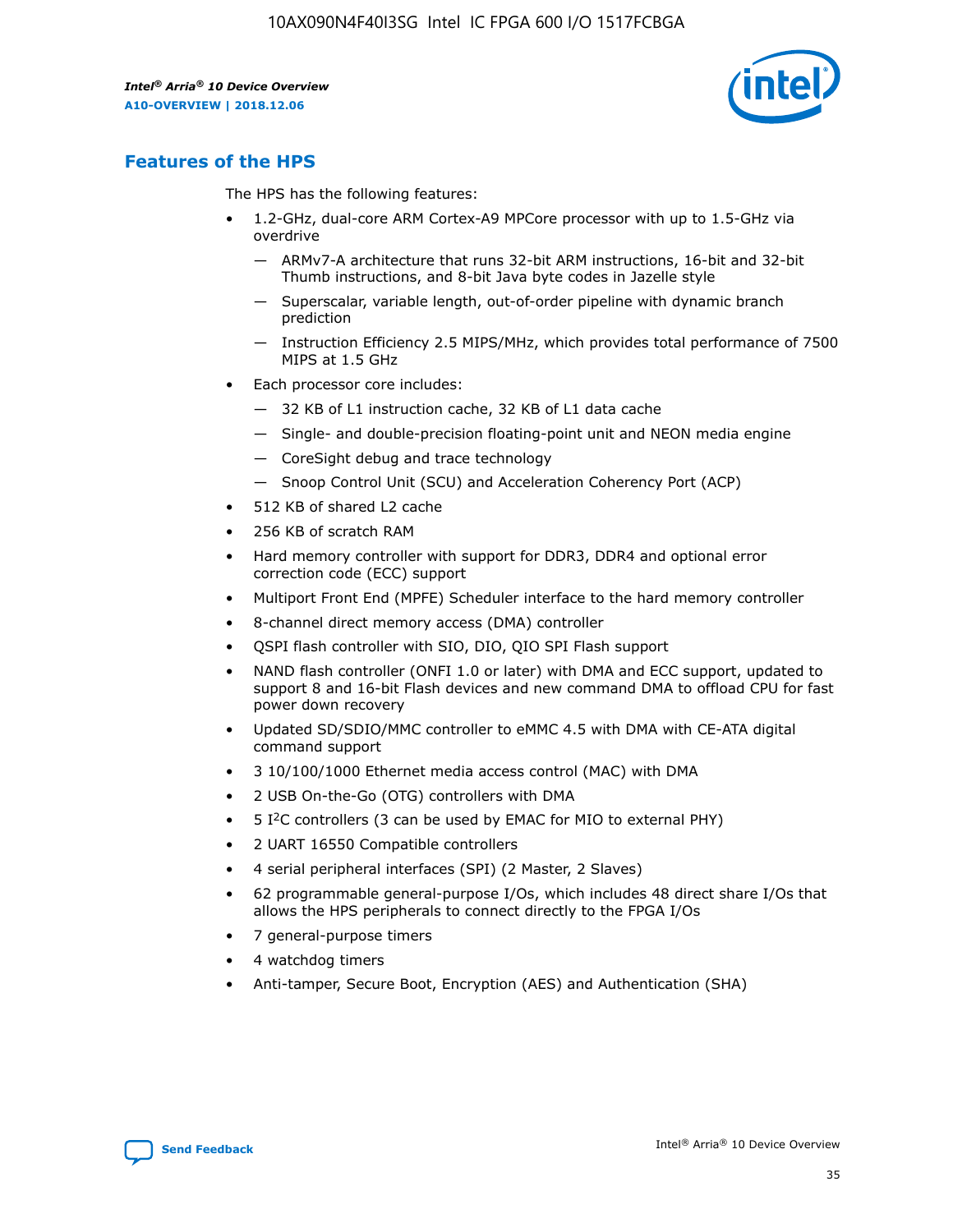## Features of the HPS

The HPS has the following features:

- 1.2-GHz, dual-core ARM Cortex-A9 MPCore processor with up to 1.5-GHz via overdrive
  - — ARMv7-A architecture that runs 32-bit ARM instructions, 16-bit and 32-bit Thumb instructions, and 8-bit Java byte codes in Jazelle style
  - — Superscalar, variable length, out-of-order pipeline with dynamic branch prediction
  - — Instruction Efficiency 2.5 MIPS/MHz, which provides total performance of 7500 MIPS at 1.5 GHz
- Each processor core includes:
  - — 32 KB of L1 instruction cache, 32 KB of L1 data cache
  - — Single- and double-precision floating-point unit and NEON media engine
  - — CoreSight debug and trace technology
  - — Snoop Control Unit (SCU) and Acceleration Coherency Port (ACP)
- 512 KB of shared L2 cache
- 256 KB of scratch RAM
- Hard memory controller with support for DDR3, DDR4 and optional error correction code (ECC) support
- Multiport Front End (MPFE) Scheduler interface to the hard memory controller
- 8-channel direct memory access (DMA) controller
- QSPI flash controller with SIO, DIO, QIO SPI Flash support
- NAND flash controller (ONFI 1.0 or later) with DMA and ECC support, updated to support 8 and 16-bit Flash devices and new command DMA to offload CPU for fast power down recovery
- Updated SD/SDIO/MMC controller to eMMC 4.5 with DMA with CE-ATA digital command support
- 3 10/100/1000 Ethernet media access control (MAC) with DMA
- 2 USB On-the-Go (OTG) controllers with DMA
- 5 I²C controllers (3 can be used by EMAC for MIO to external PHY)
- 2 UART 16550 Compatible controllers
- 4 serial peripheral interfaces (SPI) (2 Master, 2 Slaves)
- 62 programmable general-purpose I/Os, which includes 48 direct share I/Os that allows the HPS peripherals to connect directly to the FPGA I/Os
- 7 general-purpose timers
- 4 watchdog timers
- Anti-tamper, Secure Boot, Encryption (AES) and Authentication (SHA)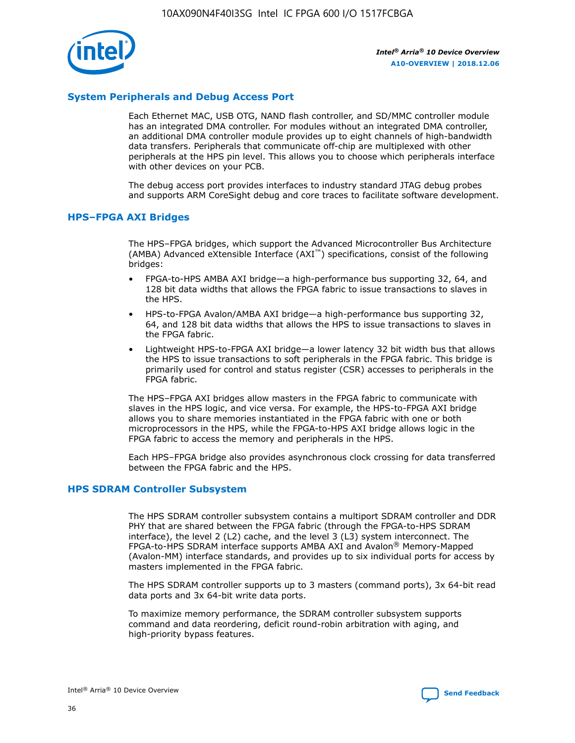## System Peripherals and Debug Access Port

Each Ethernet MAC, USB OTG, NAND flash controller, and SD/MMC controller module has an integrated DMA controller. For modules without an integrated DMA controller, an additional DMA controller module provides up to eight channels of high-bandwidth data transfers. Peripherals that communicate off-chip are multiplexed with other peripherals at the HPS pin level. This allows you to choose which peripherals interface with other devices on your PCB.

The debug access port provides interfaces to industry standard JTAG debug probes and supports ARM CoreSight debug and core traces to facilitate software development.

## HPS–FPGA AXI Bridges

The HPS–FPGA bridges, which support the Advanced Microcontroller Bus Architecture (AMBA) Advanced eXtensible Interface (AXI™) specifications, consist of the following bridges:

- FPGA-to-HPS AMBA AXI bridge—a high-performance bus supporting 32, 64, and 128 bit data widths that allows the FPGA fabric to issue transactions to slaves in the HPS.
- HPS-to-FPGA Avalon/AMBA AXI bridge—a high-performance bus supporting 32, 64, and 128 bit data widths that allows the HPS to issue transactions to slaves in the FPGA fabric.
- Lightweight HPS-to-FPGA AXI bridge—a lower latency 32 bit width bus that allows the HPS to issue transactions to soft peripherals in the FPGA fabric. This bridge is primarily used for control and status register (CSR) accesses to peripherals in the FPGA fabric.

The HPS–FPGA AXI bridges allow masters in the FPGA fabric to communicate with slaves in the HPS logic, and vice versa. For example, the HPS-to-FPGA AXI bridge allows you to share memories instantiated in the FPGA fabric with one or both microprocessors in the HPS, while the FPGA-to-HPS AXI bridge allows logic in the FPGA fabric to access the memory and peripherals in the HPS.

Each HPS–FPGA bridge also provides asynchronous clock crossing for data transferred between the FPGA fabric and the HPS.

## HPS SDRAM Controller Subsystem

The HPS SDRAM controller subsystem contains a multiport SDRAM controller and DDR PHY that are shared between the FPGA fabric (through the FPGA-to-HPS SDRAM interface), the level 2 (L2) cache, and the level 3 (L3) system interconnect. The FPGA-to-HPS SDRAM interface supports AMBA AXI and Avalon® Memory-Mapped (Avalon-MM) interface standards, and provides up to six individual ports for access by masters implemented in the FPGA fabric.

The HPS SDRAM controller supports up to 3 masters (command ports), 3x 64-bit read data ports and 3x 64-bit write data ports.

To maximize memory performance, the SDRAM controller subsystem supports command and data reordering, deficit round-robin arbitration with aging, and high-priority bypass features.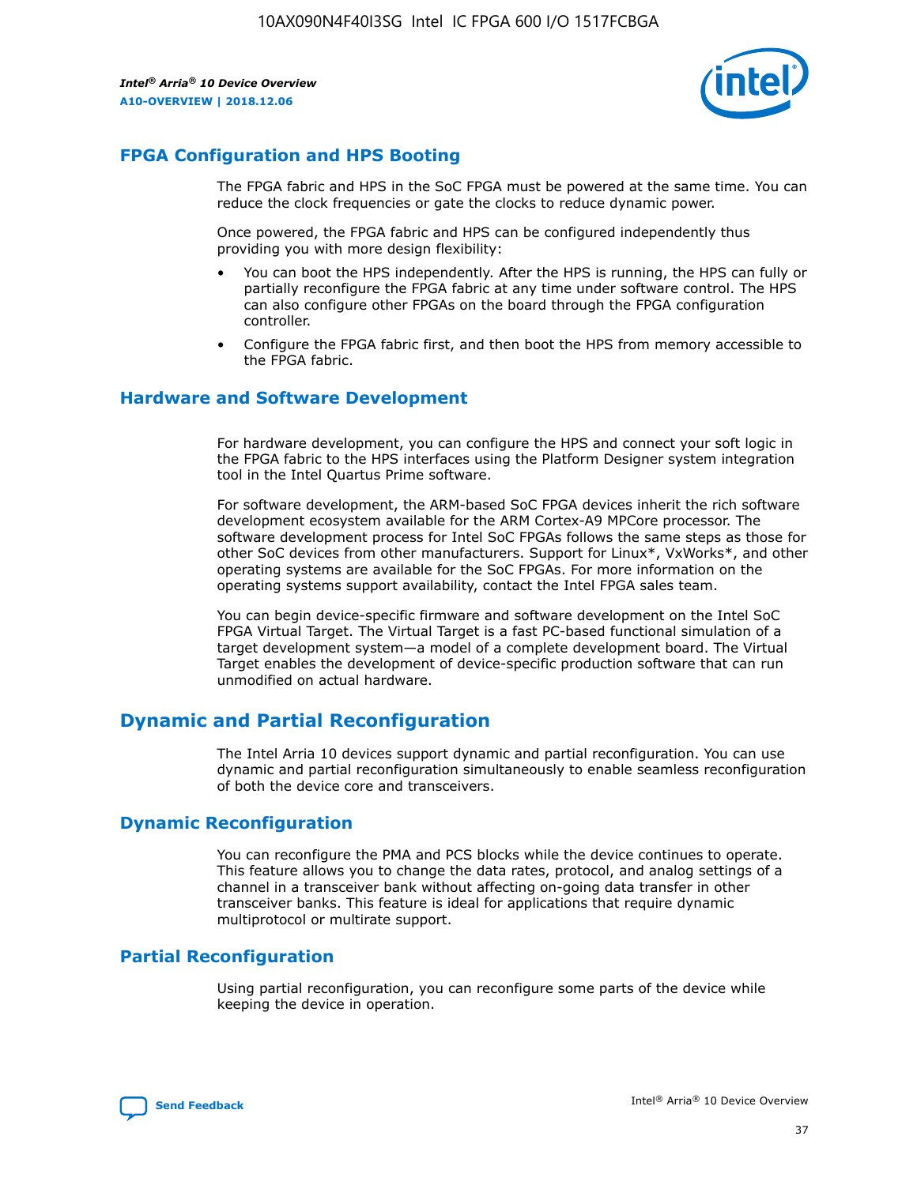## FPGA Configuration and HPS Booting

The FPGA fabric and HPS in the SoC FPGA must be powered at the same time. You can reduce the clock frequencies or gate the clocks to reduce dynamic power.

Once powered, the FPGA fabric and HPS can be configured independently thus providing you with more design flexibility:

- You can boot the HPS independently. After the HPS is running, the HPS can fully or partially reconfigure the FPGA fabric at any time under software control. The HPS can also configure other FPGAs on the board through the FPGA configuration controller.
- Configure the FPGA fabric first, and then boot the HPS from memory accessible to the FPGA fabric.

## Hardware and Software Development

For hardware development, you can configure the HPS and connect your soft logic in the FPGA fabric to the HPS interfaces using the Platform Designer system integration tool in the Intel Quartus Prime software.

For software development, the ARM-based SoC FPGA devices inherit the rich software development ecosystem available for the ARM Cortex-A9 MPCore processor. The software development process for Intel SoC FPGAs follows the same steps as those for other SoC devices from other manufacturers. Support for Linux*, VxWorks*, and other operating systems are available for the SoC FPGAs. For more information on the operating systems support availability, contact the Intel FPGA sales team.

You can begin device-specific firmware and software development on the Intel SoC FPGA Virtual Target. The Virtual Target is a fast PC-based functional simulation of a target development system—a model of a complete development board. The Virtual Target enables the development of device-specific production software that can run unmodified on actual hardware.

# Dynamic and Partial Reconfiguration

The Intel Arria 10 devices support dynamic and partial reconfiguration. You can use dynamic and partial reconfiguration simultaneously to enable seamless reconfiguration of both the device core and transceivers.

## Dynamic Reconfiguration

You can reconfigure the PMA and PCS blocks while the device continues to operate. This feature allows you to change the data rates, protocol, and analog settings of a channel in a transceiver bank without affecting on-going data transfer in other transceiver banks. This feature is ideal for applications that require dynamic multiprotocol or multirate support.

## Partial Reconfiguration

Using partial reconfiguration, you can reconfigure some parts of the device while keeping the device in operation.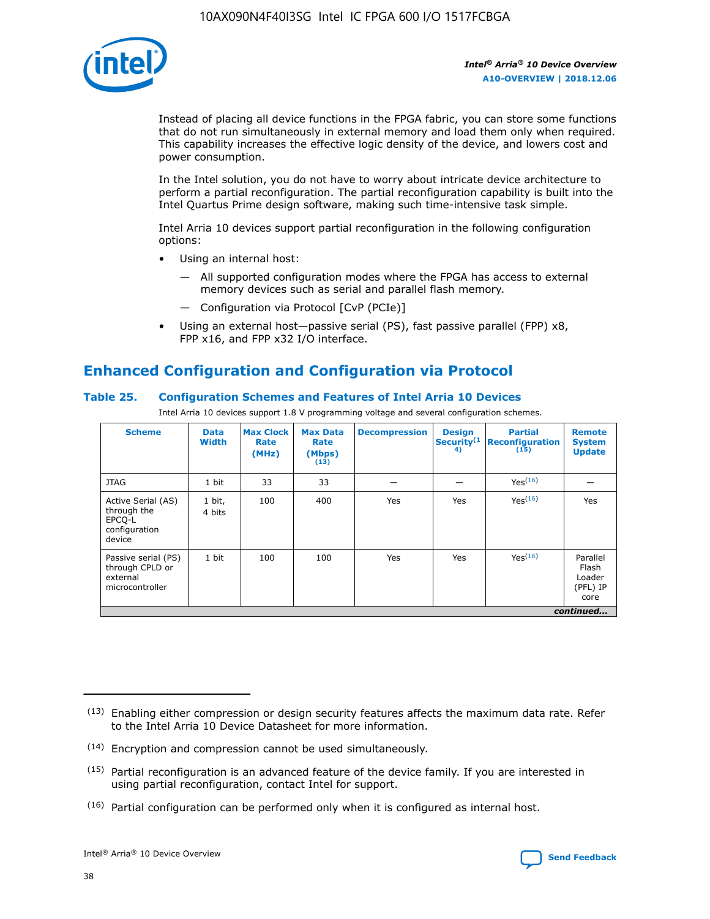Instead of placing all device functions in the FPGA fabric, you can store some functions that do not run simultaneously in external memory and load them only when required. This capability increases the effective logic density of the device, and lowers cost and power consumption.

In the Intel solution, you do not have to worry about intricate device architecture to perform a partial reconfiguration. The partial reconfiguration capability is built into the Intel Quartus Prime design software, making such time-intensive task simple.

Intel Arria 10 devices support partial reconfiguration in the following configuration options:

- Using an internal host:
  - All supported configuration modes where the FPGA has access to external memory devices such as serial and parallel flash memory.
  - Configuration via Protocol [CvP (PCIe)]
- Using an external host—passive serial (PS), fast passive parallel (FPP) x8, FPP x16, and FPP x32 I/O interface.

## Enhanced Configuration and Configuration via Protocol

### Table 25. Configuration Schemes and Features of Intel Arria 10 Devices

Intel Arria 10 devices support 1.8 V programming voltage and several configuration schemes.

| Scheme | Data Width | Max Clock Rate (MHz) | Max Data Rate (Mbps) (13) | Decompression | Design Security(14) | Partial Reconfiguration (15) | Remote System Update |
|---|---|---|---|---|---|---|---|
| JTAG | 1 bit | 33 | 33 | — | — | Yes(16) | — |
| Active Serial (AS) through the EPCQ-L configuration device | 1 bit, 4 bits | 100 | 400 | Yes | Yes | Yes(16) | Yes |
| Passive serial (PS) through CPLD or external microcontroller | 1 bit | 100 | 100 | Yes | Yes | Yes(16) | Parallel Flash Loader (PFL) IP core |

*continued...*

(13) Enabling either compression or design security features affects the maximum data rate. Refer to the Intel Arria 10 Device Datasheet for more information.

(14) Encryption and compression cannot be used simultaneously.

(15) Partial reconfiguration is an advanced feature of the device family. If you are interested in using partial reconfiguration, contact Intel for support.

(16) Partial configuration can be performed only when it is configured as internal host.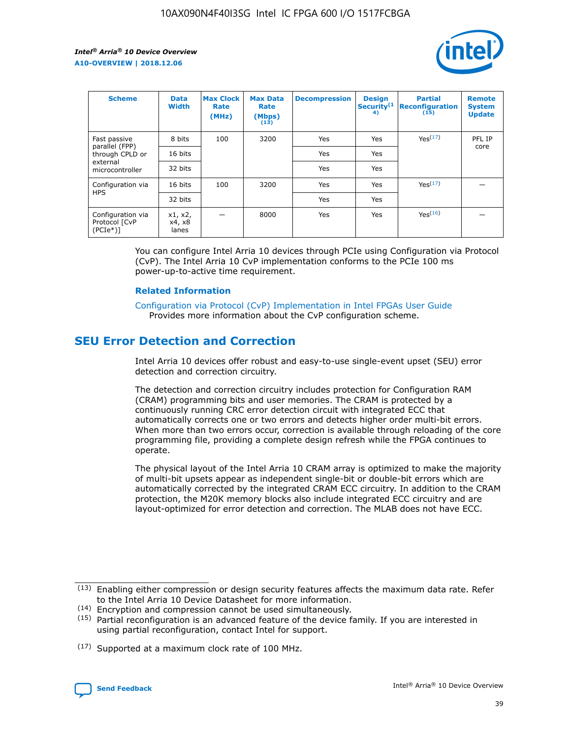| Scheme | Data Width | Max Clock Rate (MHz) | Max Data Rate (Mbps)[13] | Decompression | Design Security[14] | Partial Reconfiguration[15] | Remote System Update |
|---|---|---|---|---|---|---|---|
| Fast passive parallel (FPP) through CPLD or external microcontroller | 8 bits | 100 | 3200 | Yes | Yes | Yes[17] | PFL IP core |
| | 16 bits | | | Yes | Yes | | |
| | 32 bits | | | Yes | Yes | | |
| Configuration via HPS | 16 bits | 100 | 3200 | Yes | Yes | Yes[17] | — |
| | 32 bits | | | Yes | Yes | | |
| Configuration via Protocol [CvP (PCIe*)] | x1, x2, x4, x8 lanes | — | 8000 | Yes | Yes | Yes[16] | — |

You can configure Intel Arria 10 devices through PCIe using Configuration via Protocol (CvP). The Intel Arria 10 CvP implementation conforms to the PCIe 100 ms power-up-to-active time requirement.

### Related Information

Configuration via Protocol (CvP) Implementation in Intel FPGAs User Guide
Provides more information about the CvP configuration scheme.

## SEU Error Detection and Correction

Intel Arria 10 devices offer robust and easy-to-use single-event upset (SEU) error detection and correction circuitry.

The detection and correction circuitry includes protection for Configuration RAM (CRAM) programming bits and user memories. The CRAM is protected by a continuously running CRC error detection circuit with integrated ECC that automatically corrects one or two errors and detects higher order multi-bit errors. When more than two errors occur, correction is available through reloading of the core programming file, providing a complete design refresh while the FPGA continues to operate.

The physical layout of the Intel Arria 10 CRAM array is optimized to make the majority of multi-bit upsets appear as independent single-bit or double-bit errors which are automatically corrected by the integrated CRAM ECC circuitry. In addition to the CRAM protection, the M20K memory blocks also include integrated ECC circuitry and are layout-optimized for error detection and correction. The MLAB does not have ECC.

(13) Enabling either compression or design security features affects the maximum data rate. Refer to the Intel Arria 10 Device Datasheet for more information.

(14) Encryption and compression cannot be used simultaneously.

(15) Partial reconfiguration is an advanced feature of the device family. If you are interested in using partial reconfiguration, contact Intel for support.

(17) Supported at a maximum clock rate of 100 MHz.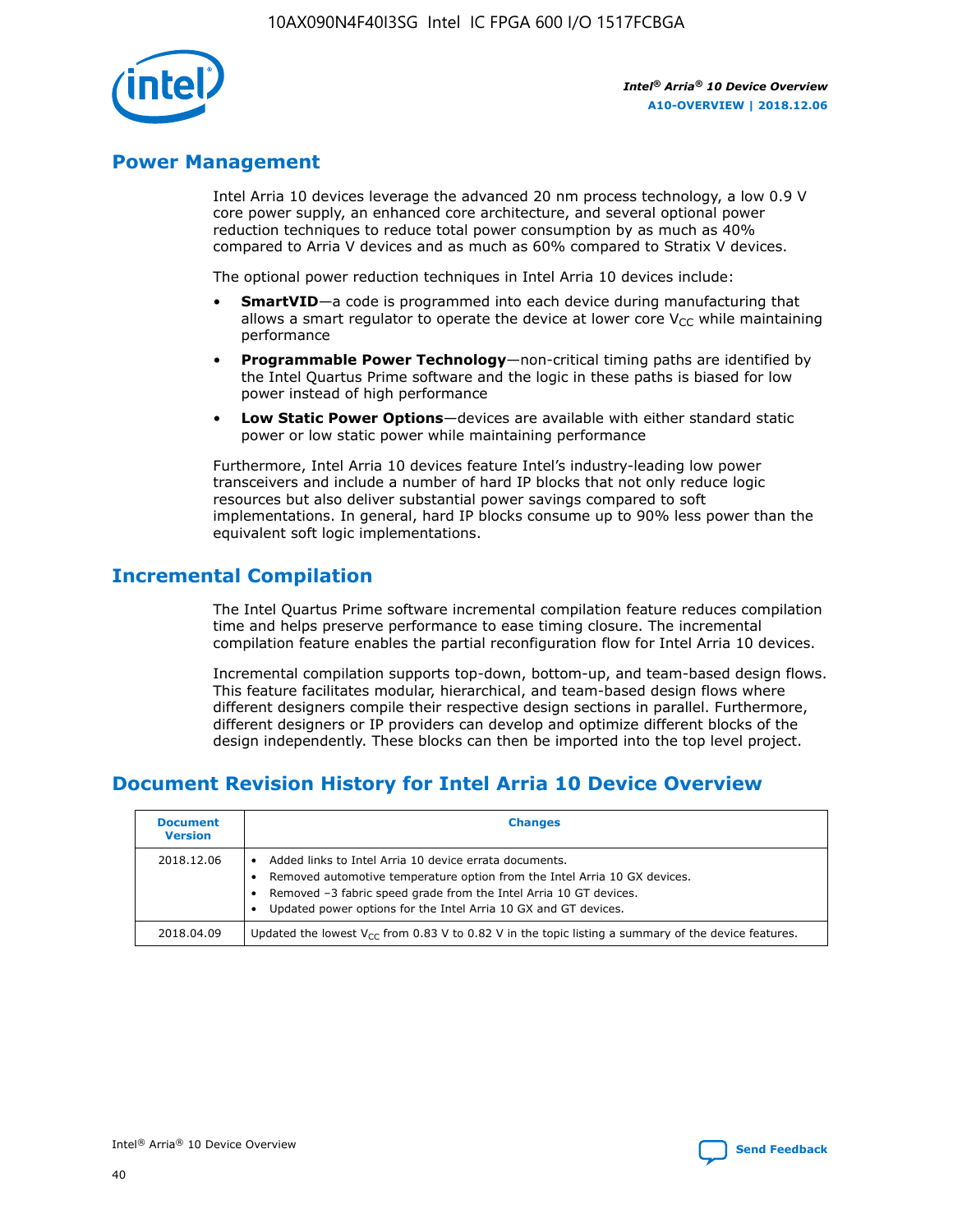## Power Management

Intel Arria 10 devices leverage the advanced 20 nm process technology, a low 0.9 V core power supply, an enhanced core architecture, and several optional power reduction techniques to reduce total power consumption by as much as 40% compared to Arria V devices and as much as 60% compared to Stratix V devices.

The optional power reduction techniques in Intel Arria 10 devices include:

- **SmartVID**—a code is programmed into each device during manufacturing that allows a smart regulator to operate the device at lower core $V_{CC}$ while maintaining performance
- **Programmable Power Technology**—non-critical timing paths are identified by the Intel Quartus Prime software and the logic in these paths is biased for low power instead of high performance
- **Low Static Power Options**—devices are available with either standard static power or low static power while maintaining performance

Furthermore, Intel Arria 10 devices feature Intel's industry-leading low power transceivers and include a number of hard IP blocks that not only reduce logic resources but also deliver substantial power savings compared to soft implementations. In general, hard IP blocks consume up to 90% less power than the equivalent soft logic implementations.

## Incremental Compilation

The Intel Quartus Prime software incremental compilation feature reduces compilation time and helps preserve performance to ease timing closure. The incremental compilation feature enables the partial reconfiguration flow for Intel Arria 10 devices.

Incremental compilation supports top-down, bottom-up, and team-based design flows. This feature facilitates modular, hierarchical, and team-based design flows where different designers compile their respective design sections in parallel. Furthermore, different designers or IP providers can develop and optimize different blocks of the design independently. These blocks can then be imported into the top level project.

## Document Revision History for Intel Arria 10 Device Overview

| Document Version | Changes |
| --- | --- |
| 2018.12.06 | • Added links to Intel Arria 10 device errata documents.<br>• Removed automotive temperature option from the Intel Arria 10 GX devices.<br>• Removed –3 fabric speed grade from the Intel Arria 10 GT devices.<br>• Updated power options for the Intel Arria 10 GX and GT devices. |
| 2018.04.09 | Updated the lowest $V_{CC}$ from 0.83 V to 0.82 V in the topic listing a summary of the device features. |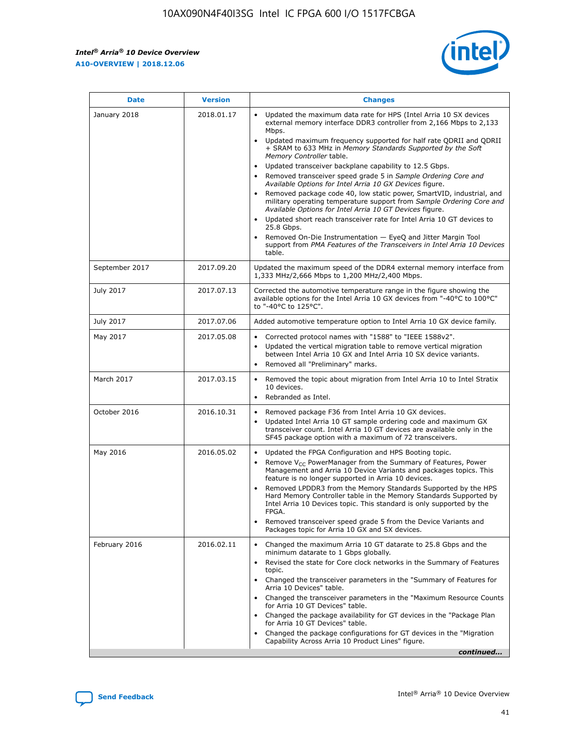| Date | Version | Changes |
| --- | --- | --- |
| January 2018 | 2018.01.17 | • Updated the maximum data rate for HPS (Intel Arria 10 SX devices external memory interface DDR3 controller from 2,166 Mbps to 2,133 Mbps.<br>• Updated maximum frequency supported for half rate QDRII and QDRII + SRAM to 633 MHz in *Memory Standards Supported by the Soft Memory Controller* table.<br>• Updated transceiver backplane capability to 12.5 Gbps.<br>• Removed transceiver speed grade 5 in *Sample Ordering Core and Available Options for Intel Arria 10 GX Devices* figure.<br>• Removed package code 40, low static power, SmartVID, industrial, and military operating temperature support from *Sample Ordering Core and Available Options for Intel Arria 10 GT Devices* figure.<br>• Updated short reach transceiver rate for Intel Arria 10 GT devices to 25.8 Gbps.<br>• Removed On-Die Instrumentation — EyeQ and Jitter Margin Tool support from *PMA Features of the Transceivers in Intel Arria 10 Devices* table. |
| September 2017 | 2017.09.20 | Updated the maximum speed of the DDR4 external memory interface from 1,333 MHz/2,666 Mbps to 1,200 MHz/2,400 Mbps. |
| July 2017 | 2017.07.13 | Corrected the automotive temperature range in the figure showing the available options for the Intel Arria 10 GX devices from "-40°C to 100°C" to "-40°C to 125°C". |
| July 2017 | 2017.07.06 | Added automotive temperature option to Intel Arria 10 GX device family. |
| May 2017 | 2017.05.08 | • Corrected protocol names with "1588" to "IEEE 1588v2".<br>• Updated the vertical migration table to remove vertical migration between Intel Arria 10 GX and Intel Arria 10 SX device variants.<br>• Removed all "Preliminary" marks. |
| March 2017 | 2017.03.15 | • Removed the topic about migration from Intel Arria 10 to Intel Stratix 10 devices.<br>• Rebranded as Intel. |
| October 2016 | 2016.10.31 | • Removed package F36 from Intel Arria 10 GX devices.<br>• Updated Intel Arria 10 GT sample ordering code and maximum GX transceiver count. Intel Arria 10 GT devices are available only in the SF45 package option with a maximum of 72 transceivers. |
| May 2016 | 2016.05.02 | • Updated the FPGA Configuration and HPS Booting topic.<br>• Remove $V_{CC}$ PowerManager from the Summary of Features, Power Management and Arria 10 Device Variants and packages topics. This feature is no longer supported in Arria 10 devices.<br>• Removed LPDDR3 from the Memory Standards Supported by the HPS Hard Memory Controller table in the Memory Standards Supported by Intel Arria 10 Devices topic. This standard is only supported by the FPGA.<br>• Removed transceiver speed grade 5 from the Device Variants and Packages topic for Arria 10 GX and SX devices. |
| February 2016 | 2016.02.11 | • Changed the maximum Arria 10 GT datarate to 25.8 Gbps and the minimum datarate to 1 Gbps globally.<br>• Revised the state for Core clock networks in the Summary of Features topic.<br>• Changed the transceiver parameters in the "Summary of Features for Arria 10 Devices" table.<br>• Changed the transceiver parameters in the "Maximum Resource Counts for Arria 10 GT Devices" table.<br>• Changed the package availability for GT devices in the "Package Plan for Arria 10 GT Devices" table.<br>• Changed the package configurations for GT devices in the "Migration Capability Across Arria 10 Product Lines" figure. |

*continued...*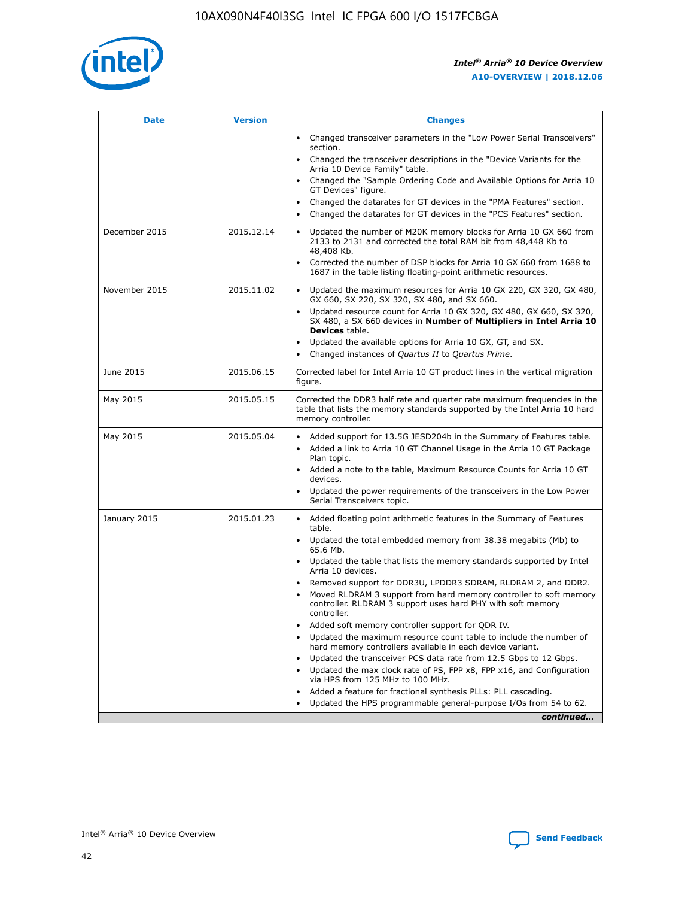| Date | Version | Changes |
| --- | --- | --- |
| | | • Changed transceiver parameters in the "Low Power Serial Transceivers" section.<br>• Changed the transceiver descriptions in the "Device Variants for the Arria 10 Device Family" table.<br>• Changed the "Sample Ordering Code and Available Options for Arria 10 GT Devices" figure.<br>• Changed the datarates for GT devices in the "PMA Features" section.<br>• Changed the datarates for GT devices in the "PCS Features" section. |
| December 2015 | 2015.12.14 | • Updated the number of M20K memory blocks for Arria 10 GX 660 from 2133 to 2131 and corrected the total RAM bit from 48,448 Kb to 48,408 Kb.<br>• Corrected the number of DSP blocks for Arria 10 GX 660 from 1688 to 1687 in the table listing floating-point arithmetic resources. |
| November 2015 | 2015.11.02 | • Updated the maximum resources for Arria 10 GX 220, GX 320, GX 480, GX 660, SX 220, SX 320, SX 480, and SX 660.<br>• Updated resource count for Arria 10 GX 320, GX 480, GX 660, SX 320, SX 480, a SX 660 devices in **Number of Multipliers in Intel Arria 10 Devices** table.<br>• Updated the available options for Arria 10 GX, GT, and SX.<br>• Changed instances of *Quartus II* to *Quartus Prime*. |
| June 2015 | 2015.06.15 | Corrected label for Intel Arria 10 GT product lines in the vertical migration figure. |
| May 2015 | 2015.05.15 | Corrected the DDR3 half rate and quarter rate maximum frequencies in the table that lists the memory standards supported by the Intel Arria 10 hard memory controller. |
| May 2015 | 2015.05.04 | • Added support for 13.5G JESD204b in the Summary of Features table.<br>• Added a link to Arria 10 GT Channel Usage in the Arria 10 GT Package Plan topic.<br>• Added a note to the table, Maximum Resource Counts for Arria 10 GT devices.<br>• Updated the power requirements of the transceivers in the Low Power Serial Transceivers topic. |
| January 2015 | 2015.01.23 | • Added floating point arithmetic features in the Summary of Features table.<br>• Updated the total embedded memory from 38.38 megabits (Mb) to 65.6 Mb.<br>• Updated the table that lists the memory standards supported by Intel Arria 10 devices.<br>• Removed support for DDR3U, LPDDR3 SDRAM, RLDRAM 2, and DDR2.<br>• Moved RLDRAM 3 support from hard memory controller to soft memory controller. RLDRAM 3 support uses hard PHY with soft memory controller.<br>• Added soft memory controller support for QDR IV.<br>• Updated the maximum resource count table to include the number of hard memory controllers available in each device variant.<br>• Updated the transceiver PCS data rate from 12.5 Gbps to 12 Gbps.<br>• Updated the max clock rate of PS, FPP x8, FPP x16, and Configuration via HPS from 125 MHz to 100 MHz.<br>• Added a feature for fractional synthesis PLLs: PLL cascading.<br>• Updated the HPS programmable general-purpose I/Os from 54 to 62. |

*continued...*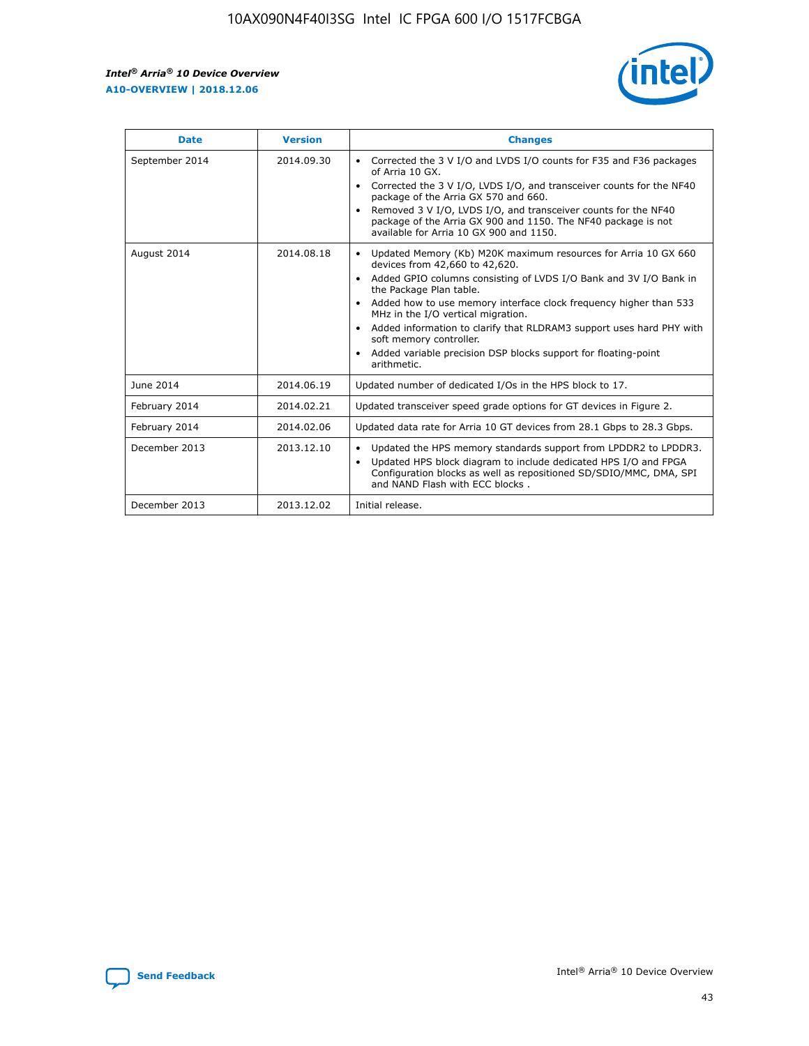| Date | Version | Changes |
| --- | --- | --- |
| September 2014 | 2014.09.30 | • Corrected the 3 V I/O and LVDS I/O counts for F35 and F36 packages of Arria 10 GX. • Corrected the 3 V I/O, LVDS I/O, and transceiver counts for the NF40 package of the Arria GX 570 and 660. • Removed 3 V I/O, LVDS I/O, and transceiver counts for the NF40 package of the Arria GX 900 and 1150. The NF40 package is not available for Arria 10 GX 900 and 1150. |
| August 2014 | 2014.08.18 | • Updated Memory (Kb) M20K maximum resources for Arria 10 GX 660 devices from 42,660 to 42,620. • Added GPIO columns consisting of LVDS I/O Bank and 3V I/O Bank in the Package Plan table. • Added how to use memory interface clock frequency higher than 533 MHz in the I/O vertical migration. • Added information to clarify that RLDRAM3 support uses hard PHY with soft memory controller. • Added variable precision DSP blocks support for floating-point arithmetic. |
| June 2014 | 2014.06.19 | Updated number of dedicated I/Os in the HPS block to 17. |
| February 2014 | 2014.02.21 | Updated transceiver speed grade options for GT devices in Figure 2. |
| February 2014 | 2014.02.06 | Updated data rate for Arria 10 GT devices from 28.1 Gbps to 28.3 Gbps. |
| December 2013 | 2013.12.10 | • Updated the HPS memory standards support from LPDDR2 to LPDDR3. • Updated HPS block diagram to include dedicated HPS I/O and FPGA Configuration blocks as well as repositioned SD/SDIO/MMC, DMA, SPI and NAND Flash with ECC blocks . |
| December 2013 | 2013.12.02 | Initial release. |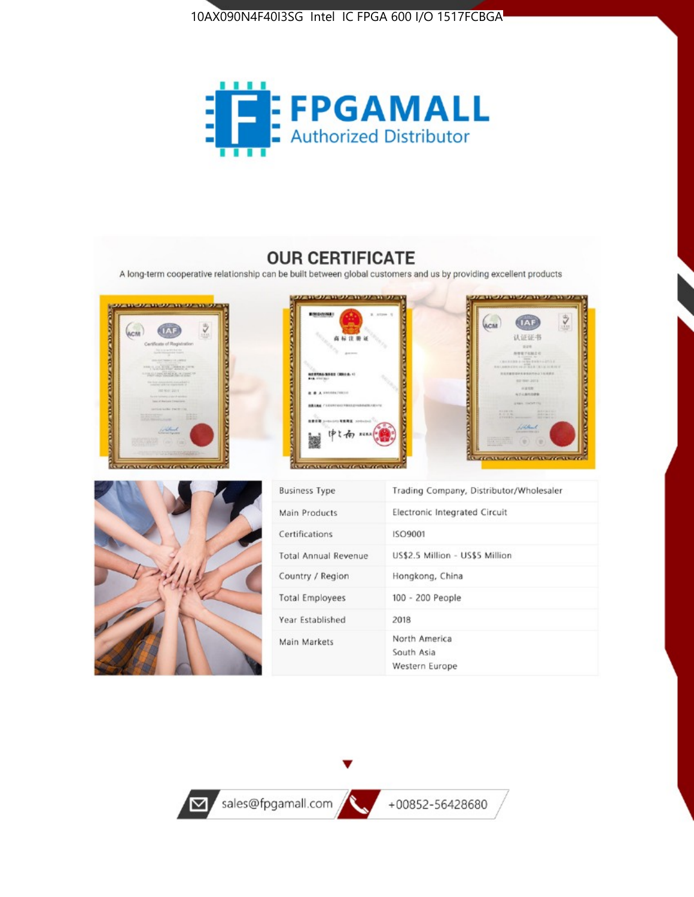FPGAMALL
Authorized Distributor

## OUR CERTIFICATE

A long-term cooperative relationship can be built between global customers and us by providing excellent products

| | |
|---|---|
| Business Type | Trading Company, Distributor/Wholesaler |
| Main Products | Electronic Integrated Circuit |
| Certifications | ISO9001 |
| Total Annual Revenue | US$2.5 Million - US$5 Million |
| Country / Region | Hongkong, China |
| Total Employees | 100 - 200 People |
| Year Established | 2018 |
| Main Markets | North America<br>South Asia<br>Western Europe |

sales@fpgamall.com +00852-56428680